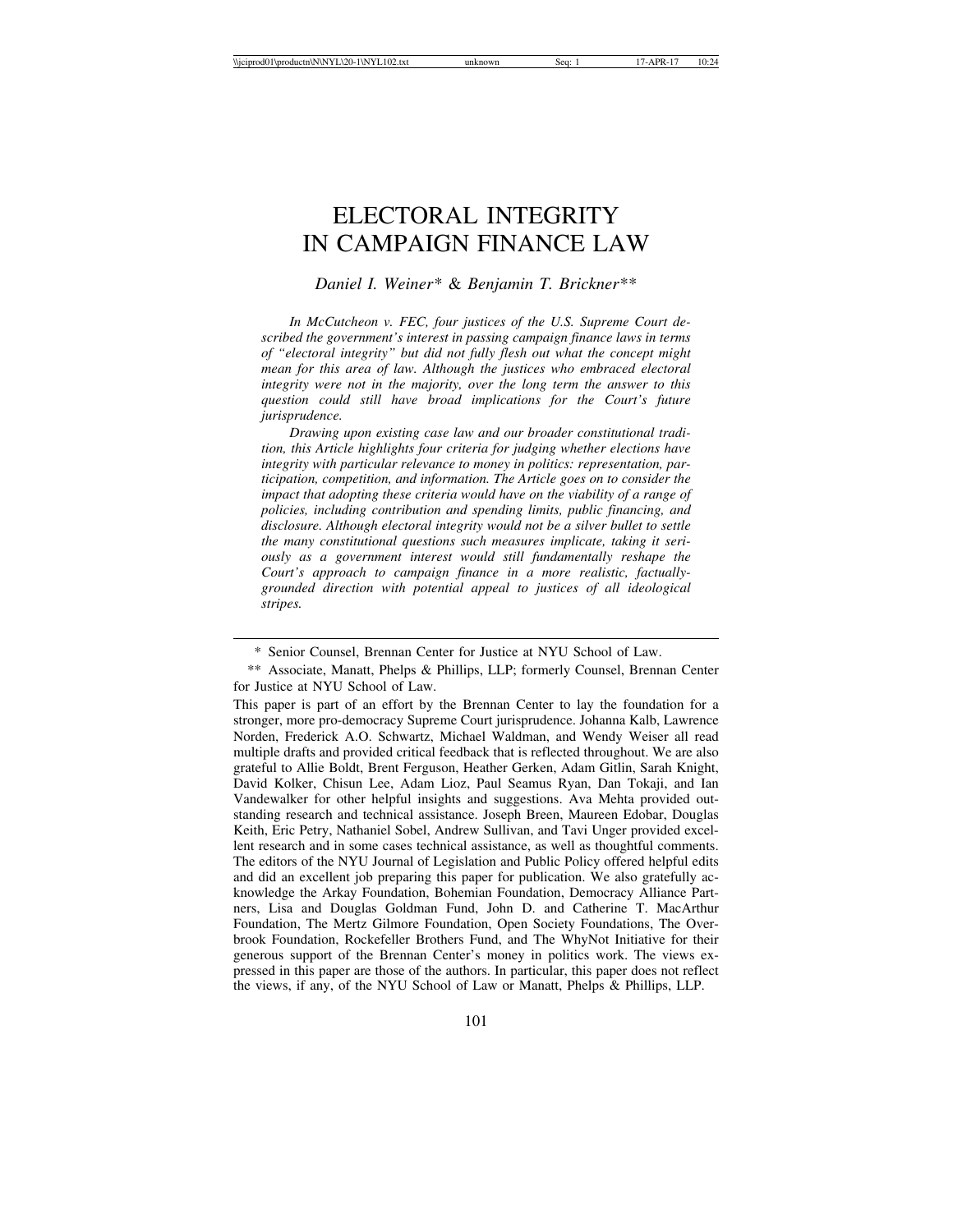# ELECTORAL INTEGRITY IN CAMPAIGN FINANCE LAW

*Daniel I. Weiner\* & Benjamin T. Brickner\*\**

*In McCutcheon v. FEC, four justices of the U.S. Supreme Court described the government's interest in passing campaign finance laws in terms of "electoral integrity" but did not fully flesh out what the concept might mean for this area of law. Although the justices who embraced electoral integrity were not in the majority, over the long term the answer to this question could still have broad implications for the Court's future jurisprudence.*

*Drawing upon existing case law and our broader constitutional tradition, this Article highlights four criteria for judging whether elections have integrity with particular relevance to money in politics: representation, participation, competition, and information. The Article goes on to consider the impact that adopting these criteria would have on the viability of a range of policies, including contribution and spending limits, public financing, and disclosure. Although electoral integrity would not be a silver bullet to settle the many constitutional questions such measures implicate, taking it seriously as a government interest would still fundamentally reshape the Court's approach to campaign finance in a more realistic, factually-grounded direction with potential appeal to justices of all ideological stripes.*

---

\* Senior Counsel, Brennan Center for Justice at NYU School of Law.

\*\* Associate, Manatt, Phelps & Phillips, LLP; formerly Counsel, Brennan Center for Justice at NYU School of Law.

This paper is part of an effort by the Brennan Center to lay the foundation for a stronger, more pro-democracy Supreme Court jurisprudence. Johanna Kalb, Lawrence Norden, Frederick A.O. Schwartz, Michael Waldman, and Wendy Weiser all read multiple drafts and provided critical feedback that is reflected throughout. We are also grateful to Allie Boldt, Brent Ferguson, Heather Gerken, Adam Gitlin, Sarah Knight, David Kolker, Chisun Lee, Adam Lioz, Paul Seamus Ryan, Dan Tokaji, and Ian Vandewalker for other helpful insights and suggestions. Ava Mehta provided outstanding research and technical assistance. Joseph Breen, Maureen Edobar, Douglas Keith, Eric Petry, Nathaniel Sobel, Andrew Sullivan, and Tavi Unger provided excellent research and in some cases technical assistance, as well as thoughtful comments. The editors of the NYU Journal of Legislation and Public Policy offered helpful edits and did an excellent job preparing this paper for publication. We also gratefully acknowledge the Arkay Foundation, Bohemian Foundation, Democracy Alliance Partners, Lisa and Douglas Goldman Fund, John D. and Catherine T. MacArthur Foundation, The Mertz Gilmore Foundation, Open Society Foundations, The Overbrook Foundation, Rockefeller Brothers Fund, and The WhyNot Initiative for their generous support of the Brennan Center's money in politics work. The views expressed in this paper are those of the authors. In particular, this paper does not reflect the views, if any, of the NYU School of Law or Manatt, Phelps & Phillips, LLP.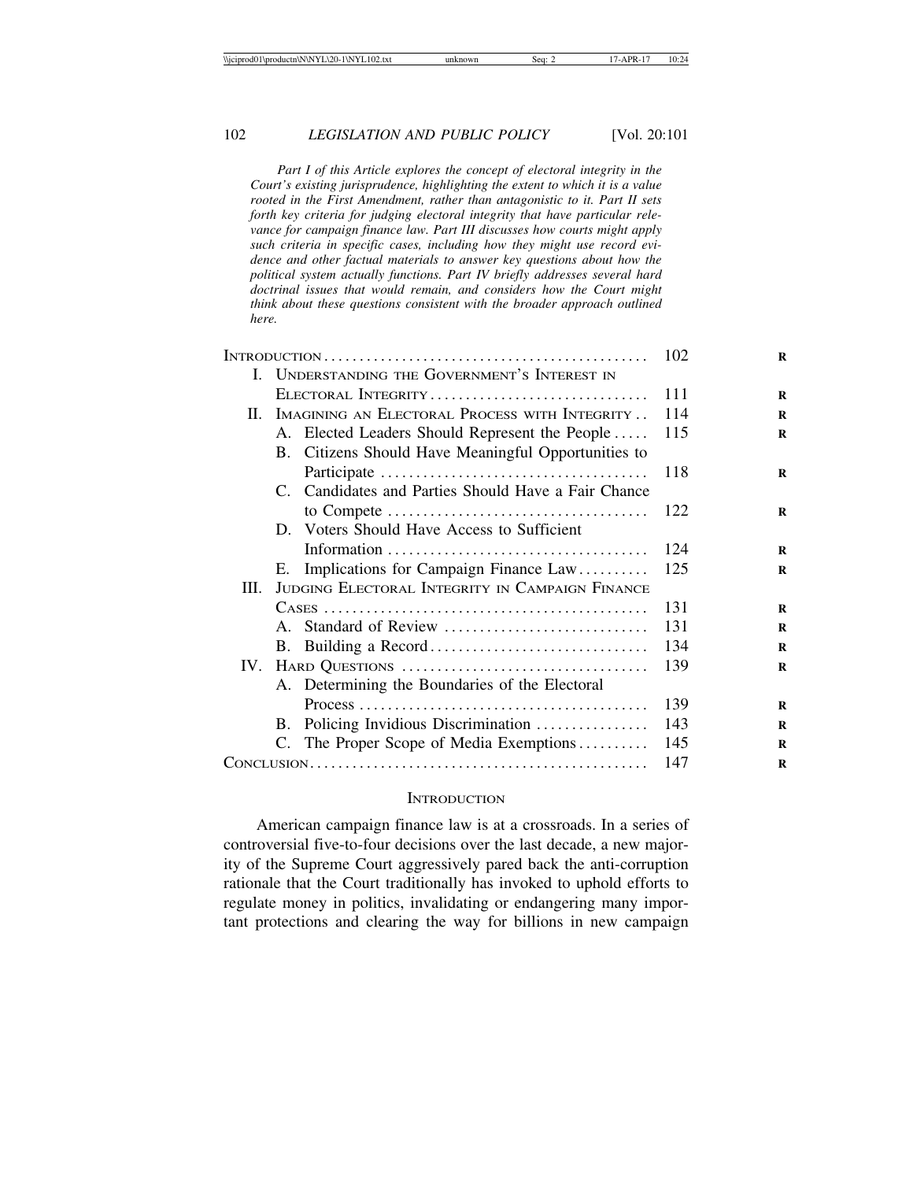*Part I of this Article explores the concept of electoral integrity in the Court's existing jurisprudence, highlighting the extent to which it is a value rooted in the First Amendment, rather than antagonistic to it. Part II sets forth key criteria for judging electoral integrity that have particular relevance for campaign finance law. Part III discusses how courts might apply such criteria in specific cases, including how they might use record evidence and other factual materials to answer key questions about how the political system actually functions. Part IV briefly addresses several hard doctrinal issues that would remain, and considers how the Court might think about these questions consistent with the broader approach outlined here.*

| | |
|---|---|
| INTRODUCTION | 102 |
| I. UNDERSTANDING THE GOVERNMENT'S INTEREST IN ELECTORAL INTEGRITY | 111 |
| II. IMAGINING AN ELECTORAL PROCESS WITH INTEGRITY | 114 |
| A. Elected Leaders Should Represent the People | 115 |
| B. Citizens Should Have Meaningful Opportunities to Participate | 118 |
| C. Candidates and Parties Should Have a Fair Chance to Compete | 122 |
| D. Voters Should Have Access to Sufficient Information | 124 |
| E. Implications for Campaign Finance Law | 125 |
| III. JUDGING ELECTORAL INTEGRITY IN CAMPAIGN FINANCE CASES | 131 |
| A. Standard of Review | 131 |
| B. Building a Record | 134 |
| IV. HARD QUESTIONS | 139 |
| A. Determining the Boundaries of the Electoral Process | 139 |
| B. Policing Invidious Discrimination | 143 |
| C. The Proper Scope of Media Exemptions | 145 |
| CONCLUSION | 147 |

## INTRODUCTION

American campaign finance law is at a crossroads. In a series of controversial five-to-four decisions over the last decade, a new majority of the Supreme Court aggressively pared back the anti-corruption rationale that the Court traditionally has invoked to uphold efforts to regulate money in politics, invalidating or endangering many important protections and clearing the way for billions in new campaign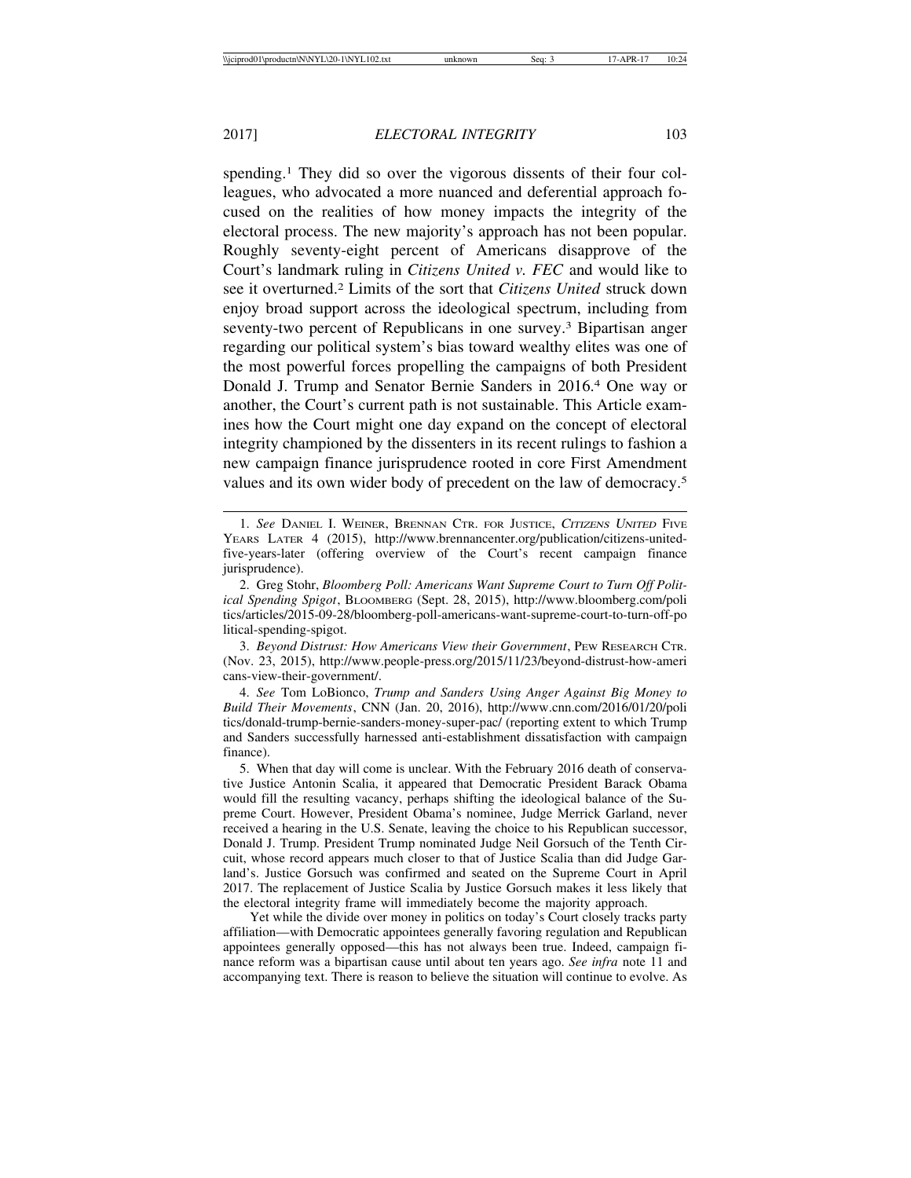spending.[1] They did so over the vigorous dissents of their four colleagues, who advocated a more nuanced and deferential approach focused on the realities of how money impacts the integrity of the electoral process. The new majority's approach has not been popular. Roughly seventy-eight percent of Americans disapprove of the Court's landmark ruling in *Citizens United v. FEC* and would like to see it overturned.[2] Limits of the sort that *Citizens United* struck down enjoy broad support across the ideological spectrum, including from seventy-two percent of Republicans in one survey.[3] Bipartisan anger regarding our political system's bias toward wealthy elites was one of the most powerful forces propelling the campaigns of both President Donald J. Trump and Senator Bernie Sanders in 2016.[4] One way or another, the Court's current path is not sustainable. This Article examines how the Court might one day expand on the concept of electoral integrity championed by the dissenters in its recent rulings to fashion a new campaign finance jurisprudence rooted in core First Amendment values and its own wider body of precedent on the law of democracy.[5]

---

1. *See* DANIEL I. WEINER, BRENNAN CTR. FOR JUSTICE, *CITIZENS UNITED* FIVE YEARS LATER 4 (2015), http://www.brennancenter.org/publication/citizens-united-five-years-later (offering overview of the Court's recent campaign finance jurisprudence).

2. Greg Stohr, *Bloomberg Poll: Americans Want Supreme Court to Turn Off Political Spending Spigot*, BLOOMBERG (Sept. 28, 2015), http://www.bloomberg.com/politics/articles/2015-09-28/bloomberg-poll-americans-want-supreme-court-to-turn-off-political-spending-spigot.

3. *Beyond Distrust: How Americans View their Government*, PEW RESEARCH CTR. (Nov. 23, 2015), http://www.people-press.org/2015/11/23/beyond-distrust-how-americans-view-their-government/.

4. *See* Tom LoBionco, *Trump and Sanders Using Anger Against Big Money to Build Their Movements*, CNN (Jan. 20, 2016), http://www.cnn.com/2016/01/20/politics/donald-trump-bernie-sanders-money-super-pac/ (reporting extent to which Trump and Sanders successfully harnessed anti-establishment dissatisfaction with campaign finance).

5. When that day will come is unclear. With the February 2016 death of conservative Justice Antonin Scalia, it appeared that Democratic President Barack Obama would fill the resulting vacancy, perhaps shifting the ideological balance of the Supreme Court. However, President Obama's nominee, Judge Merrick Garland, never received a hearing in the U.S. Senate, leaving the choice to his Republican successor, Donald J. Trump. President Trump nominated Judge Neil Gorsuch of the Tenth Circuit, whose record appears much closer to that of Justice Scalia than did Judge Garland's. Justice Gorsuch was confirmed and seated on the Supreme Court in April 2017. The replacement of Justice Scalia by Justice Gorsuch makes it less likely that the electoral integrity frame will immediately become the majority approach.

Yet while the divide over money in politics on today's Court closely tracks party affiliation—with Democratic appointees generally favoring regulation and Republican appointees generally opposed—this has not always been true. Indeed, campaign finance reform was a bipartisan cause until about ten years ago. *See infra* note 11 and accompanying text. There is reason to believe the situation will continue to evolve. As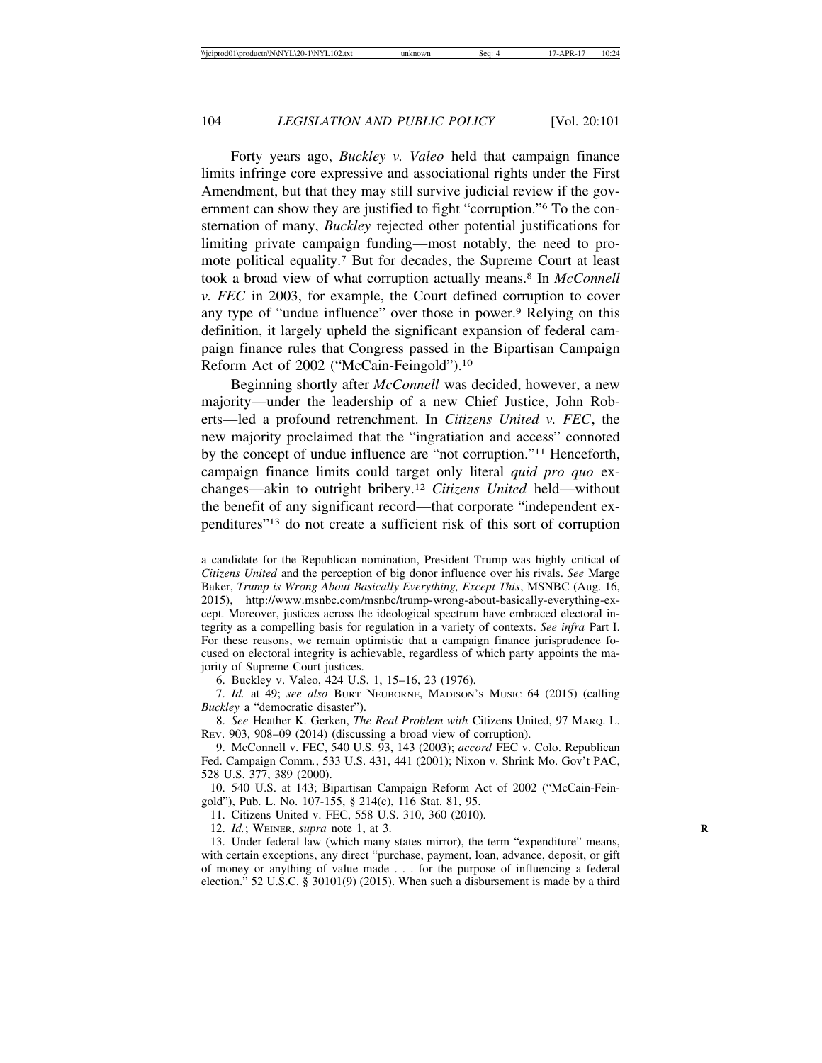Forty years ago, *Buckley v. Valeo* held that campaign finance limits infringe core expressive and associational rights under the First Amendment, but that they may still survive judicial review if the government can show they are justified to fight "corruption."[6] To the consternation of many, *Buckley* rejected other potential justifications for limiting private campaign funding—most notably, the need to promote political equality.[7] But for decades, the Supreme Court at least took a broad view of what corruption actually means.[8] In *McConnell v. FEC* in 2003, for example, the Court defined corruption to cover any type of "undue influence" over those in power.[9] Relying on this definition, it largely upheld the significant expansion of federal campaign finance rules that Congress passed in the Bipartisan Campaign Reform Act of 2002 ("McCain-Feingold").[10]

Beginning shortly after *McConnell* was decided, however, a new majority—under the leadership of a new Chief Justice, John Roberts—led a profound retrenchment. In *Citizens United v. FEC*, the new majority proclaimed that the "ingratiation and access" connoted by the concept of undue influence are "not corruption."[11] Henceforth, campaign finance limits could target only literal *quid pro quo* exchanges—akin to outright bribery.[12] *Citizens United* held—without the benefit of any significant record—that corporate "independent expenditures"[13] do not create a sufficient risk of this sort of corruption

---

a candidate for the Republican nomination, President Trump was highly critical of *Citizens United* and the perception of big donor influence over his rivals. *See* Marge Baker, *Trump is Wrong About Basically Everything, Except This*, MSNBC (Aug. 16, 2015), http://www.msnbc.com/msnbc/trump-wrong-about-basically-everything-except. Moreover, justices across the ideological spectrum have embraced electoral integrity as a compelling basis for regulation in a variety of contexts. *See infra* Part I. For these reasons, we remain optimistic that a campaign finance jurisprudence focused on electoral integrity is achievable, regardless of which party appoints the majority of Supreme Court justices.

6. Buckley v. Valeo, 424 U.S. 1, 15–16, 23 (1976).

7. *Id.* at 49; *see also* BURT NEUBORNE, MADISON'S MUSIC 64 (2015) (calling *Buckley* a "democratic disaster").

8. *See* Heather K. Gerken, *The Real Problem with* Citizens United, 97 MARQ. L. REV. 903, 908–09 (2014) (discussing a broad view of corruption).

9. McConnell v. FEC, 540 U.S. 93, 143 (2003); *accord* FEC v. Colo. Republican Fed. Campaign Comm., 533 U.S. 431, 441 (2001); Nixon v. Shrink Mo. Gov't PAC, 528 U.S. 377, 389 (2000).

10. 540 U.S. at 143; Bipartisan Campaign Reform Act of 2002 ("McCain-Feingold"), Pub. L. No. 107-155, § 214(c), 116 Stat. 81, 95.

11. Citizens United v. FEC, 558 U.S. 310, 360 (2010).

12. *Id.*; WEINER, *supra* note 1, at 3.

13. Under federal law (which many states mirror), the term "expenditure" means, with certain exceptions, any direct "purchase, payment, loan, advance, deposit, or gift of money or anything of value made . . . for the purpose of influencing a federal election." 52 U.S.C. § 30101(9) (2015). When such a disbursement is made by a third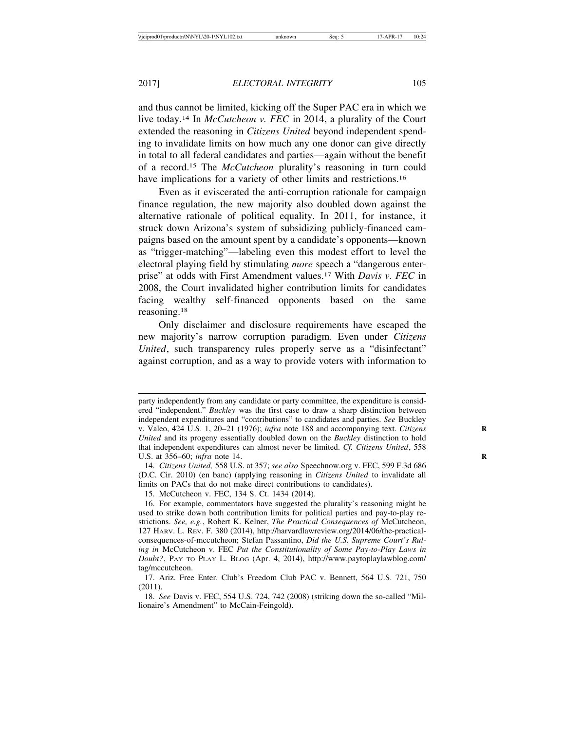and thus cannot be limited, kicking off the Super PAC era in which we live today.[14] In *McCutcheon v. FEC* in 2014, a plurality of the Court extended the reasoning in *Citizens United* beyond independent spending to invalidate limits on how much any one donor can give directly in total to all federal candidates and parties—again without the benefit of a record.[15] The *McCutcheon* plurality's reasoning in turn could have implications for a variety of other limits and restrictions.[16]

Even as it eviscerated the anti-corruption rationale for campaign finance regulation, the new majority also doubled down against the alternative rationale of political equality. In 2011, for instance, it struck down Arizona's system of subsidizing publicly-financed campaigns based on the amount spent by a candidate's opponents—known as "trigger-matching"—labeling even this modest effort to level the electoral playing field by stimulating *more* speech a "dangerous enterprise" at odds with First Amendment values.[17] With *Davis v. FEC* in 2008, the Court invalidated higher contribution limits for candidates facing wealthy self-financed opponents based on the same reasoning.[18]

Only disclaimer and disclosure requirements have escaped the new majority's narrow corruption paradigm. Even under *Citizens United*, such transparency rules properly serve as a "disinfectant" against corruption, and as a way to provide voters with information to

---

party independently from any candidate or party committee, the expenditure is considered "independent." *Buckley* was the first case to draw a sharp distinction between independent expenditures and "contributions" to candidates and parties. *See* Buckley v. Valeo, 424 U.S. 1, 20–21 (1976); *infra* note 188 and accompanying text. *Citizens United* and its progeny essentially doubled down on the *Buckley* distinction to hold that independent expenditures can almost never be limited. *Cf. Citizens United*, 558 U.S. at 356–60; *infra* note 14.

14. *Citizens United,* 558 U.S. at 357; *see also* Speechnow.org v. FEC, 599 F.3d 686 (D.C. Cir. 2010) (en banc) (applying reasoning in *Citizens United* to invalidate all limits on PACs that do not make direct contributions to candidates).

15. McCutcheon v. FEC, 134 S. Ct. 1434 (2014).

16. For example, commentators have suggested the plurality's reasoning might be used to strike down both contribution limits for political parties and pay-to-play restrictions. *See, e.g.*, Robert K. Kelner, *The Practical Consequences of* McCutcheon, 127 HARV. L. REV. F. 380 (2014), http://harvardlawreview.org/2014/06/the-practical-consequences-of-mccutcheon; Stefan Passantino, *Did the U.S. Supreme Court's Ruling in* McCutcheon v. FEC *Put the Constitutionality of Some Pay-to-Play Laws in Doubt?*, PAY TO PLAY L. BLOG (Apr. 4, 2014), http://www.paytoplaylawblog.com/tag/mccutcheon.

17. Ariz. Free Enter. Club's Freedom Club PAC v. Bennett, 564 U.S. 721, 750 (2011).

18. *See* Davis v. FEC, 554 U.S. 724, 742 (2008) (striking down the so-called "Millionaire's Amendment" to McCain-Feingold).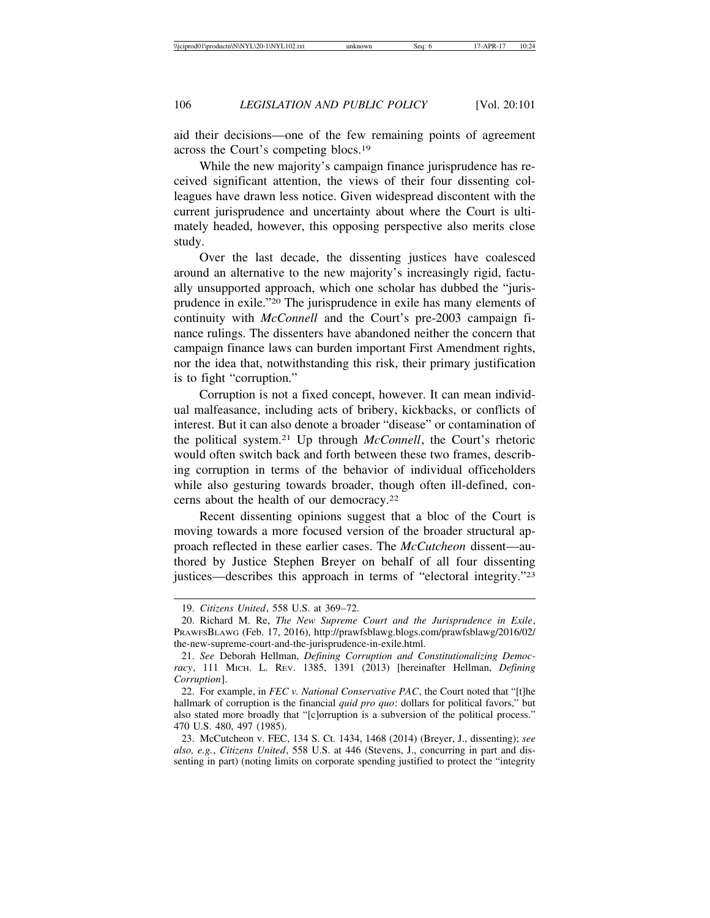aid their decisions—one of the few remaining points of agreement across the Court's competing blocs.[19]

While the new majority's campaign finance jurisprudence has received significant attention, the views of their four dissenting colleagues have drawn less notice. Given widespread discontent with the current jurisprudence and uncertainty about where the Court is ultimately headed, however, this opposing perspective also merits close study.

Over the last decade, the dissenting justices have coalesced around an alternative to the new majority's increasingly rigid, factually unsupported approach, which one scholar has dubbed the "jurisprudence in exile."[20] The jurisprudence in exile has many elements of continuity with *McConnell* and the Court's pre-2003 campaign finance rulings. The dissenters have abandoned neither the concern that campaign finance laws can burden important First Amendment rights, nor the idea that, notwithstanding this risk, their primary justification is to fight "corruption."

Corruption is not a fixed concept, however. It can mean individual malfeasance, including acts of bribery, kickbacks, or conflicts of interest. But it can also denote a broader "disease" or contamination of the political system.[21] Up through *McConnell*, the Court's rhetoric would often switch back and forth between these two frames, describing corruption in terms of the behavior of individual officeholders while also gesturing towards broader, though often ill-defined, concerns about the health of our democracy.[22]

Recent dissenting opinions suggest that a bloc of the Court is moving towards a more focused version of the broader structural approach reflected in these earlier cases. The *McCutcheon* dissent—authored by Justice Stephen Breyer on behalf of all four dissenting justices—describes this approach in terms of "electoral integrity."[23]

---

19. *Citizens United*, 558 U.S. at 369–72.

20. Richard M. Re, *The New Supreme Court and the Jurisprudence in Exile*, PRAWFSBLAWG (Feb. 17, 2016), http://prawfsblawg.blogs.com/prawfsblawg/2016/02/the-new-supreme-court-and-the-jurisprudence-in-exile.html.

21. *See* Deborah Hellman, *Defining Corruption and Constitutionalizing Democracy*, 111 MICH. L. REV. 1385, 1391 (2013) [hereinafter Hellman, *Defining Corruption*].

22. For example, in *FEC v. National Conservative PAC*, the Court noted that "[t]he hallmark of corruption is the financial *quid pro quo*: dollars for political favors," but also stated more broadly that "[c]orruption is a subversion of the political process." 470 U.S. 480, 497 (1985).

23. McCutcheon v. FEC, 134 S. Ct. 1434, 1468 (2014) (Breyer, J., dissenting); *see also, e.g.*, *Citizens United*, 558 U.S. at 446 (Stevens, J., concurring in part and dissenting in part) (noting limits on corporate spending justified to protect the "integrity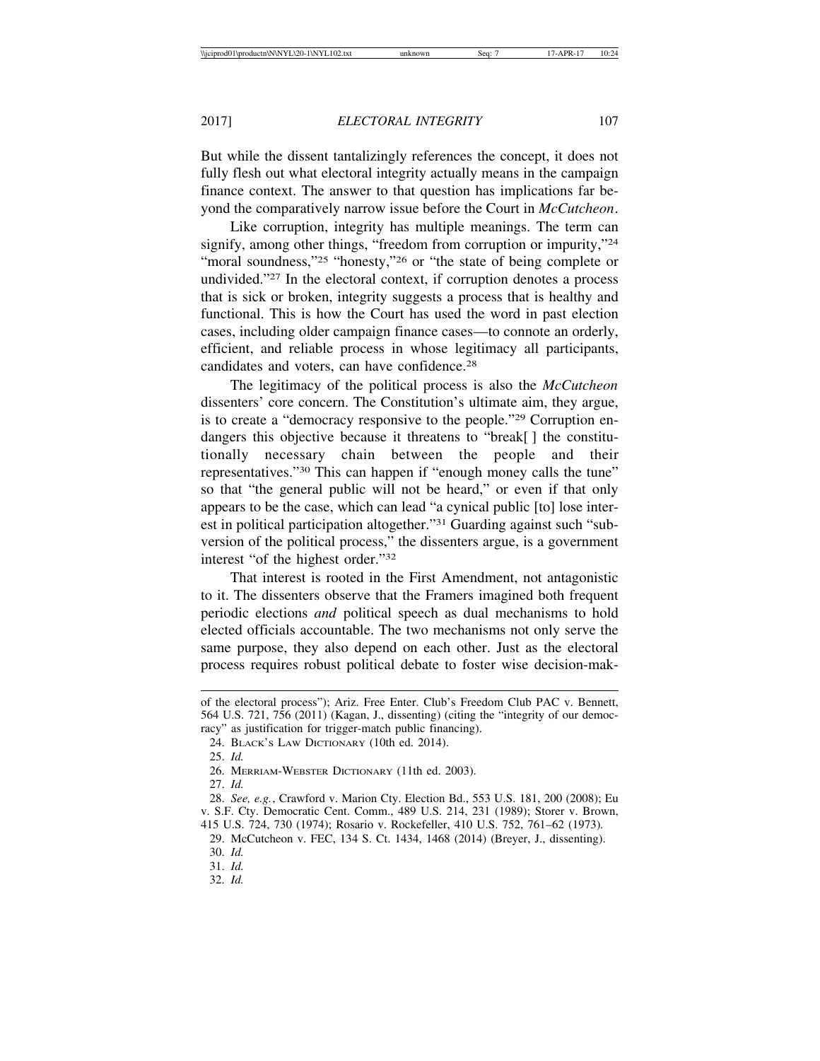But while the dissent tantalizingly references the concept, it does not fully flesh out what electoral integrity actually means in the campaign finance context. The answer to that question has implications far beyond the comparatively narrow issue before the Court in *McCutcheon*.

Like corruption, integrity has multiple meanings. The term can signify, among other things, "freedom from corruption or impurity,"[24] "moral soundness,"[25] "honesty,"[26] or "the state of being complete or undivided."[27] In the electoral context, if corruption denotes a process that is sick or broken, integrity suggests a process that is healthy and functional. This is how the Court has used the word in past election cases, including older campaign finance cases—to connote an orderly, efficient, and reliable process in whose legitimacy all participants, candidates and voters, can have confidence.[28]

The legitimacy of the political process is also the *McCutcheon* dissenters' core concern. The Constitution's ultimate aim, they argue, is to create a "democracy responsive to the people."[29] Corruption endangers this objective because it threatens to "break[ ] the constitutionally necessary chain between the people and their representatives."[30] This can happen if "enough money calls the tune" so that "the general public will not be heard," or even if that only appears to be the case, which can lead "a cynical public [to] lose interest in political participation altogether."[31] Guarding against such "subversion of the political process," the dissenters argue, is a government interest "of the highest order."[32]

That interest is rooted in the First Amendment, not antagonistic to it. The dissenters observe that the Framers imagined both frequent periodic elections *and* political speech as dual mechanisms to hold elected officials accountable. The two mechanisms not only serve the same purpose, they also depend on each other. Just as the electoral process requires robust political debate to foster wise decision-mak-

---

of the electoral process"); Ariz. Free Enter. Club's Freedom Club PAC v. Bennett, 564 U.S. 721, 756 (2011) (Kagan, J., dissenting) (citing the "integrity of our democracy" as justification for trigger-match public financing).

24. BLACK'S LAW DICTIONARY (10th ed. 2014).

25. *Id.*

26. MERRIAM-WEBSTER DICTIONARY (11th ed. 2003).

27. *Id.*

28. *See, e.g.*, Crawford v. Marion Cty. Election Bd., 553 U.S. 181, 200 (2008); Eu v. S.F. Cty. Democratic Cent. Comm., 489 U.S. 214, 231 (1989); Storer v. Brown, 415 U.S. 724, 730 (1974); Rosario v. Rockefeller, 410 U.S. 752, 761–62 (1973).

29. McCutcheon v. FEC, 134 S. Ct. 1434, 1468 (2014) (Breyer, J., dissenting).

30. *Id.*

31. *Id.*

32. *Id.*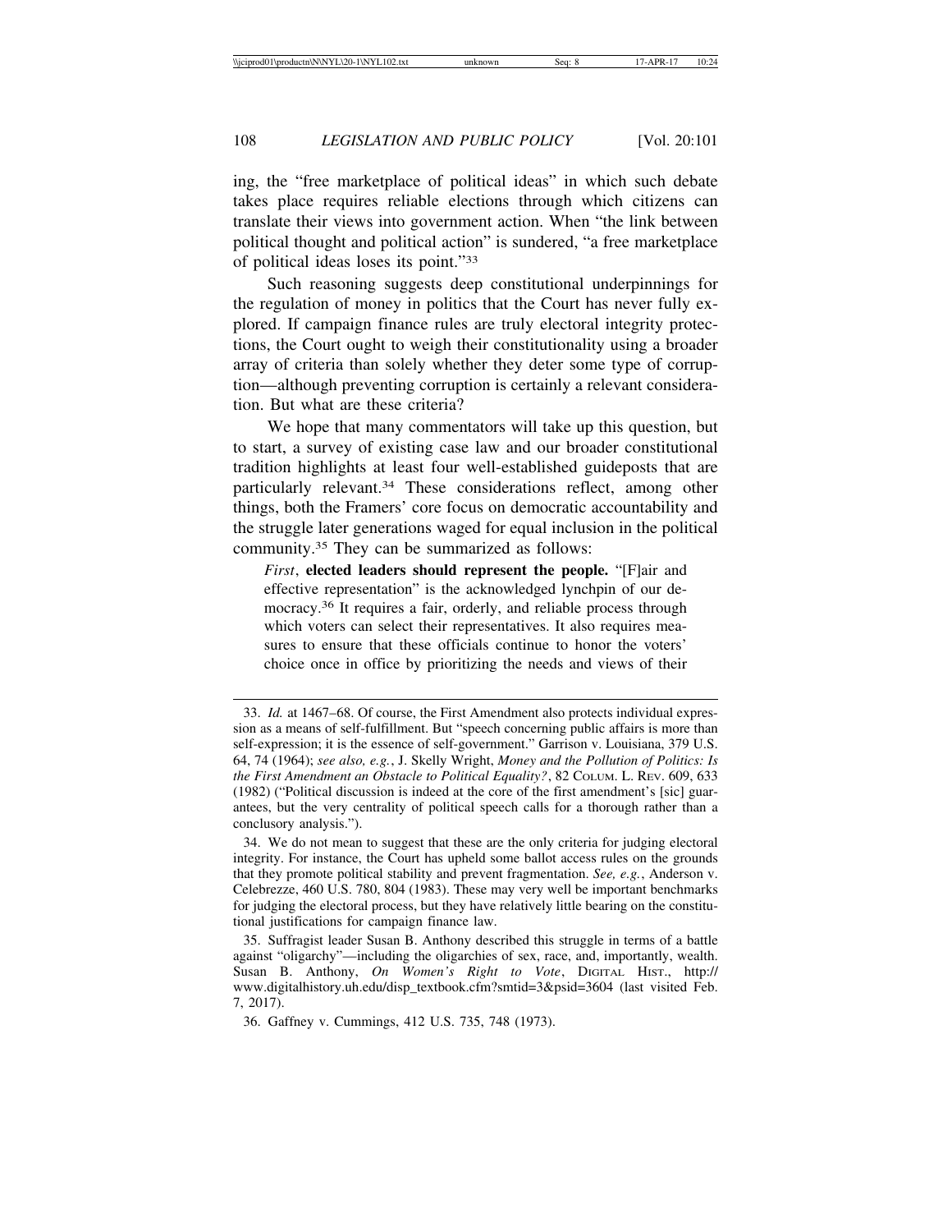ing, the "free marketplace of political ideas" in which such debate takes place requires reliable elections through which citizens can translate their views into government action. When "the link between political thought and political action" is sundered, "a free marketplace of political ideas loses its point."[33]

Such reasoning suggests deep constitutional underpinnings for the regulation of money in politics that the Court has never fully explored. If campaign finance rules are truly electoral integrity protections, the Court ought to weigh their constitutionality using a broader array of criteria than solely whether they deter some type of corruption—although preventing corruption is certainly a relevant consideration. But what are these criteria?

We hope that many commentators will take up this question, but to start, a survey of existing case law and our broader constitutional tradition highlights at least four well-established guideposts that are particularly relevant.[34] These considerations reflect, among other things, both the Framers' core focus on democratic accountability and the struggle later generations waged for equal inclusion in the political community.[35] They can be summarized as follows:

> *First*, **elected leaders should represent the people.** "[F]air and effective representation" is the acknowledged lynchpin of our democracy.[36] It requires a fair, orderly, and reliable process through which voters can select their representatives. It also requires measures to ensure that these officials continue to honor the voters' choice once in office by prioritizing the needs and views of their

---

33. *Id.* at 1467–68. Of course, the First Amendment also protects individual expression as a means of self-fulfillment. But "speech concerning public affairs is more than self-expression; it is the essence of self-government." Garrison v. Louisiana, 379 U.S. 64, 74 (1964); *see also, e.g.*, J. Skelly Wright, *Money and the Pollution of Politics: Is the First Amendment an Obstacle to Political Equality?*, 82 Colum. L. Rev. 609, 633 (1982) ("Political discussion is indeed at the core of the first amendment's [sic] guarantees, but the very centrality of political speech calls for a thorough rather than a conclusory analysis.").

34. We do not mean to suggest that these are the only criteria for judging electoral integrity. For instance, the Court has upheld some ballot access rules on the grounds that they promote political stability and prevent fragmentation. *See, e.g.*, Anderson v. Celebrezze, 460 U.S. 780, 804 (1983). These may very well be important benchmarks for judging the electoral process, but they have relatively little bearing on the constitutional justifications for campaign finance law.

35. Suffragist leader Susan B. Anthony described this struggle in terms of a battle against "oligarchy"—including the oligarchies of sex, race, and, importantly, wealth. Susan B. Anthony, *On Women's Right to Vote*, Digital Hist., http://www.digitalhistory.uh.edu/disp_textbook.cfm?smtid=3&psid=3604 (last visited Feb. 7, 2017).

36. Gaffney v. Cummings, 412 U.S. 735, 748 (1973).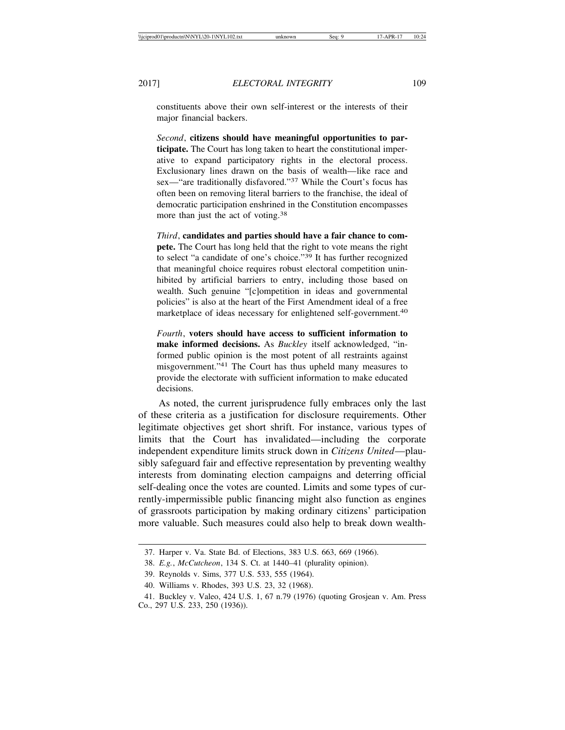constituents above their own self-interest or the interests of their major financial backers.

*Second*, **citizens should have meaningful opportunities to participate.** The Court has long taken to heart the constitutional imperative to expand participatory rights in the electoral process. Exclusionary lines drawn on the basis of wealth—like race and sex—"are traditionally disfavored."[37] While the Court's focus has often been on removing literal barriers to the franchise, the ideal of democratic participation enshrined in the Constitution encompasses more than just the act of voting.[38]

*Third*, **candidates and parties should have a fair chance to compete.** The Court has long held that the right to vote means the right to select "a candidate of one's choice."[39] It has further recognized that meaningful choice requires robust electoral competition uninhibited by artificial barriers to entry, including those based on wealth. Such genuine "[c]ompetition in ideas and governmental policies" is also at the heart of the First Amendment ideal of a free marketplace of ideas necessary for enlightened self-government.[40]

*Fourth*, **voters should have access to sufficient information to make informed decisions.** As *Buckley* itself acknowledged, "informed public opinion is the most potent of all restraints against misgovernment."[41] The Court has thus upheld many measures to provide the electorate with sufficient information to make educated decisions.

As noted, the current jurisprudence fully embraces only the last of these criteria as a justification for disclosure requirements. Other legitimate objectives get short shrift. For instance, various types of limits that the Court has invalidated—including the corporate independent expenditure limits struck down in *Citizens United*—plausibly safeguard fair and effective representation by preventing wealthy interests from dominating election campaigns and deterring official self-dealing once the votes are counted. Limits and some types of currently-impermissible public financing might also function as engines of grassroots participation by making ordinary citizens' participation more valuable. Such measures could also help to break down wealth-

---

37. Harper v. Va. State Bd. of Elections, 383 U.S. 663, 669 (1966).

38. *E.g.*, *McCutcheon*, 134 S. Ct. at 1440–41 (plurality opinion).

39. Reynolds v. Sims, 377 U.S. 533, 555 (1964).

40. Williams v. Rhodes, 393 U.S. 23, 32 (1968).

41. Buckley v. Valeo, 424 U.S. 1, 67 n.79 (1976) (quoting Grosjean v. Am. Press Co., 297 U.S. 233, 250 (1936)).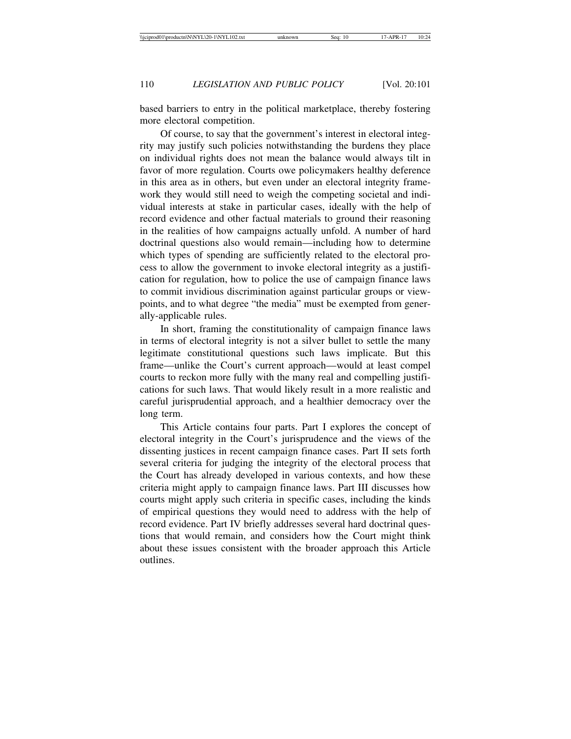based barriers to entry in the political marketplace, thereby fostering more electoral competition.

Of course, to say that the government's interest in electoral integrity may justify such policies notwithstanding the burdens they place on individual rights does not mean the balance would always tilt in favor of more regulation. Courts owe policymakers healthy deference in this area as in others, but even under an electoral integrity framework they would still need to weigh the competing societal and individual interests at stake in particular cases, ideally with the help of record evidence and other factual materials to ground their reasoning in the realities of how campaigns actually unfold. A number of hard doctrinal questions also would remain—including how to determine which types of spending are sufficiently related to the electoral process to allow the government to invoke electoral integrity as a justification for regulation, how to police the use of campaign finance laws to commit invidious discrimination against particular groups or viewpoints, and to what degree "the media" must be exempted from generally-applicable rules.

In short, framing the constitutionality of campaign finance laws in terms of electoral integrity is not a silver bullet to settle the many legitimate constitutional questions such laws implicate. But this frame—unlike the Court's current approach—would at least compel courts to reckon more fully with the many real and compelling justifications for such laws. That would likely result in a more realistic and careful jurisprudential approach, and a healthier democracy over the long term.

This Article contains four parts. Part I explores the concept of electoral integrity in the Court's jurisprudence and the views of the dissenting justices in recent campaign finance cases. Part II sets forth several criteria for judging the integrity of the electoral process that the Court has already developed in various contexts, and how these criteria might apply to campaign finance laws. Part III discusses how courts might apply such criteria in specific cases, including the kinds of empirical questions they would need to address with the help of record evidence. Part IV briefly addresses several hard doctrinal questions that would remain, and considers how the Court might think about these issues consistent with the broader approach this Article outlines.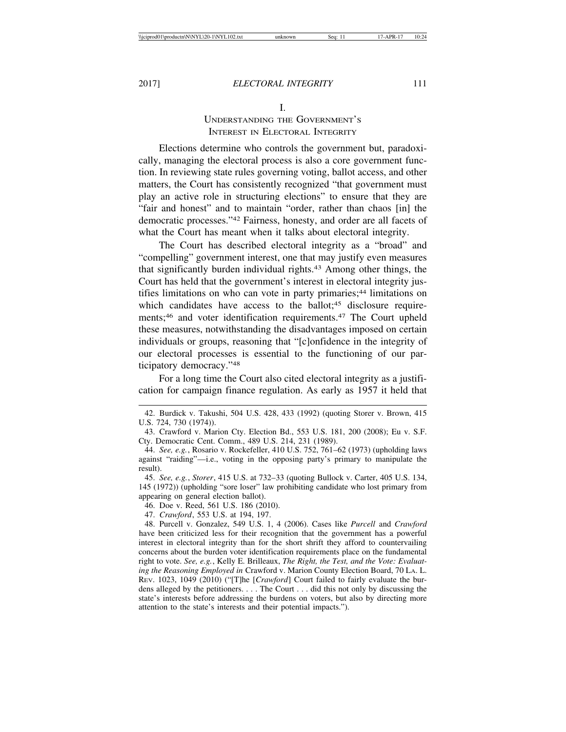# I. Understanding the Government's Interest in Electoral Integrity

Elections determine who controls the government but, paradoxically, managing the electoral process is also a core government function. In reviewing state rules governing voting, ballot access, and other matters, the Court has consistently recognized "that government must play an active role in structuring elections" to ensure that they are "fair and honest" and to maintain "order, rather than chaos [in] the democratic processes."[42] Fairness, honesty, and order are all facets of what the Court has meant when it talks about electoral integrity.

The Court has described electoral integrity as a "broad" and "compelling" government interest, one that may justify even measures that significantly burden individual rights.[43] Among other things, the Court has held that the government's interest in electoral integrity justifies limitations on who can vote in party primaries;[44] limitations on which candidates have access to the ballot;[45] disclosure requirements;[46] and voter identification requirements.[47] The Court upheld these measures, notwithstanding the disadvantages imposed on certain individuals or groups, reasoning that "[c]onfidence in the integrity of our electoral processes is essential to the functioning of our participatory democracy."[48]

For a long time the Court also cited electoral integrity as a justification for campaign finance regulation. As early as 1957 it held that

---

42. Burdick v. Takushi, 504 U.S. 428, 433 (1992) (quoting Storer v. Brown, 415 U.S. 724, 730 (1974)).

43. Crawford v. Marion Cty. Election Bd., 553 U.S. 181, 200 (2008); Eu v. S.F. Cty. Democratic Cent. Comm., 489 U.S. 214, 231 (1989).

44. *See, e.g.*, Rosario v. Rockefeller, 410 U.S. 752, 761–62 (1973) (upholding laws against "raiding"—i.e., voting in the opposing party's primary to manipulate the result).

45. *See, e.g.*, *Storer*, 415 U.S. at 732–33 (quoting Bullock v. Carter, 405 U.S. 134, 145 (1972)) (upholding "sore loser" law prohibiting candidate who lost primary from appearing on general election ballot).

46. Doe v. Reed, 561 U.S. 186 (2010).

47. *Crawford*, 553 U.S. at 194, 197.

48. Purcell v. Gonzalez, 549 U.S. 1, 4 (2006). Cases like *Purcell* and *Crawford* have been criticized less for their recognition that the government has a powerful interest in electoral integrity than for the short shrift they afford to countervailing concerns about the burden voter identification requirements place on the fundamental right to vote. *See, e.g.*, Kelly E. Brilleaux, *The Right, the Test, and the Vote: Evaluating the Reasoning Employed in* Crawford v. Marion County Election Board, 70 La. L. Rev. 1023, 1049 (2010) ("[T]he [*Crawford*] Court failed to fairly evaluate the burdens alleged by the petitioners. . . . The Court . . . did this not only by discussing the state's interests before addressing the burdens on voters, but also by directing more attention to the state's interests and their potential impacts.").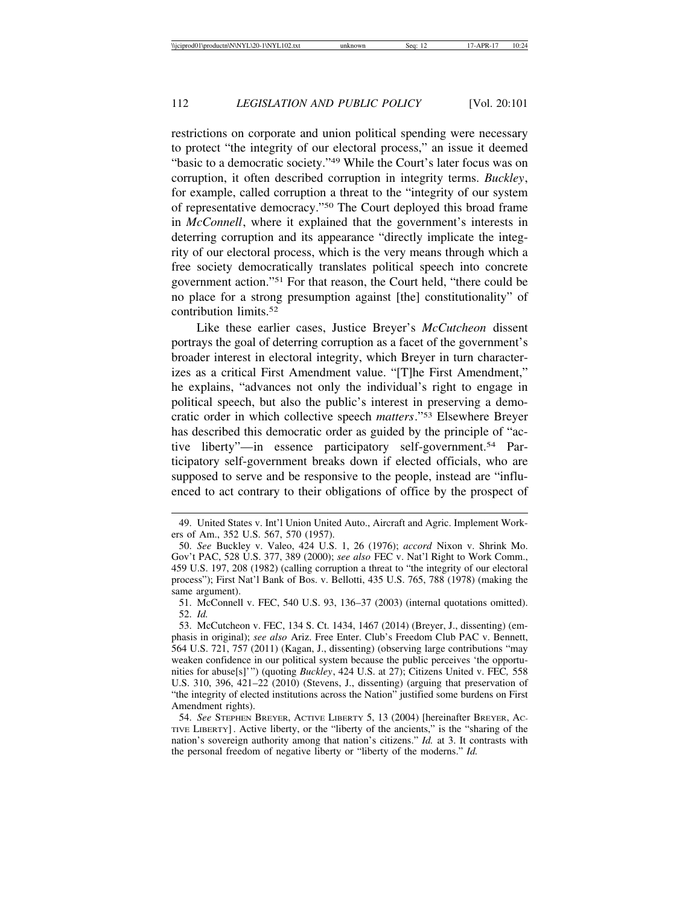restrictions on corporate and union political spending were necessary to protect "the integrity of our electoral process," an issue it deemed "basic to a democratic society."[49] While the Court's later focus was on corruption, it often described corruption in integrity terms. *Buckley*, for example, called corruption a threat to the "integrity of our system of representative democracy."[50] The Court deployed this broad frame in *McConnell*, where it explained that the government's interests in deterring corruption and its appearance "directly implicate the integrity of our electoral process, which is the very means through which a free society democratically translates political speech into concrete government action."[51] For that reason, the Court held, "there could be no place for a strong presumption against [the] constitutionality" of contribution limits.[52]

Like these earlier cases, Justice Breyer's *McCutcheon* dissent portrays the goal of deterring corruption as a facet of the government's broader interest in electoral integrity, which Breyer in turn characterizes as a critical First Amendment value. "[T]he First Amendment," he explains, "advances not only the individual's right to engage in political speech, but also the public's interest in preserving a democratic order in which collective speech *matters*."[53] Elsewhere Breyer has described this democratic order as guided by the principle of "active liberty"—in essence participatory self-government.[54] Participatory self-government breaks down if elected officials, who are supposed to serve and be responsive to the people, instead are "influenced to act contrary to their obligations of office by the prospect of

---

49. United States v. Int'l Union United Auto., Aircraft and Agric. Implement Workers of Am., 352 U.S. 567, 570 (1957).

50. *See* Buckley v. Valeo, 424 U.S. 1, 26 (1976); *accord* Nixon v. Shrink Mo. Gov't PAC, 528 U.S. 377, 389 (2000); *see also* FEC v. Nat'l Right to Work Comm., 459 U.S. 197, 208 (1982) (calling corruption a threat to "the integrity of our electoral process"); First Nat'l Bank of Bos. v. Bellotti, 435 U.S. 765, 788 (1978) (making the same argument).

51. McConnell v. FEC, 540 U.S. 93, 136–37 (2003) (internal quotations omitted).

52. *Id.*

53. McCutcheon v. FEC, 134 S. Ct. 1434, 1467 (2014) (Breyer, J., dissenting) (emphasis in original); *see also* Ariz. Free Enter. Club's Freedom Club PAC v. Bennett, 564 U.S. 721, 757 (2011) (Kagan, J., dissenting) (observing large contributions "may weaken confidence in our political system because the public perceives 'the opportunities for abuse[s]'") (quoting *Buckley*, 424 U.S. at 27); Citizens United v. FEC, 558 U.S. 310, 396, 421–22 (2010) (Stevens, J., dissenting) (arguing that preservation of "the integrity of elected institutions across the Nation" justified some burdens on First Amendment rights).

54. *See* STEPHEN BREYER, ACTIVE LIBERTY 5, 13 (2004) [hereinafter BREYER, ACTIVE LIBERTY]. Active liberty, or the "liberty of the ancients," is the "sharing of the nation's sovereign authority among that nation's citizens." *Id.* at 3. It contrasts with the personal freedom of negative liberty or "liberty of the moderns." *Id.*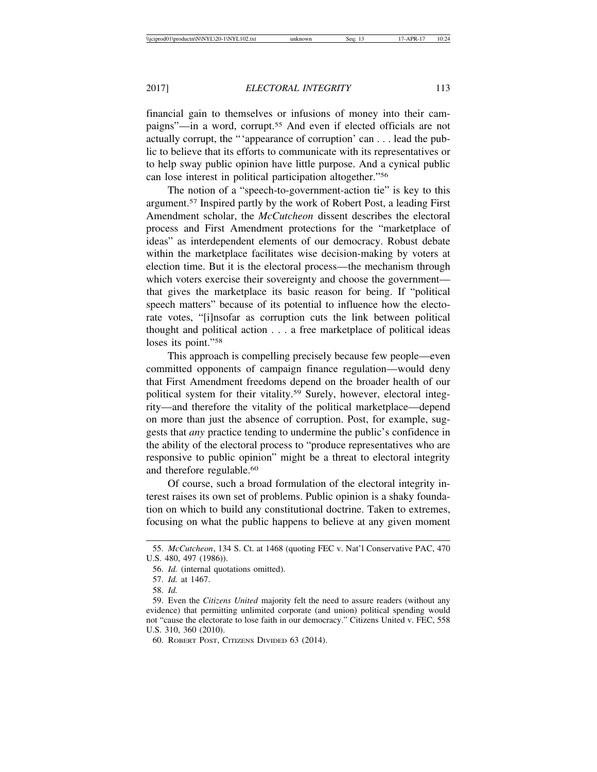financial gain to themselves or infusions of money into their campaigns"—in a word, corrupt.[55] And even if elected officials are not actually corrupt, the "'appearance of corruption' can . . . lead the public to believe that its efforts to communicate with its representatives or to help sway public opinion have little purpose. And a cynical public can lose interest in political participation altogether."[56]

The notion of a "speech-to-government-action tie" is key to this argument.[57] Inspired partly by the work of Robert Post, a leading First Amendment scholar, the *McCutcheon* dissent describes the electoral process and First Amendment protections for the "marketplace of ideas" as interdependent elements of our democracy. Robust debate within the marketplace facilitates wise decision-making by voters at election time. But it is the electoral process—the mechanism through which voters exercise their sovereignty and choose the government—that gives the marketplace its basic reason for being. If "political speech matters" because of its potential to influence how the electorate votes, "[i]nsofar as corruption cuts the link between political thought and political action . . . a free marketplace of political ideas loses its point."[58]

This approach is compelling precisely because few people—even committed opponents of campaign finance regulation—would deny that First Amendment freedoms depend on the broader health of our political system for their vitality.[59] Surely, however, electoral integrity—and therefore the vitality of the political marketplace—depend on more than just the absence of corruption. Post, for example, suggests that *any* practice tending to undermine the public's confidence in the ability of the electoral process to "produce representatives who are responsive to public opinion" might be a threat to electoral integrity and therefore regulable.[60]

Of course, such a broad formulation of the electoral integrity interest raises its own set of problems. Public opinion is a shaky foundation on which to build any constitutional doctrine. Taken to extremes, focusing on what the public happens to believe at any given moment

---

55. *McCutcheon*, 134 S. Ct. at 1468 (quoting FEC v. Nat'l Conservative PAC, 470 U.S. 480, 497 (1986)).

56. *Id.* (internal quotations omitted).

57. *Id.* at 1467.

58. *Id.*

59. Even the *Citizens United* majority felt the need to assure readers (without any evidence) that permitting unlimited corporate (and union) political spending would not "cause the electorate to lose faith in our democracy." Citizens United v. FEC, 558 U.S. 310, 360 (2010).

60. Robert Post, Citizens Divided 63 (2014).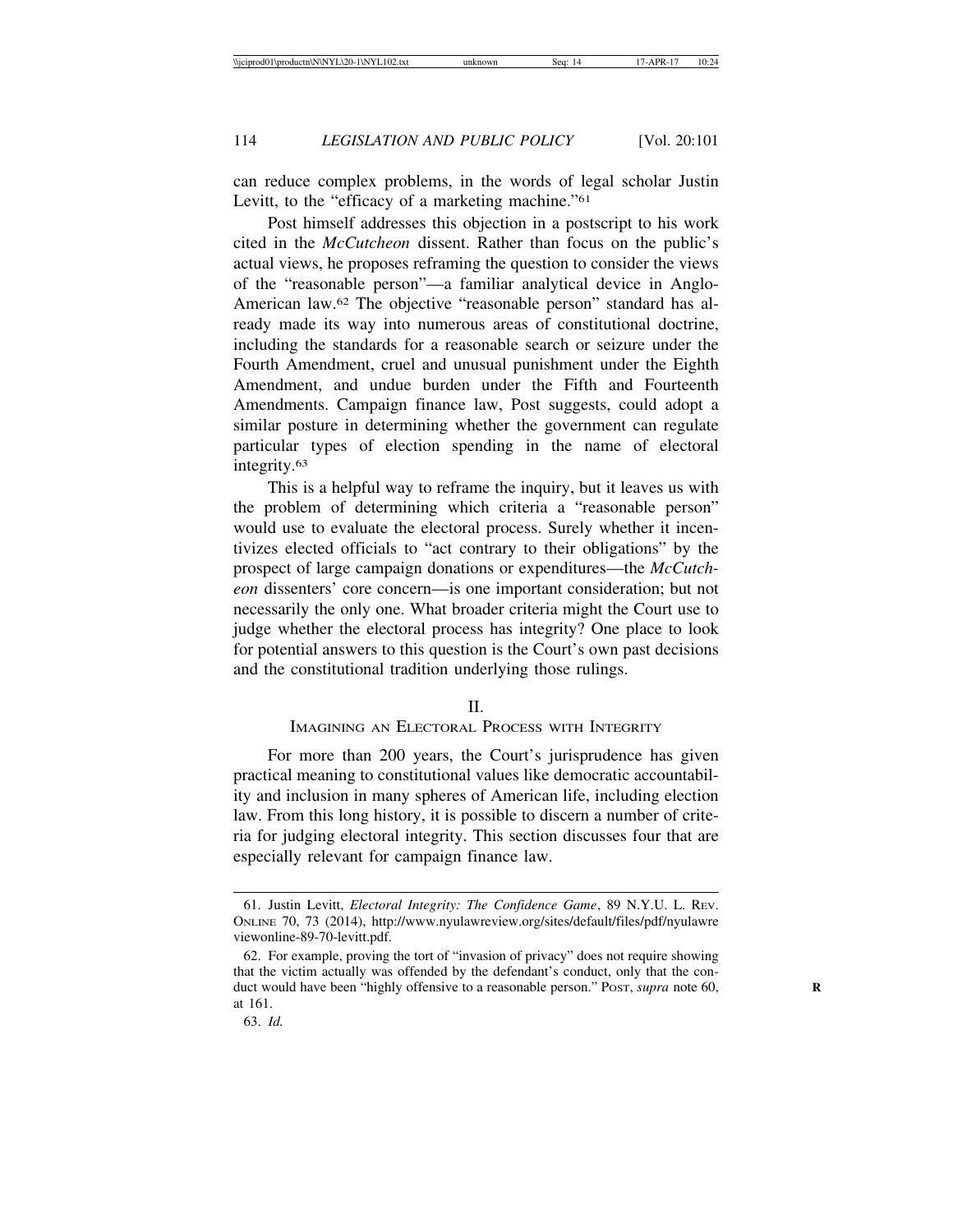can reduce complex problems, in the words of legal scholar Justin Levitt, to the "efficacy of a marketing machine."[61]

Post himself addresses this objection in a postscript to his work cited in the *McCutcheon* dissent. Rather than focus on the public's actual views, he proposes reframing the question to consider the views of the "reasonable person"—a familiar analytical device in Anglo-American law.[62] The objective "reasonable person" standard has already made its way into numerous areas of constitutional doctrine, including the standards for a reasonable search or seizure under the Fourth Amendment, cruel and unusual punishment under the Eighth Amendment, and undue burden under the Fifth and Fourteenth Amendments. Campaign finance law, Post suggests, could adopt a similar posture in determining whether the government can regulate particular types of election spending in the name of electoral integrity.[63]

This is a helpful way to reframe the inquiry, but it leaves us with the problem of determining which criteria a "reasonable person" would use to evaluate the electoral process. Surely whether it incentivizes elected officials to "act contrary to their obligations" by the prospect of large campaign donations or expenditures—the *McCutcheon* dissenters' core concern—is one important consideration; but not necessarily the only one. What broader criteria might the Court use to judge whether the electoral process has integrity? One place to look for potential answers to this question is the Court's own past decisions and the constitutional tradition underlying those rulings.

## II.
## Imagining an Electoral Process with Integrity

For more than 200 years, the Court's jurisprudence has given practical meaning to constitutional values like democratic accountability and inclusion in many spheres of American life, including election law. From this long history, it is possible to discern a number of criteria for judging electoral integrity. This section discusses four that are especially relevant for campaign finance law.

---

61. Justin Levitt, *Electoral Integrity: The Confidence Game*, 89 N.Y.U. L. Rev. Online 70, 73 (2014), http://www.nyulawreview.org/sites/default/files/pdf/nyulawreviewonline-89-70-levitt.pdf.

62. For example, proving the tort of "invasion of privacy" does not require showing that the victim actually was offended by the defendant's conduct, only that the conduct would have been "highly offensive to a reasonable person." Post, *supra* note 60, at 161.

63. *Id.*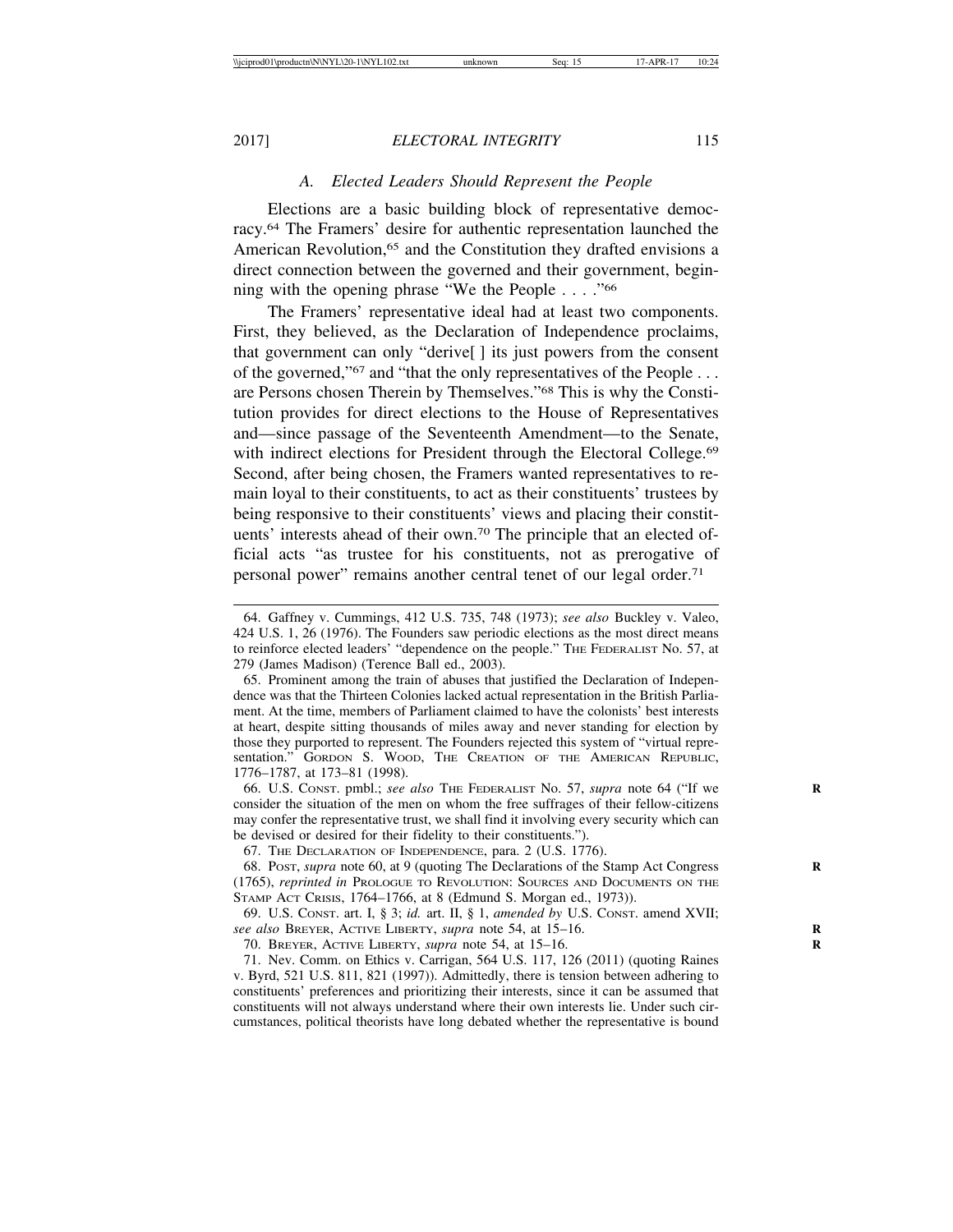### A. *Elected Leaders Should Represent the People*

Elections are a basic building block of representative democracy.[64] The Framers' desire for authentic representation launched the American Revolution,[65] and the Constitution they drafted envisions a direct connection between the governed and their government, beginning with the opening phrase "We the People . . . ."[66]

The Framers' representative ideal had at least two components. First, they believed, as the Declaration of Independence proclaims, that government can only "derive[ ] its just powers from the consent of the governed,"[67] and "that the only representatives of the People . . . are Persons chosen Therein by Themselves."[68] This is why the Constitution provides for direct elections to the House of Representatives and—since passage of the Seventeenth Amendment—to the Senate, with indirect elections for President through the Electoral College.[69] Second, after being chosen, the Framers wanted representatives to remain loyal to their constituents, to act as their constituents' trustees by being responsive to their constituents' views and placing their constituents' interests ahead of their own.[70] The principle that an elected official acts "as trustee for his constituents, not as prerogative of personal power" remains another central tenet of our legal order.[71]

---

64. Gaffney v. Cummings, 412 U.S. 735, 748 (1973); *see also* Buckley v. Valeo, 424 U.S. 1, 26 (1976). The Founders saw periodic elections as the most direct means to reinforce elected leaders' "dependence on the people." THE FEDERALIST No. 57, at 279 (James Madison) (Terence Ball ed., 2003).

65. Prominent among the train of abuses that justified the Declaration of Independence was that the Thirteen Colonies lacked actual representation in the British Parliament. At the time, members of Parliament claimed to have the colonists' best interests at heart, despite sitting thousands of miles away and never standing for election by those they purported to represent. The Founders rejected this system of "virtual representation." GORDON S. WOOD, THE CREATION OF THE AMERICAN REPUBLIC, 1776–1787, at 173–81 (1998).

66. U.S. CONST. pmbl.; *see also* THE FEDERALIST No. 57, *supra* note 64 ("If we consider the situation of the men on whom the free suffrages of their fellow-citizens may confer the representative trust, we shall find it involving every security which can be devised or desired for their fidelity to their constituents.").

67. THE DECLARATION OF INDEPENDENCE, para. 2 (U.S. 1776).

68. POST, *supra* note 60, at 9 (quoting The Declarations of the Stamp Act Congress (1765), *reprinted in* PROLOGUE TO REVOLUTION: SOURCES AND DOCUMENTS ON THE STAMP ACT CRISIS, 1764–1766, at 8 (Edmund S. Morgan ed., 1973)).

69. U.S. CONST. art. I, § 3; *id.* art. II, § 1, *amended by* U.S. CONST. amend XVII; *see also* BREYER, ACTIVE LIBERTY, *supra* note 54, at 15–16.

70. BREYER, ACTIVE LIBERTY, *supra* note 54, at 15–16.

71. Nev. Comm. on Ethics v. Carrigan, 564 U.S. 117, 126 (2011) (quoting Raines v. Byrd, 521 U.S. 811, 821 (1997)). Admittedly, there is tension between adhering to constituents' preferences and prioritizing their interests, since it can be assumed that constituents will not always understand where their own interests lie. Under such circumstances, political theorists have long debated whether the representative is bound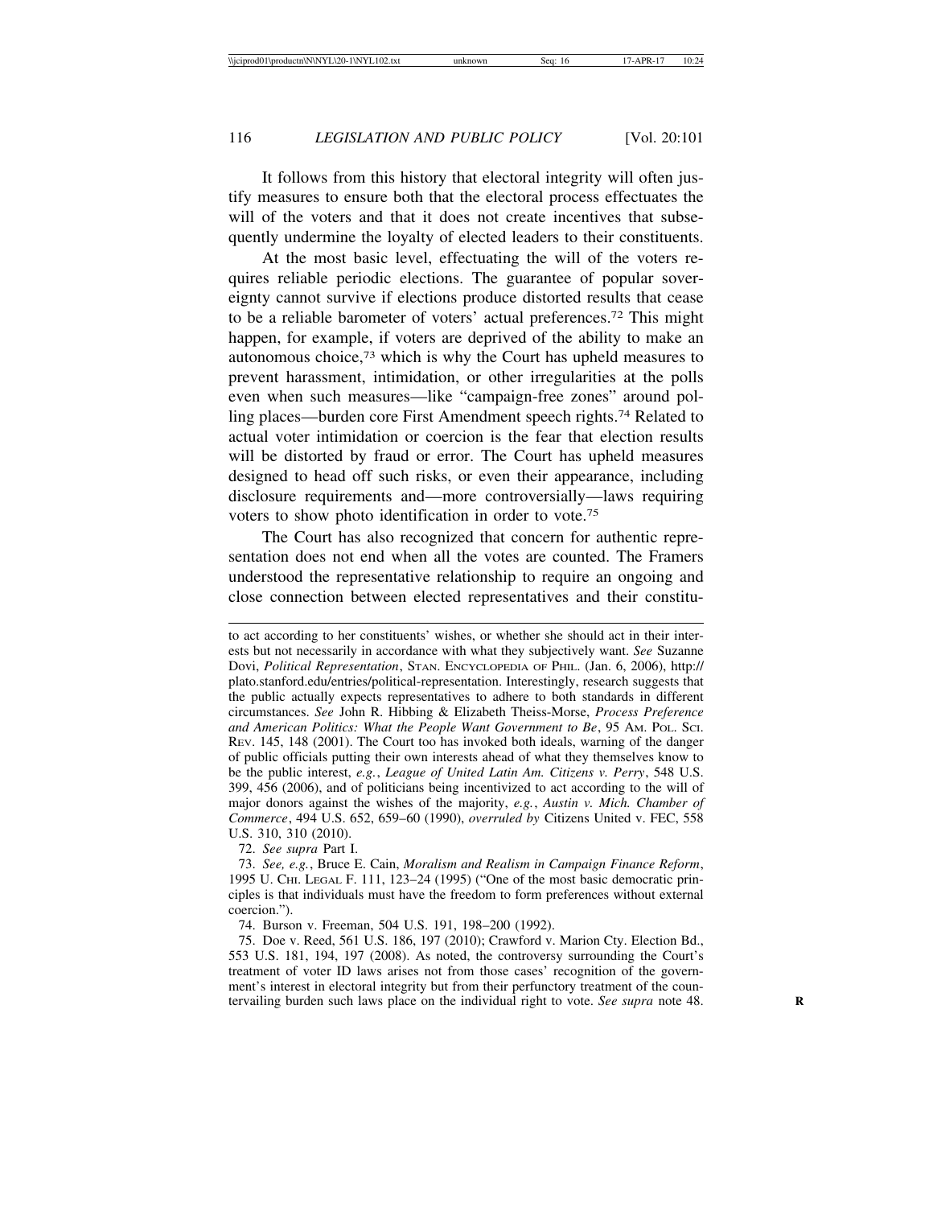It follows from this history that electoral integrity will often justify measures to ensure both that the electoral process effectuates the will of the voters and that it does not create incentives that subsequently undermine the loyalty of elected leaders to their constituents.

At the most basic level, effectuating the will of the voters requires reliable periodic elections. The guarantee of popular sovereignty cannot survive if elections produce distorted results that cease to be a reliable barometer of voters' actual preferences.[72] This might happen, for example, if voters are deprived of the ability to make an autonomous choice,[73] which is why the Court has upheld measures to prevent harassment, intimidation, or other irregularities at the polls even when such measures—like "campaign-free zones" around polling places—burden core First Amendment speech rights.[74] Related to actual voter intimidation or coercion is the fear that election results will be distorted by fraud or error. The Court has upheld measures designed to head off such risks, or even their appearance, including disclosure requirements and—more controversially—laws requiring voters to show photo identification in order to vote.[75]

The Court has also recognized that concern for authentic representation does not end when all the votes are counted. The Framers understood the representative relationship to require an ongoing and close connection between elected representatives and their constitu-

---

to act according to her constituents' wishes, or whether she should act in their interests but not necessarily in accordance with what they subjectively want. *See* Suzanne Dovi, *Political Representation*, STAN. ENCYCLOPEDIA OF PHIL. (Jan. 6, 2006), http://plato.stanford.edu/entries/political-representation. Interestingly, research suggests that the public actually expects representatives to adhere to both standards in different circumstances. *See* John R. Hibbing & Elizabeth Theiss-Morse, *Process Preference and American Politics: What the People Want Government to Be*, 95 AM. POL. SCI. REV. 145, 148 (2001). The Court too has invoked both ideals, warning of the danger of public officials putting their own interests ahead of what they themselves know to be the public interest, *e.g.*, *League of United Latin Am. Citizens v. Perry*, 548 U.S. 399, 456 (2006), and of politicians being incentivized to act according to the will of major donors against the wishes of the majority, *e.g.*, *Austin v. Mich. Chamber of Commerce*, 494 U.S. 652, 659–60 (1990), *overruled by* Citizens United v. FEC, 558 U.S. 310, 310 (2010).

72. *See supra* Part I.

73. *See, e.g.*, Bruce E. Cain, *Moralism and Realism in Campaign Finance Reform*, 1995 U. CHI. LEGAL F. 111, 123–24 (1995) ("One of the most basic democratic principles is that individuals must have the freedom to form preferences without external coercion.").

74. Burson v. Freeman, 504 U.S. 191, 198–200 (1992).

75. Doe v. Reed, 561 U.S. 186, 197 (2010); Crawford v. Marion Cty. Election Bd., 553 U.S. 181, 194, 197 (2008). As noted, the controversy surrounding the Court's treatment of voter ID laws arises not from those cases' recognition of the government's interest in electoral integrity but from their perfunctory treatment of the countervailing burden such laws place on the individual right to vote. *See supra* note 48.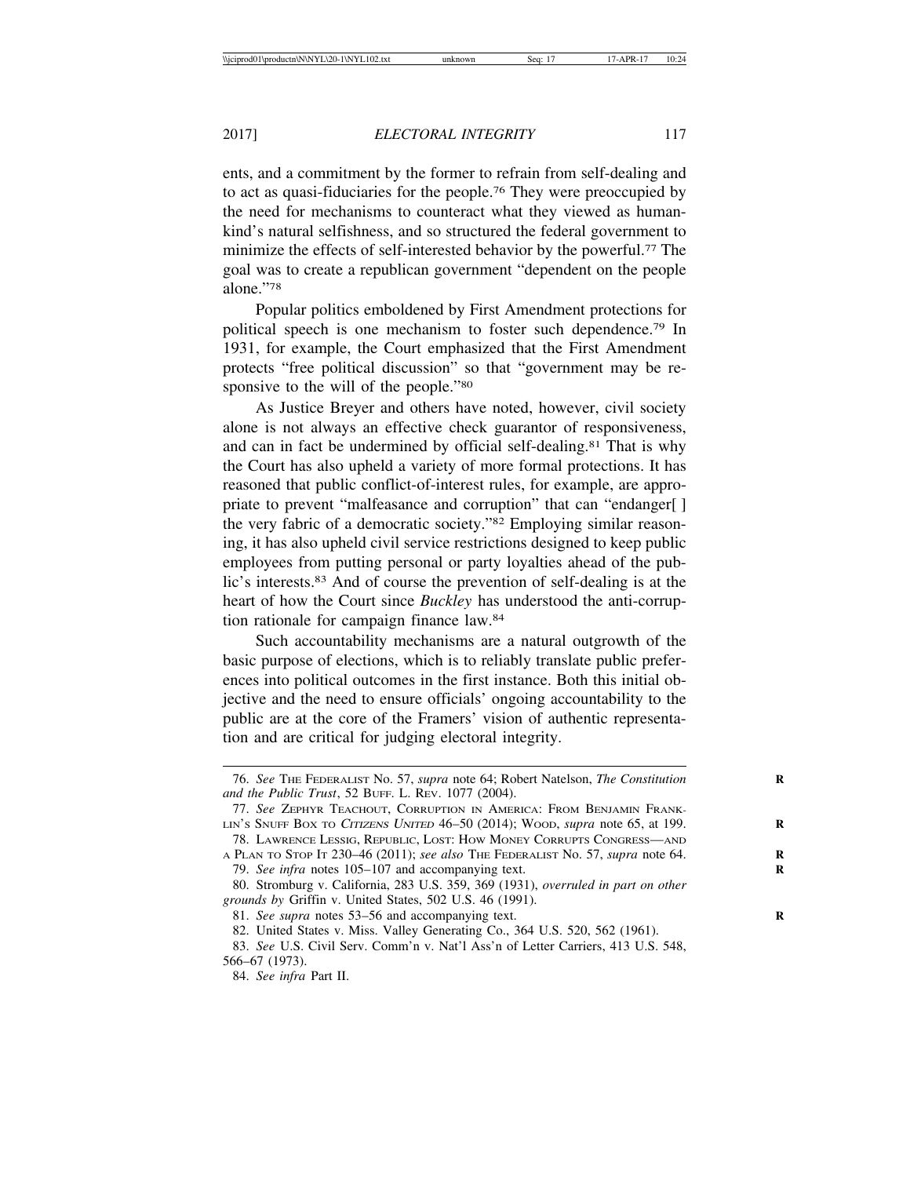ents, and a commitment by the former to refrain from self-dealing and to act as quasi-fiduciaries for the people.[76] They were preoccupied by the need for mechanisms to counteract what they viewed as humankind's natural selfishness, and so structured the federal government to minimize the effects of self-interested behavior by the powerful.[77] The goal was to create a republican government "dependent on the people alone."[78]

Popular politics emboldened by First Amendment protections for political speech is one mechanism to foster such dependence.[79] In 1931, for example, the Court emphasized that the First Amendment protects "free political discussion" so that "government may be responsive to the will of the people."[80]

As Justice Breyer and others have noted, however, civil society alone is not always an effective check guarantor of responsiveness, and can in fact be undermined by official self-dealing.[81] That is why the Court has also upheld a variety of more formal protections. It has reasoned that public conflict-of-interest rules, for example, are appropriate to prevent "malfeasance and corruption" that can "endanger[ ] the very fabric of a democratic society."[82] Employing similar reasoning, it has also upheld civil service restrictions designed to keep public employees from putting personal or party loyalties ahead of the public's interests.[83] And of course the prevention of self-dealing is at the heart of how the Court since *Buckley* has understood the anti-corruption rationale for campaign finance law.[84]

Such accountability mechanisms are a natural outgrowth of the basic purpose of elections, which is to reliably translate public preferences into political outcomes in the first instance. Both this initial objective and the need to ensure officials' ongoing accountability to the public are at the core of the Framers' vision of authentic representation and are critical for judging electoral integrity.

---

76. *See* THE FEDERALIST No. 57, *supra* note 64; Robert Natelson, *The Constitution and the Public Trust*, 52 BUFF. L. REV. 1077 (2004).

77. *See* ZEPHYR TEACHOUT, CORRUPTION IN AMERICA: FROM BENJAMIN FRANKLIN'S SNUFF BOX TO *CITIZENS UNITED* 46–50 (2014); WOOD, *supra* note 65, at 199.

78. LAWRENCE LESSIG, REPUBLIC, LOST: HOW MONEY CORRUPTS CONGRESS—AND A PLAN TO STOP IT 230–46 (2011); *see also* THE FEDERALIST No. 57, *supra* note 64.

79. *See infra* notes 105–107 and accompanying text.

80. Stromburg v. California, 283 U.S. 359, 369 (1931), *overruled in part on other grounds by* Griffin v. United States, 502 U.S. 46 (1991).

81. *See supra* notes 53–56 and accompanying text.

82. United States v. Miss. Valley Generating Co., 364 U.S. 520, 562 (1961).

83. *See* U.S. Civil Serv. Comm'n v. Nat'l Ass'n of Letter Carriers, 413 U.S. 548, 566–67 (1973).

84. *See infra* Part II.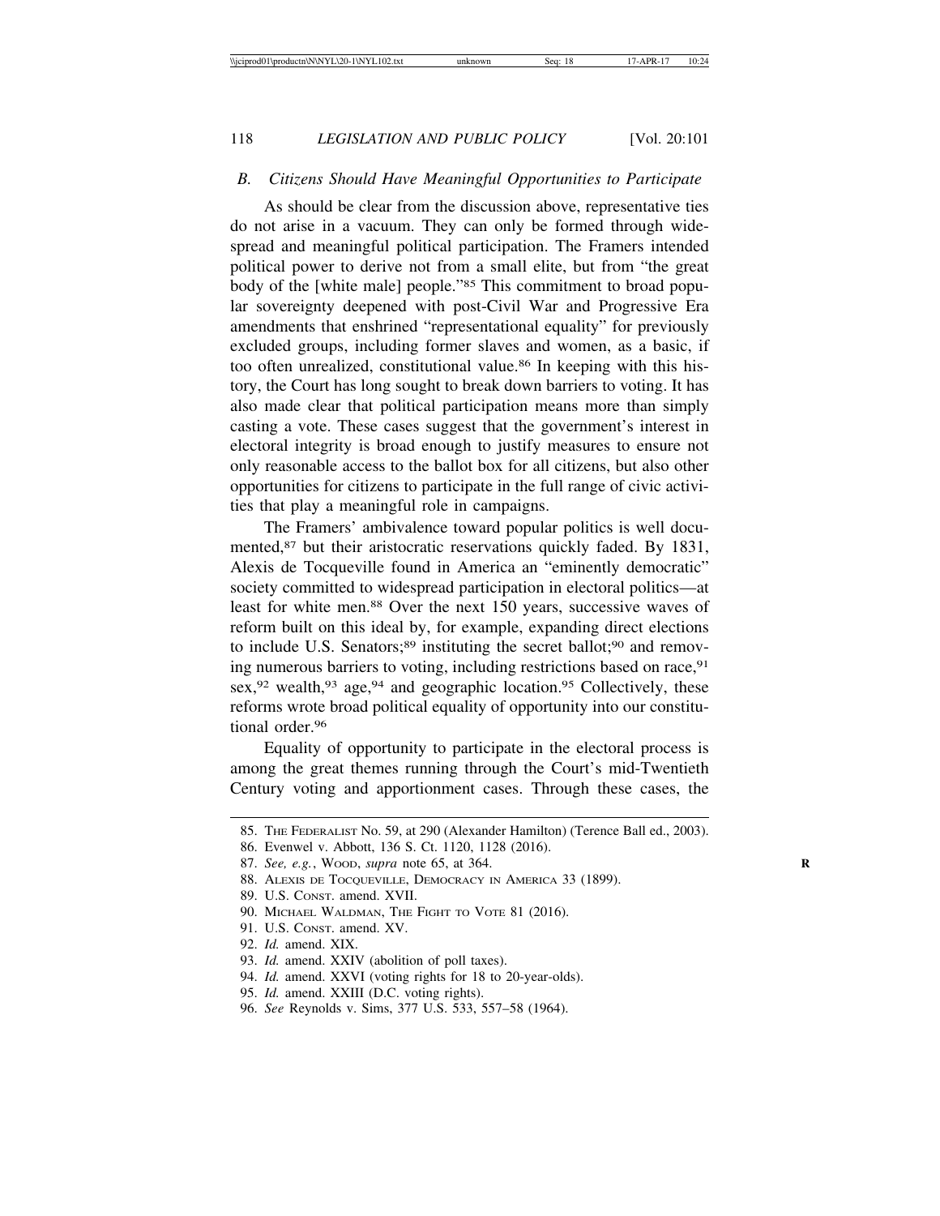### *B. Citizens Should Have Meaningful Opportunities to Participate*

As should be clear from the discussion above, representative ties do not arise in a vacuum. They can only be formed through widespread and meaningful political participation. The Framers intended political power to derive not from a small elite, but from "the great body of the [white male] people."[85] This commitment to broad popular sovereignty deepened with post-Civil War and Progressive Era amendments that enshrined "representational equality" for previously excluded groups, including former slaves and women, as a basic, if too often unrealized, constitutional value.[86] In keeping with this history, the Court has long sought to break down barriers to voting. It has also made clear that political participation means more than simply casting a vote. These cases suggest that the government's interest in electoral integrity is broad enough to justify measures to ensure not only reasonable access to the ballot box for all citizens, but also other opportunities for citizens to participate in the full range of civic activities that play a meaningful role in campaigns.

The Framers' ambivalence toward popular politics is well documented,[87] but their aristocratic reservations quickly faded. By 1831, Alexis de Tocqueville found in America an "eminently democratic" society committed to widespread participation in electoral politics—at least for white men.[88] Over the next 150 years, successive waves of reform built on this ideal by, for example, expanding direct elections to include U.S. Senators;[89] instituting the secret ballot;[90] and removing numerous barriers to voting, including restrictions based on race,[91] sex,[92] wealth,[93] age,[94] and geographic location.[95] Collectively, these reforms wrote broad political equality of opportunity into our constitutional order.[96]

Equality of opportunity to participate in the electoral process is among the great themes running through the Court's mid-Twentieth Century voting and apportionment cases. Through these cases, the

---

85. The Federalist No. 59, at 290 (Alexander Hamilton) (Terence Ball ed., 2003).
86. Evenwel v. Abbott, 136 S. Ct. 1120, 1128 (2016).
87. *See, e.g.*, Wood, *supra* note 65, at 364.
88. Alexis de Tocqueville, Democracy in America 33 (1899).
89. U.S. Const. amend. XVII.
90. Michael Waldman, The Fight to Vote 81 (2016).
91. U.S. Const. amend. XV.
92. *Id.* amend. XIX.
93. *Id.* amend. XXIV (abolition of poll taxes).
94. *Id.* amend. XXVI (voting rights for 18 to 20-year-olds).
95. *Id.* amend. XXIII (D.C. voting rights).
96. *See* Reynolds v. Sims, 377 U.S. 533, 557–58 (1964).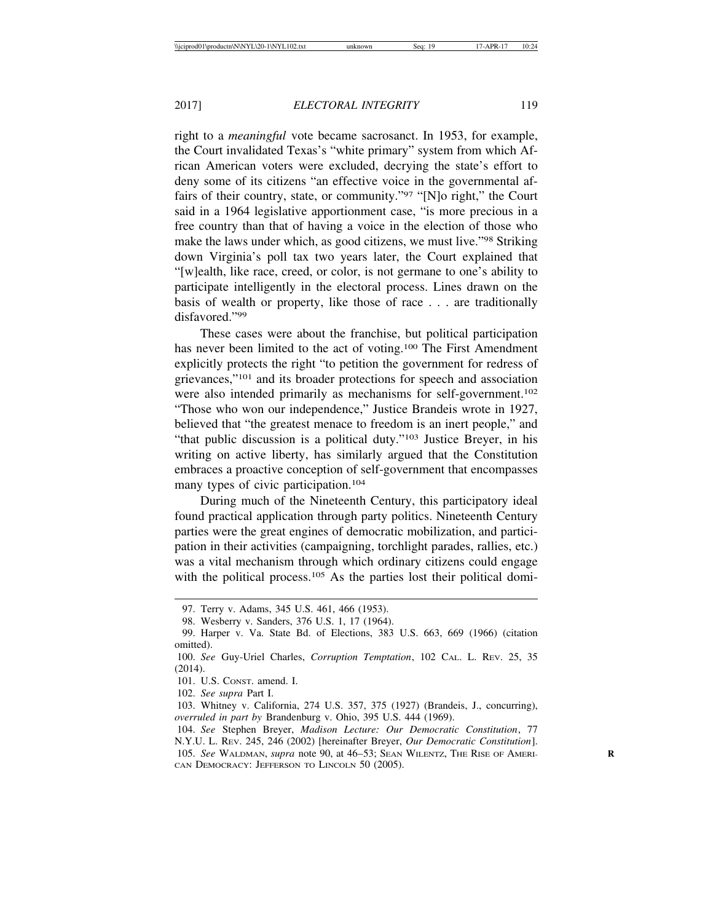right to a *meaningful* vote became sacrosanct. In 1953, for example, the Court invalidated Texas's "white primary" system from which African American voters were excluded, decrying the state's effort to deny some of its citizens "an effective voice in the governmental affairs of their country, state, or community."[97] "[N]o right," the Court said in a 1964 legislative apportionment case, "is more precious in a free country than that of having a voice in the election of those who make the laws under which, as good citizens, we must live."[98] Striking down Virginia's poll tax two years later, the Court explained that "[w]ealth, like race, creed, or color, is not germane to one's ability to participate intelligently in the electoral process. Lines drawn on the basis of wealth or property, like those of race . . . are traditionally disfavored."[99]

These cases were about the franchise, but political participation has never been limited to the act of voting.[100] The First Amendment explicitly protects the right "to petition the government for redress of grievances,"[101] and its broader protections for speech and association were also intended primarily as mechanisms for self-government.[102] "Those who won our independence," Justice Brandeis wrote in 1927, believed that "the greatest menace to freedom is an inert people," and "that public discussion is a political duty."[103] Justice Breyer, in his writing on active liberty, has similarly argued that the Constitution embraces a proactive conception of self-government that encompasses many types of civic participation.[104]

During much of the Nineteenth Century, this participatory ideal found practical application through party politics. Nineteenth Century parties were the great engines of democratic mobilization, and participation in their activities (campaigning, torchlight parades, rallies, etc.) was a vital mechanism through which ordinary citizens could engage with the political process.[105] As the parties lost their political domi-

---

97. Terry v. Adams, 345 U.S. 461, 466 (1953).

98. Wesberry v. Sanders, 376 U.S. 1, 17 (1964).

99. Harper v. Va. State Bd. of Elections, 383 U.S. 663, 669 (1966) (citation omitted).

100. *See* Guy-Uriel Charles, *Corruption Temptation*, 102 CAL. L. REV. 25, 35 (2014).

101. U.S. CONST. amend. I.

102. *See supra* Part I.

103. Whitney v. California, 274 U.S. 357, 375 (1927) (Brandeis, J., concurring), *overruled in part by* Brandenburg v. Ohio, 395 U.S. 444 (1969).

104. *See* Stephen Breyer, *Madison Lecture: Our Democratic Constitution*, 77 N.Y.U. L. REV. 245, 246 (2002) [hereinafter Breyer, *Our Democratic Constitution*].

105. *See* WALDMAN, *supra* note 90, at 46–53; SEAN WILENTZ, THE RISE OF AMERICAN DEMOCRACY: JEFFERSON TO LINCOLN 50 (2005).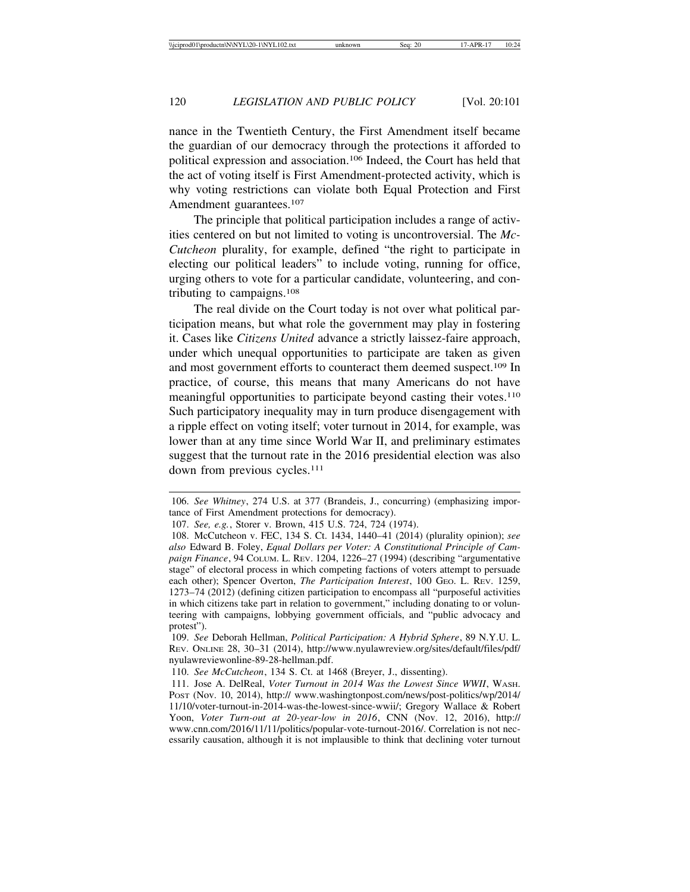nance in the Twentieth Century, the First Amendment itself became the guardian of our democracy through the protections it afforded to political expression and association.[106] Indeed, the Court has held that the act of voting itself is First Amendment-protected activity, which is why voting restrictions can violate both Equal Protection and First Amendment guarantees.[107]

The principle that political participation includes a range of activities centered on but not limited to voting is uncontroversial. The *McCutcheon* plurality, for example, defined "the right to participate in electing our political leaders" to include voting, running for office, urging others to vote for a particular candidate, volunteering, and contributing to campaigns.[108]

The real divide on the Court today is not over what political participation means, but what role the government may play in fostering it. Cases like *Citizens United* advance a strictly laissez-faire approach, under which unequal opportunities to participate are taken as given and most government efforts to counteract them deemed suspect.[109] In practice, of course, this means that many Americans do not have meaningful opportunities to participate beyond casting their votes.[110] Such participatory inequality may in turn produce disengagement with a ripple effect on voting itself; voter turnout in 2014, for example, was lower than at any time since World War II, and preliminary estimates suggest that the turnout rate in the 2016 presidential election was also down from previous cycles.[111]

---

106. *See Whitney*, 274 U.S. at 377 (Brandeis, J., concurring) (emphasizing importance of First Amendment protections for democracy).

107. *See, e.g.*, Storer v. Brown, 415 U.S. 724, 724 (1974).

108. McCutcheon v. FEC, 134 S. Ct. 1434, 1440–41 (2014) (plurality opinion); *see also* Edward B. Foley, *Equal Dollars per Voter: A Constitutional Principle of Campaign Finance*, 94 COLUM. L. REV. 1204, 1226–27 (1994) (describing "argumentative stage" of electoral process in which competing factions of voters attempt to persuade each other); Spencer Overton, *The Participation Interest*, 100 GEO. L. REV. 1259, 1273–74 (2012) (defining citizen participation to encompass all "purposeful activities in which citizens take part in relation to government," including donating to or volunteering with campaigns, lobbying government officials, and "public advocacy and protest").

109. *See* Deborah Hellman, *Political Participation: A Hybrid Sphere*, 89 N.Y.U. L. REV. ONLINE 28, 30–31 (2014), http://www.nyulawreview.org/sites/default/files/pdf/nyulawreviewonline-89-28-hellman.pdf.

110. *See McCutcheon*, 134 S. Ct. at 1468 (Breyer, J., dissenting).

111. Jose A. DelReal, *Voter Turnout in 2014 Was the Lowest Since WWII*, WASH. POST (Nov. 10, 2014), http:// www.washingtonpost.com/news/post-politics/wp/2014/11/10/voter-turnout-in-2014-was-the-lowest-since-wwii/; Gregory Wallace & Robert Yoon, *Voter Turn-out at 20-year-low in 2016*, CNN (Nov. 12, 2016), http://www.cnn.com/2016/11/11/politics/popular-vote-turnout-2016/. Correlation is not necessarily causation, although it is not implausible to think that declining voter turnout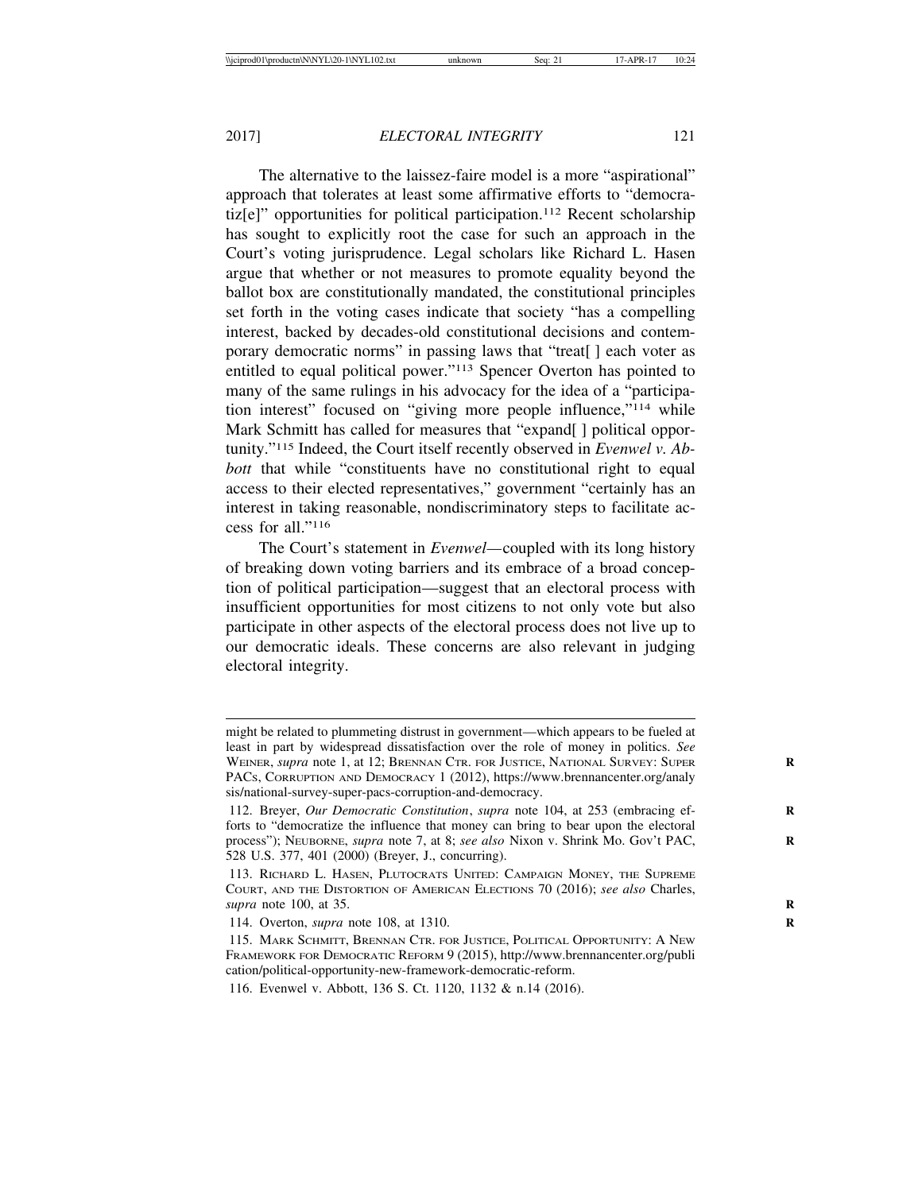The alternative to the laissez-faire model is a more "aspirational" approach that tolerates at least some affirmative efforts to "democratiz[e]" opportunities for political participation.[112] Recent scholarship has sought to explicitly root the case for such an approach in the Court's voting jurisprudence. Legal scholars like Richard L. Hasen argue that whether or not measures to promote equality beyond the ballot box are constitutionally mandated, the constitutional principles set forth in the voting cases indicate that society "has a compelling interest, backed by decades-old constitutional decisions and contemporary democratic norms" in passing laws that "treat[ ] each voter as entitled to equal political power."[113] Spencer Overton has pointed to many of the same rulings in his advocacy for the idea of a "participation interest" focused on "giving more people influence,"[114] while Mark Schmitt has called for measures that "expand[ ] political opportunity."[115] Indeed, the Court itself recently observed in *Evenwel v. Abbott* that while "constituents have no constitutional right to equal access to their elected representatives," government "certainly has an interest in taking reasonable, nondiscriminatory steps to facilitate access for all."[116]

The Court's statement in *Evenwel*—coupled with its long history of breaking down voting barriers and its embrace of a broad conception of political participation—suggest that an electoral process with insufficient opportunities for most citizens to not only vote but also participate in other aspects of the electoral process does not live up to our democratic ideals. These concerns are also relevant in judging electoral integrity.

---

might be related to plummeting distrust in government—which appears to be fueled at least in part by widespread dissatisfaction over the role of money in politics. *See* Weiner, *supra* note 1, at 12; Brennan Ctr. for Justice, National Survey: Super PACs, Corruption and Democracy 1 (2012), https://www.brennancenter.org/analysis/national-survey-super-pacs-corruption-and-democracy.

112. Breyer, *Our Democratic Constitution*, *supra* note 104, at 253 (embracing efforts to "democratize the influence that money can bring to bear upon the electoral process"); Neuborne, *supra* note 7, at 8; *see also* Nixon v. Shrink Mo. Gov't PAC, 528 U.S. 377, 401 (2000) (Breyer, J., concurring).

113. Richard L. Hasen, Plutocrats United: Campaign Money, the Supreme Court, and the Distortion of American Elections 70 (2016); *see also* Charles, *supra* note 100, at 35.

114. Overton, *supra* note 108, at 1310.

115. Mark Schmitt, Brennan Ctr. for Justice, Political Opportunity: A New Framework for Democratic Reform 9 (2015), http://www.brennancenter.org/publication/political-opportunity-new-framework-democratic-reform.

116. Evenwel v. Abbott, 136 S. Ct. 1120, 1132 & n.14 (2016).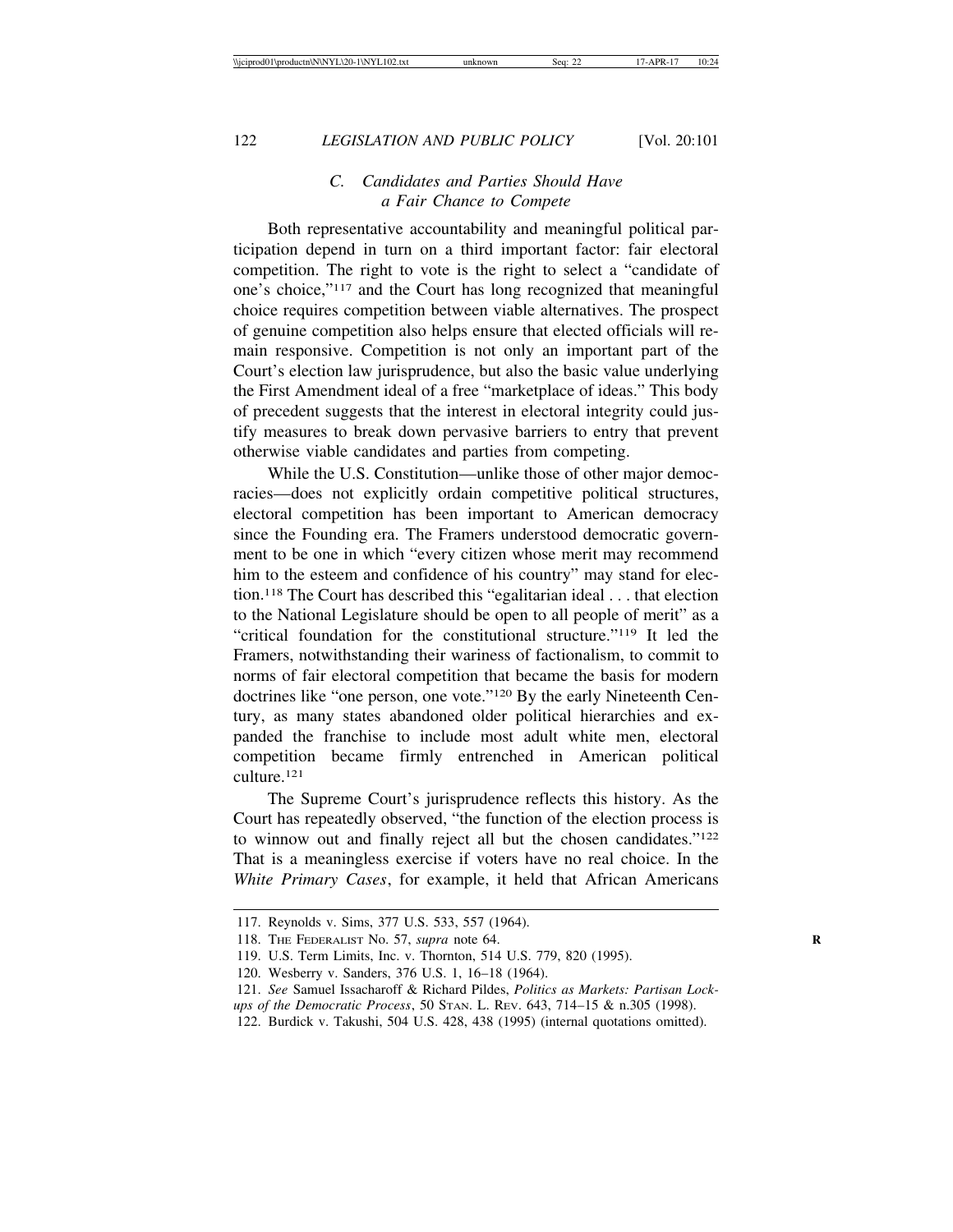### C. Candidates and Parties Should Have a Fair Chance to Compete

Both representative accountability and meaningful political participation depend in turn on a third important factor: fair electoral competition. The right to vote is the right to select a "candidate of one's choice,"[117] and the Court has long recognized that meaningful choice requires competition between viable alternatives. The prospect of genuine competition also helps ensure that elected officials will remain responsive. Competition is not only an important part of the Court's election law jurisprudence, but also the basic value underlying the First Amendment ideal of a free "marketplace of ideas." This body of precedent suggests that the interest in electoral integrity could justify measures to break down pervasive barriers to entry that prevent otherwise viable candidates and parties from competing.

While the U.S. Constitution—unlike those of other major democracies—does not explicitly ordain competitive political structures, electoral competition has been important to American democracy since the Founding era. The Framers understood democratic government to be one in which "every citizen whose merit may recommend him to the esteem and confidence of his country" may stand for election.[118] The Court has described this "egalitarian ideal . . . that election to the National Legislature should be open to all people of merit" as a "critical foundation for the constitutional structure."[119] It led the Framers, notwithstanding their wariness of factionalism, to commit to norms of fair electoral competition that became the basis for modern doctrines like "one person, one vote."[120] By the early Nineteenth Century, as many states abandoned older political hierarchies and expanded the franchise to include most adult white men, electoral competition became firmly entrenched in American political culture.[121]

The Supreme Court's jurisprudence reflects this history. As the Court has repeatedly observed, "the function of the election process is to winnow out and finally reject all but the chosen candidates."[122] That is a meaningless exercise if voters have no real choice. In the *White Primary Cases*, for example, it held that African Americans

---

117. Reynolds v. Sims, 377 U.S. 533, 557 (1964).

118. THE FEDERALIST No. 57, *supra* note 64.

119. U.S. Term Limits, Inc. v. Thornton, 514 U.S. 779, 820 (1995).

120. Wesberry v. Sanders, 376 U.S. 1, 16–18 (1964).

121. *See* Samuel Issacharoff & Richard Pildes, *Politics as Markets: Partisan Lockups of the Democratic Process*, 50 STAN. L. REV. 643, 714–15 & n.305 (1998).

122. Burdick v. Takushi, 504 U.S. 428, 438 (1995) (internal quotations omitted).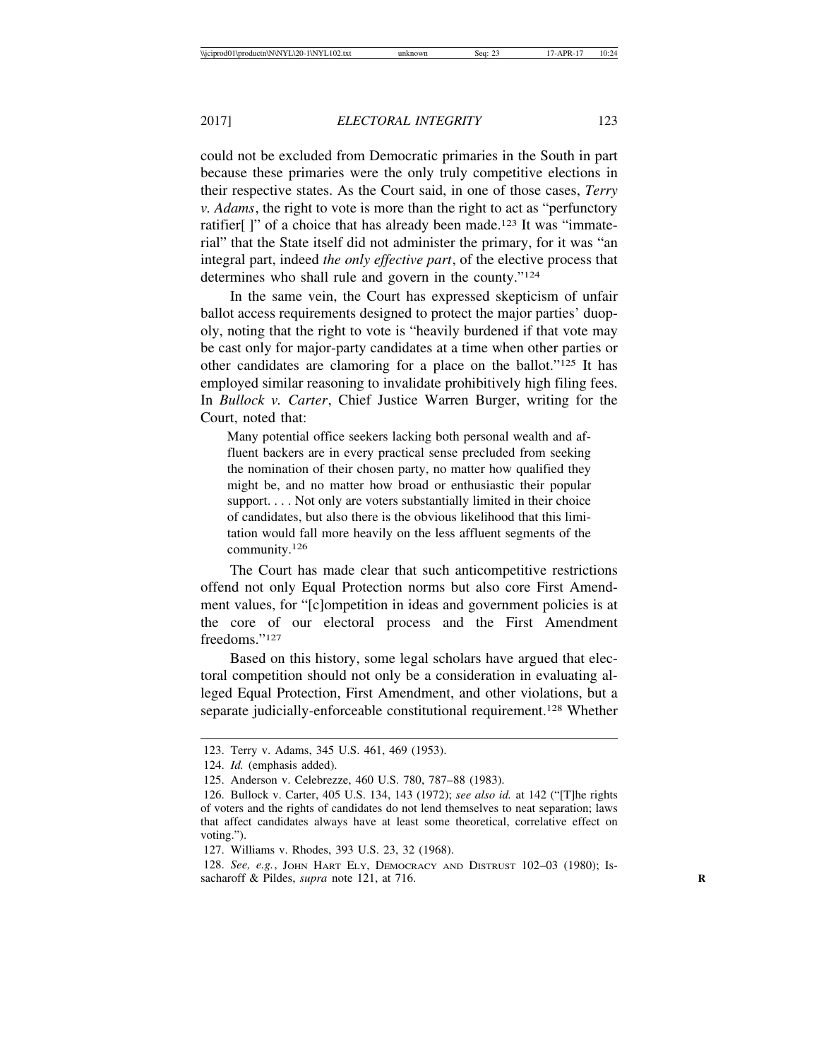could not be excluded from Democratic primaries in the South in part because these primaries were the only truly competitive elections in their respective states. As the Court said, in one of those cases, *Terry v. Adams*, the right to vote is more than the right to act as "perfunctory ratifier[ ]" of a choice that has already been made.[123] It was "immaterial" that the State itself did not administer the primary, for it was "an integral part, indeed *the only effective part*, of the elective process that determines who shall rule and govern in the county."[124]

In the same vein, the Court has expressed skepticism of unfair ballot access requirements designed to protect the major parties' duopoly, noting that the right to vote is "heavily burdened if that vote may be cast only for major-party candidates at a time when other parties or other candidates are clamoring for a place on the ballot."[125] It has employed similar reasoning to invalidate prohibitively high filing fees. In *Bullock v. Carter*, Chief Justice Warren Burger, writing for the Court, noted that:

> Many potential office seekers lacking both personal wealth and affluent backers are in every practical sense precluded from seeking the nomination of their chosen party, no matter how qualified they might be, and no matter how broad or enthusiastic their popular support. . . . Not only are voters substantially limited in their choice of candidates, but also there is the obvious likelihood that this limitation would fall more heavily on the less affluent segments of the community.[126]

The Court has made clear that such anticompetitive restrictions offend not only Equal Protection norms but also core First Amendment values, for "[c]ompetition in ideas and government policies is at the core of our electoral process and the First Amendment freedoms."[127]

Based on this history, some legal scholars have argued that electoral competition should not only be a consideration in evaluating alleged Equal Protection, First Amendment, and other violations, but a separate judicially-enforceable constitutional requirement.[128] Whether

---

123. Terry v. Adams, 345 U.S. 461, 469 (1953).

124. *Id.* (emphasis added).

125. Anderson v. Celebrezze, 460 U.S. 780, 787–88 (1983).

126. Bullock v. Carter, 405 U.S. 134, 143 (1972); *see also id.* at 142 ("[T]he rights of voters and the rights of candidates do not lend themselves to neat separation; laws that affect candidates always have at least some theoretical, correlative effect on voting.").

127. Williams v. Rhodes, 393 U.S. 23, 32 (1968).

128. *See, e.g.*, JOHN HART ELY, DEMOCRACY AND DISTRUST 102–03 (1980); Issacharoff & Pildes, *supra* note 121, at 716.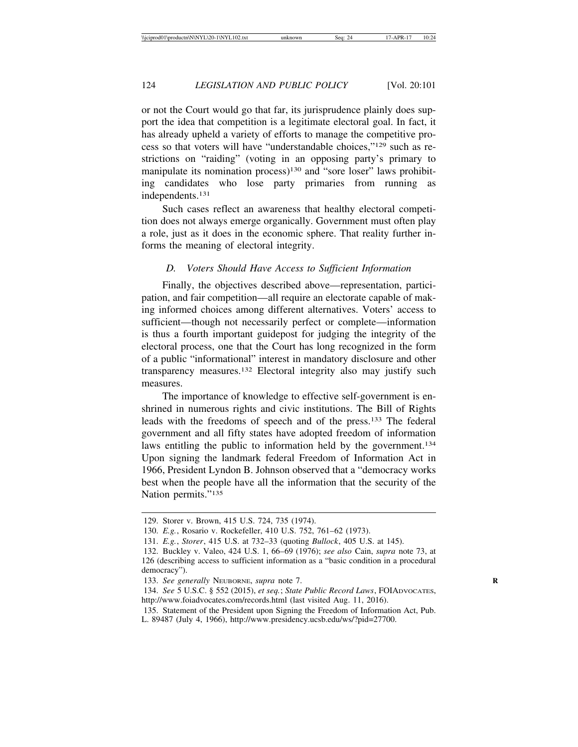or not the Court would go that far, its jurisprudence plainly does support the idea that competition is a legitimate electoral goal. In fact, it has already upheld a variety of efforts to manage the competitive process so that voters will have "understandable choices,"[129] such as restrictions on "raiding" (voting in an opposing party's primary to manipulate its nomination process)[130] and "sore loser" laws prohibiting candidates who lose party primaries from running as independents.[131]

Such cases reflect an awareness that healthy electoral competition does not always emerge organically. Government must often play a role, just as it does in the economic sphere. That reality further informs the meaning of electoral integrity.

### *D. Voters Should Have Access to Sufficient Information*

Finally, the objectives described above—representation, participation, and fair competition—all require an electorate capable of making informed choices among different alternatives. Voters' access to sufficient—though not necessarily perfect or complete—information is thus a fourth important guidepost for judging the integrity of the electoral process, one that the Court has long recognized in the form of a public "informational" interest in mandatory disclosure and other transparency measures.[132] Electoral integrity also may justify such measures.

The importance of knowledge to effective self-government is enshrined in numerous rights and civic institutions. The Bill of Rights leads with the freedoms of speech and of the press.[133] The federal government and all fifty states have adopted freedom of information laws entitling the public to information held by the government.[134] Upon signing the landmark federal Freedom of Information Act in 1966, President Lyndon B. Johnson observed that a "democracy works best when the people have all the information that the security of the Nation permits."[135]

---

129. Storer v. Brown, 415 U.S. 724, 735 (1974).

130. *E.g.*, Rosario v. Rockefeller, 410 U.S. 752, 761–62 (1973).

131. *E.g.*, *Storer*, 415 U.S. at 732–33 (quoting *Bullock*, 405 U.S. at 145).

132. Buckley v. Valeo, 424 U.S. 1, 66–69 (1976); *see also* Cain, *supra* note 73, at 126 (describing access to sufficient information as a "basic condition in a procedural democracy").

133. *See generally* NEUBORNE, *supra* note 7.

134. *See* 5 U.S.C. § 552 (2015), *et seq.*; *State Public Record Laws*, FOIADVOCATES, http://www.foiadvocates.com/records.html (last visited Aug. 11, 2016).

135. Statement of the President upon Signing the Freedom of Information Act, Pub. L. 89487 (July 4, 1966), http://www.presidency.ucsb.edu/ws/?pid=27700.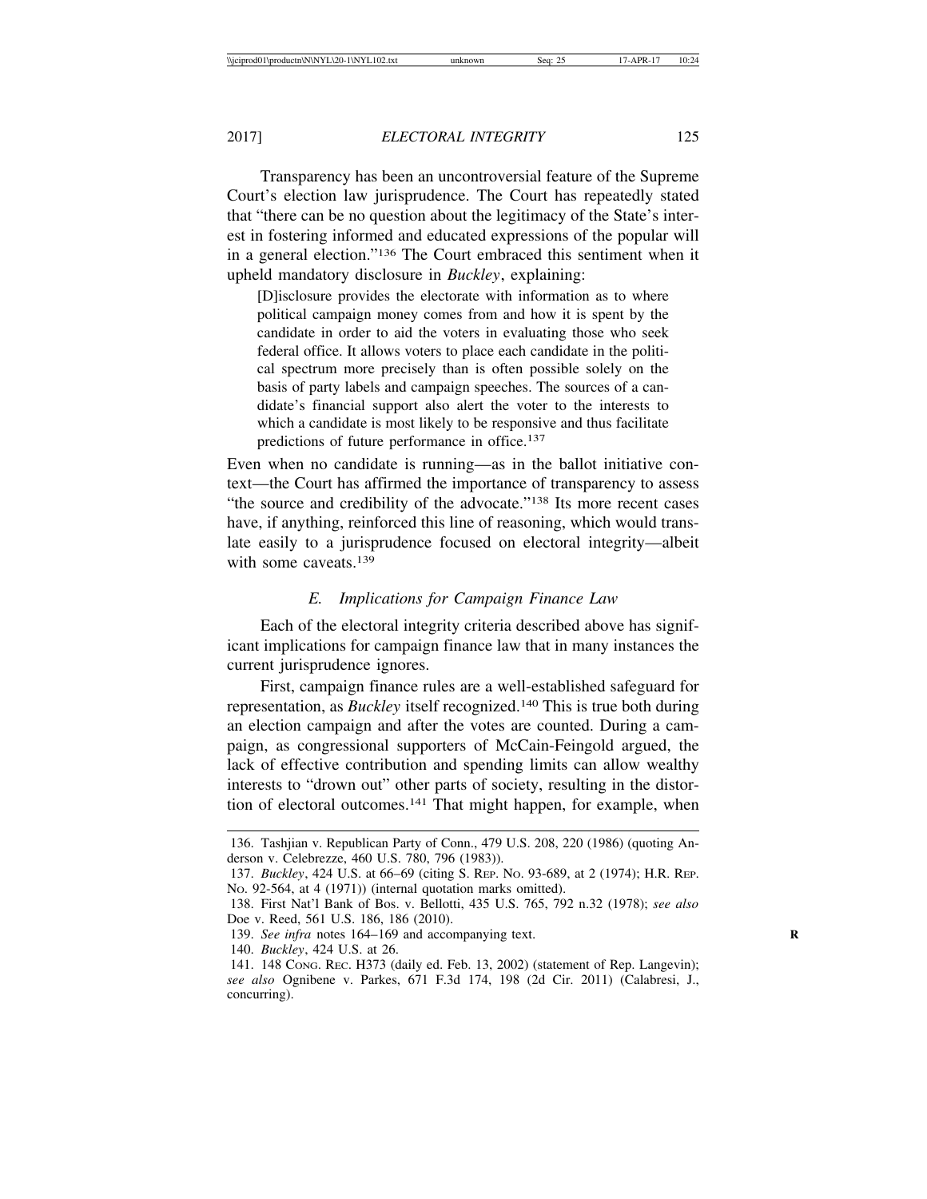Transparency has been an uncontroversial feature of the Supreme Court's election law jurisprudence. The Court has repeatedly stated that "there can be no question about the legitimacy of the State's interest in fostering informed and educated expressions of the popular will in a general election."[136] The Court embraced this sentiment when it upheld mandatory disclosure in *Buckley*, explaining:

> [D]isclosure provides the electorate with information as to where political campaign money comes from and how it is spent by the candidate in order to aid the voters in evaluating those who seek federal office. It allows voters to place each candidate in the political spectrum more precisely than is often possible solely on the basis of party labels and campaign speeches. The sources of a candidate's financial support also alert the voter to the interests to which a candidate is most likely to be responsive and thus facilitate predictions of future performance in office.[137]

Even when no candidate is running—as in the ballot initiative context—the Court has affirmed the importance of transparency to assess "the source and credibility of the advocate."[138] Its more recent cases have, if anything, reinforced this line of reasoning, which would translate easily to a jurisprudence focused on electoral integrity—albeit with some caveats.[139]

### *E. Implications for Campaign Finance Law*

Each of the electoral integrity criteria described above has significant implications for campaign finance law that in many instances the current jurisprudence ignores.

First, campaign finance rules are a well-established safeguard for representation, as *Buckley* itself recognized.[140] This is true both during an election campaign and after the votes are counted. During a campaign, as congressional supporters of McCain-Feingold argued, the lack of effective contribution and spending limits can allow wealthy interests to "drown out" other parts of society, resulting in the distortion of electoral outcomes.[141] That might happen, for example, when

---

136. Tashjian v. Republican Party of Conn., 479 U.S. 208, 220 (1986) (quoting Anderson v. Celebrezze, 460 U.S. 780, 796 (1983)).

137. *Buckley*, 424 U.S. at 66–69 (citing S. Rep. No. 93-689, at 2 (1974); H.R. Rep. No. 92-564, at 4 (1971)) (internal quotation marks omitted).

138. First Nat'l Bank of Bos. v. Bellotti, 435 U.S. 765, 792 n.32 (1978); *see also* Doe v. Reed, 561 U.S. 186, 186 (2010).

139. *See infra* notes 164–169 and accompanying text.

140. *Buckley*, 424 U.S. at 26.

141. 148 Cong. Rec. H373 (daily ed. Feb. 13, 2002) (statement of Rep. Langevin); *see also* Ognibene v. Parkes, 671 F.3d 174, 198 (2d Cir. 2011) (Calabresi, J., concurring).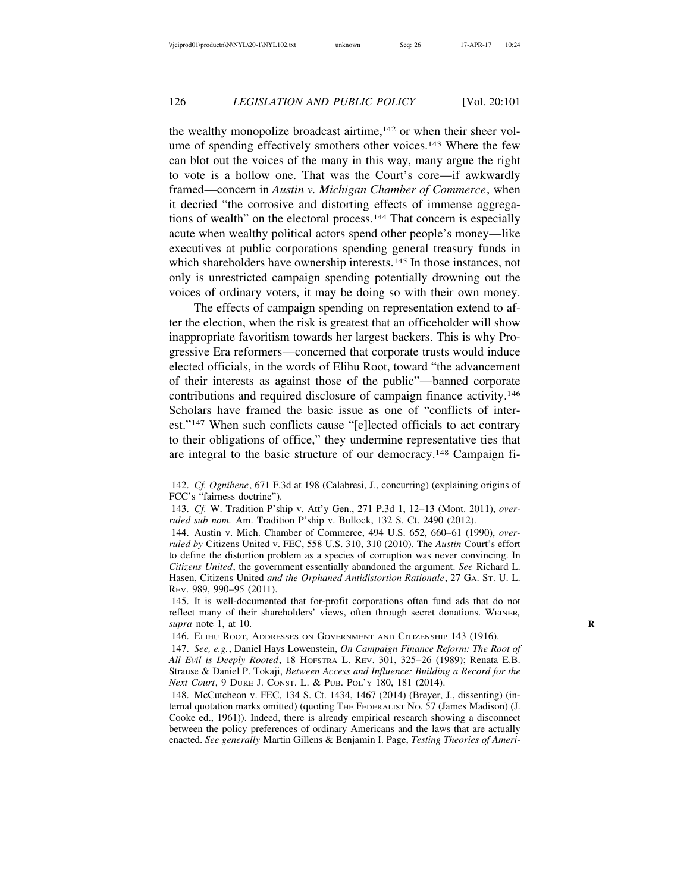the wealthy monopolize broadcast airtime,[142] or when their sheer volume of spending effectively smothers other voices.[143] Where the few can blot out the voices of the many in this way, many argue the right to vote is a hollow one. That was the Court's core—if awkwardly framed—concern in *Austin v. Michigan Chamber of Commerce*, when it decried "the corrosive and distorting effects of immense aggregations of wealth" on the electoral process.[144] That concern is especially acute when wealthy political actors spend other people's money—like executives at public corporations spending general treasury funds in which shareholders have ownership interests.[145] In those instances, not only is unrestricted campaign spending potentially drowning out the voices of ordinary voters, it may be doing so with their own money.

The effects of campaign spending on representation extend to after the election, when the risk is greatest that an officeholder will show inappropriate favoritism towards her largest backers. This is why Progressive Era reformers—concerned that corporate trusts would induce elected officials, in the words of Elihu Root, toward "the advancement of their interests as against those of the public"—banned corporate contributions and required disclosure of campaign finance activity.[146] Scholars have framed the basic issue as one of "conflicts of interest."[147] When such conflicts cause "[e]lected officials to act contrary to their obligations of office," they undermine representative ties that are integral to the basic structure of our democracy.[148] Campaign fi-

---

142. *Cf. Ognibene*, 671 F.3d at 198 (Calabresi, J., concurring) (explaining origins of FCC's "fairness doctrine").

143. *Cf.* W. Tradition P'ship v. Att'y Gen., 271 P.3d 1, 12–13 (Mont. 2011), *overruled sub nom.* Am. Tradition P'ship v. Bullock, 132 S. Ct. 2490 (2012).

144. Austin v. Mich. Chamber of Commerce, 494 U.S. 652, 660–61 (1990), *overruled by* Citizens United v. FEC, 558 U.S. 310, 310 (2010). The *Austin* Court's effort to define the distortion problem as a species of corruption was never convincing. In *Citizens United*, the government essentially abandoned the argument. *See* Richard L. Hasen, Citizens United *and the Orphaned Antidistortion Rationale*, 27 GA. ST. U. L. REV. 989, 990–95 (2011).

145. It is well-documented that for-profit corporations often fund ads that do not reflect many of their shareholders' views, often through secret donations. WEINER, *supra* note 1, at 10.

146. ELIHU ROOT, ADDRESSES ON GOVERNMENT AND CITIZENSHIP 143 (1916).

147. *See, e.g.*, Daniel Hays Lowenstein, *On Campaign Finance Reform: The Root of All Evil is Deeply Rooted*, 18 HOFSTRA L. REV. 301, 325–26 (1989); Renata E.B. Strause & Daniel P. Tokaji, *Between Access and Influence: Building a Record for the Next Court*, 9 DUKE J. CONST. L. & PUB. POL'Y 180, 181 (2014).

148. McCutcheon v. FEC, 134 S. Ct. 1434, 1467 (2014) (Breyer, J., dissenting) (internal quotation marks omitted) (quoting THE FEDERALIST NO. 57 (James Madison) (J. Cooke ed., 1961)). Indeed, there is already empirical research showing a disconnect between the policy preferences of ordinary Americans and the laws that are actually enacted. *See generally* Martin Gillens & Benjamin I. Page, *Testing Theories of Ameri-*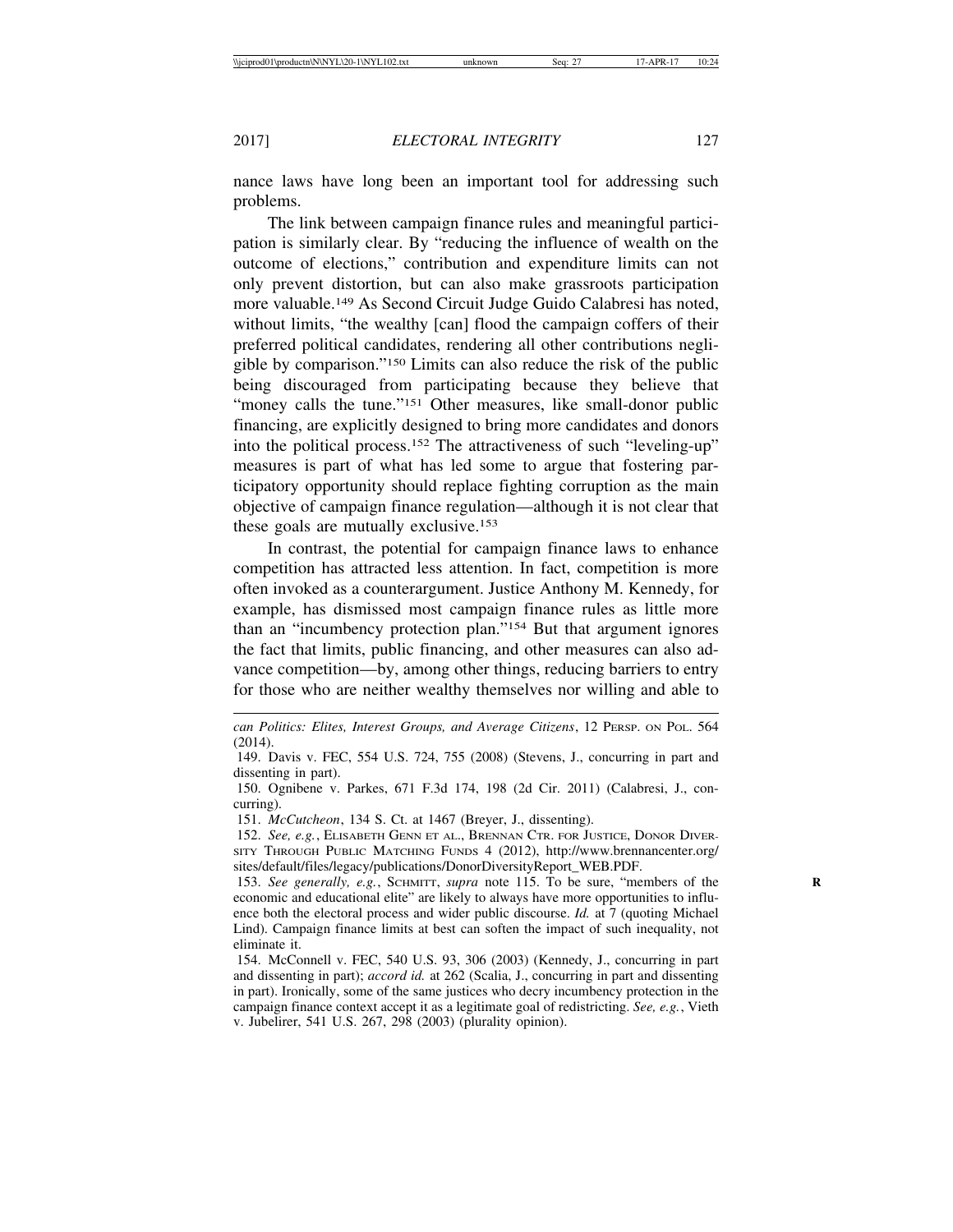nance laws have long been an important tool for addressing such problems.

The link between campaign finance rules and meaningful participation is similarly clear. By "reducing the influence of wealth on the outcome of elections," contribution and expenditure limits can not only prevent distortion, but can also make grassroots participation more valuable.[149] As Second Circuit Judge Guido Calabresi has noted, without limits, "the wealthy [can] flood the campaign coffers of their preferred political candidates, rendering all other contributions negligible by comparison."[150] Limits can also reduce the risk of the public being discouraged from participating because they believe that "money calls the tune."[151] Other measures, like small-donor public financing, are explicitly designed to bring more candidates and donors into the political process.[152] The attractiveness of such "leveling-up" measures is part of what has led some to argue that fostering participatory opportunity should replace fighting corruption as the main objective of campaign finance regulation—although it is not clear that these goals are mutually exclusive.[153]

In contrast, the potential for campaign finance laws to enhance competition has attracted less attention. In fact, competition is more often invoked as a counterargument. Justice Anthony M. Kennedy, for example, has dismissed most campaign finance rules as little more than an "incumbency protection plan."[154] But that argument ignores the fact that limits, public financing, and other measures can also advance competition—by, among other things, reducing barriers to entry for those who are neither wealthy themselves nor willing and able to

---

*can Politics: Elites, Interest Groups, and Average Citizens*, 12 PERSP. ON POL. 564 (2014).

149. Davis v. FEC, 554 U.S. 724, 755 (2008) (Stevens, J., concurring in part and dissenting in part).

150. Ognibene v. Parkes, 671 F.3d 174, 198 (2d Cir. 2011) (Calabresi, J., concurring).

151. *McCutcheon*, 134 S. Ct. at 1467 (Breyer, J., dissenting).

152. *See, e.g.*, ELISABETH GENN ET AL., BRENNAN CTR. FOR JUSTICE, DONOR DIVERSITY THROUGH PUBLIC MATCHING FUNDS 4 (2012), http://www.brennancenter.org/sites/default/files/legacy/publications/DonorDiversityReport_WEB.PDF.

153. *See generally, e.g.*, SCHMITT, *supra* note 115. To be sure, "members of the economic and educational elite" are likely to always have more opportunities to influence both the electoral process and wider public discourse. *Id.* at 7 (quoting Michael Lind). Campaign finance limits at best can soften the impact of such inequality, not eliminate it.

154. McConnell v. FEC, 540 U.S. 93, 306 (2003) (Kennedy, J., concurring in part and dissenting in part); *accord id.* at 262 (Scalia, J., concurring in part and dissenting in part). Ironically, some of the same justices who decry incumbency protection in the campaign finance context accept it as a legitimate goal of redistricting. *See, e.g.*, Vieth v. Jubelirer, 541 U.S. 267, 298 (2003) (plurality opinion).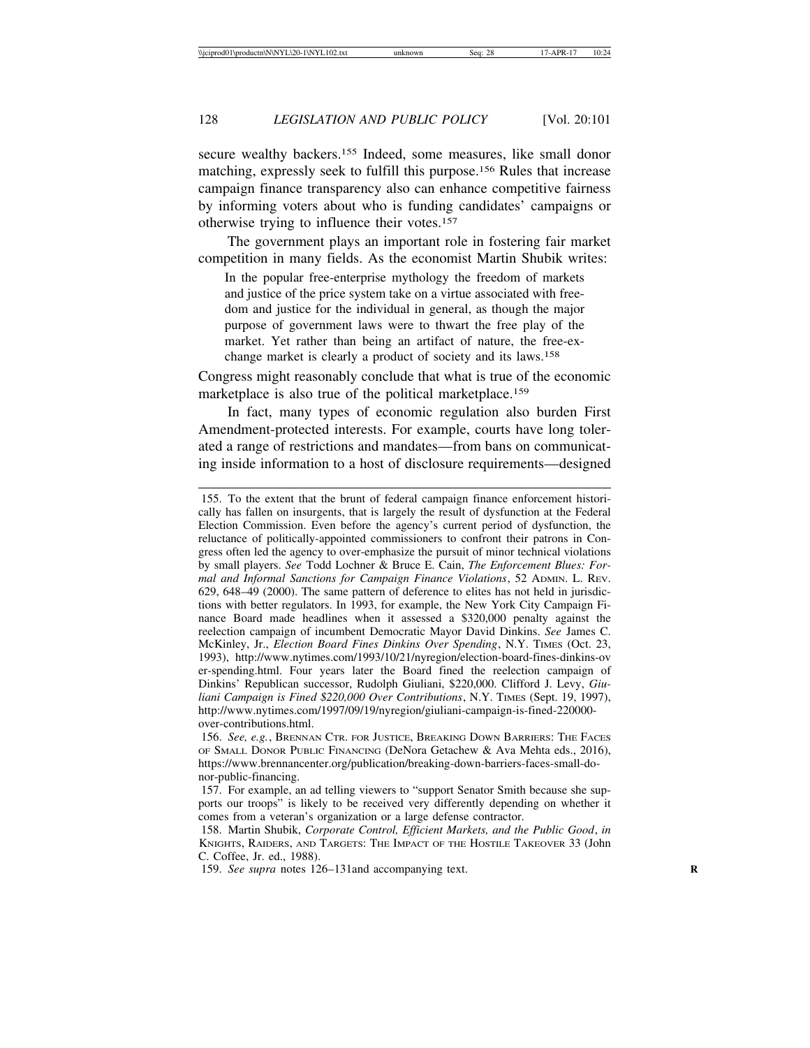secure wealthy backers.[155] Indeed, some measures, like small donor matching, expressly seek to fulfill this purpose.[156] Rules that increase campaign finance transparency also can enhance competitive fairness by informing voters about who is funding candidates' campaigns or otherwise trying to influence their votes.[157]

The government plays an important role in fostering fair market competition in many fields. As the economist Martin Shubik writes:

> In the popular free-enterprise mythology the freedom of markets and justice of the price system take on a virtue associated with freedom and justice for the individual in general, as though the major purpose of government laws were to thwart the free play of the market. Yet rather than being an artifact of nature, the free-exchange market is clearly a product of society and its laws.[158]

Congress might reasonably conclude that what is true of the economic marketplace is also true of the political marketplace.[159]

In fact, many types of economic regulation also burden First Amendment-protected interests. For example, courts have long tolerated a range of restrictions and mandates—from bans on communicating inside information to a host of disclosure requirements—designed

---

155. To the extent that the brunt of federal campaign finance enforcement historically has fallen on insurgents, that is largely the result of dysfunction at the Federal Election Commission. Even before the agency's current period of dysfunction, the reluctance of politically-appointed commissioners to confront their patrons in Congress often led the agency to over-emphasize the pursuit of minor technical violations by small players. *See* Todd Lochner & Bruce E. Cain, *The Enforcement Blues: Formal and Informal Sanctions for Campaign Finance Violations*, 52 ADMIN. L. REV. 629, 648–49 (2000). The same pattern of deference to elites has not held in jurisdictions with better regulators. In 1993, for example, the New York City Campaign Finance Board made headlines when it assessed a $320,000 penalty against the reelection campaign of incumbent Democratic Mayor David Dinkins. *See* James C. McKinley, Jr., *Election Board Fines Dinkins Over Spending*, N.Y. TIMES (Oct. 23, 1993), http://www.nytimes.com/1993/10/21/nyregion/election-board-fines-dinkins-over-spending.html. Four years later the Board fined the reelection campaign of Dinkins' Republican successor, Rudolph Giuliani, $220,000. Clifford J. Levy, *Giuliani Campaign is Fined $220,000 Over Contributions*, N.Y. TIMES (Sept. 19, 1997), http://www.nytimes.com/1997/09/19/nyregion/giuliani-campaign-is-fined-220000-over-contributions.html.

156. *See, e.g.*, BRENNAN CTR. FOR JUSTICE, BREAKING DOWN BARRIERS: THE FACES OF SMALL DONOR PUBLIC FINANCING (DeNora Getachew & Ava Mehta eds., 2016), https://www.brennancenter.org/publication/breaking-down-barriers-faces-small-donor-public-financing.

157. For example, an ad telling viewers to "support Senator Smith because she supports our troops" is likely to be received very differently depending on whether it comes from a veteran's organization or a large defense contractor.

158. Martin Shubik, *Corporate Control, Efficient Markets, and the Public Good*, *in* KNIGHTS, RAIDERS, AND TARGETS: THE IMPACT OF THE HOSTILE TAKEOVER 33 (John C. Coffee, Jr. ed., 1988).

159. *See supra* notes 126–131and accompanying text.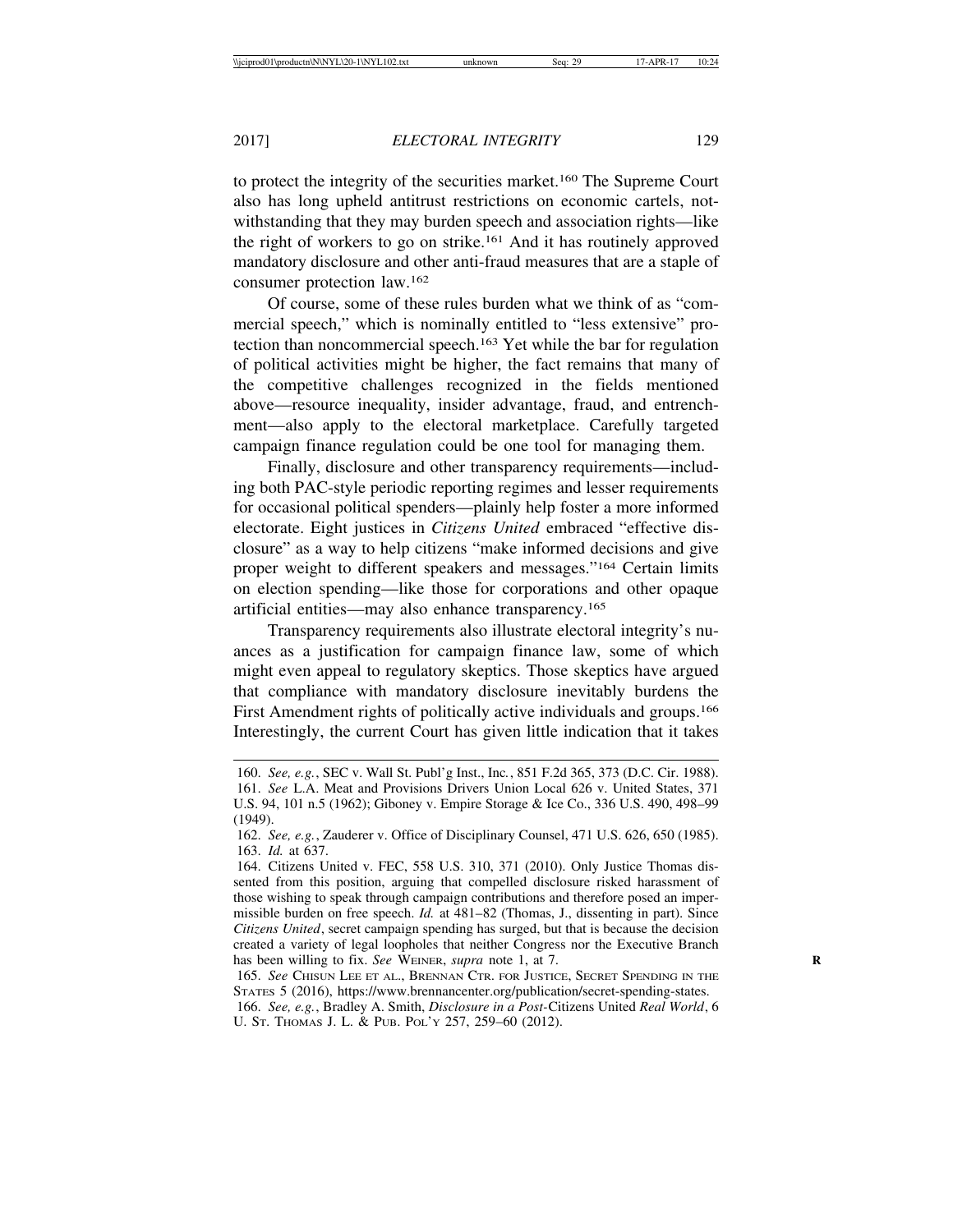to protect the integrity of the securities market.[160] The Supreme Court also has long upheld antitrust restrictions on economic cartels, notwithstanding that they may burden speech and association rights—like the right of workers to go on strike.[161] And it has routinely approved mandatory disclosure and other anti-fraud measures that are a staple of consumer protection law.[162]

Of course, some of these rules burden what we think of as "commercial speech," which is nominally entitled to "less extensive" protection than noncommercial speech.[163] Yet while the bar for regulation of political activities might be higher, the fact remains that many of the competitive challenges recognized in the fields mentioned above—resource inequality, insider advantage, fraud, and entrenchment—also apply to the electoral marketplace. Carefully targeted campaign finance regulation could be one tool for managing them.

Finally, disclosure and other transparency requirements—including both PAC-style periodic reporting regimes and lesser requirements for occasional political spenders—plainly help foster a more informed electorate. Eight justices in *Citizens United* embraced "effective disclosure" as a way to help citizens "make informed decisions and give proper weight to different speakers and messages."[164] Certain limits on election spending—like those for corporations and other opaque artificial entities—may also enhance transparency.[165]

Transparency requirements also illustrate electoral integrity's nuances as a justification for campaign finance law, some of which might even appeal to regulatory skeptics. Those skeptics have argued that compliance with mandatory disclosure inevitably burdens the First Amendment rights of politically active individuals and groups.[166] Interestingly, the current Court has given little indication that it takes

---

160. *See, e.g.*, SEC v. Wall St. Publ'g Inst., Inc., 851 F.2d 365, 373 (D.C. Cir. 1988).

161. *See* L.A. Meat and Provisions Drivers Union Local 626 v. United States, 371 U.S. 94, 101 n.5 (1962); Giboney v. Empire Storage & Ice Co., 336 U.S. 490, 498–99 (1949).

162. *See, e.g.*, Zauderer v. Office of Disciplinary Counsel, 471 U.S. 626, 650 (1985).

163. *Id.* at 637.

164. Citizens United v. FEC, 558 U.S. 310, 371 (2010). Only Justice Thomas dissented from this position, arguing that compelled disclosure risked harassment of those wishing to speak through campaign contributions and therefore posed an impermissible burden on free speech. *Id.* at 481–82 (Thomas, J., dissenting in part). Since *Citizens United*, secret campaign spending has surged, but that is because the decision created a variety of legal loopholes that neither Congress nor the Executive Branch has been willing to fix. *See* WEINER, *supra* note 1, at 7.

165. *See* CHISUN LEE ET AL., BRENNAN CTR. FOR JUSTICE, SECRET SPENDING IN THE STATES 5 (2016), https://www.brennancenter.org/publication/secret-spending-states.

166. *See, e.g.*, Bradley A. Smith, *Disclosure in a Post-*Citizens United *Real World*, 6 U. ST. THOMAS J. L. & PUB. POL'Y 257, 259–60 (2012).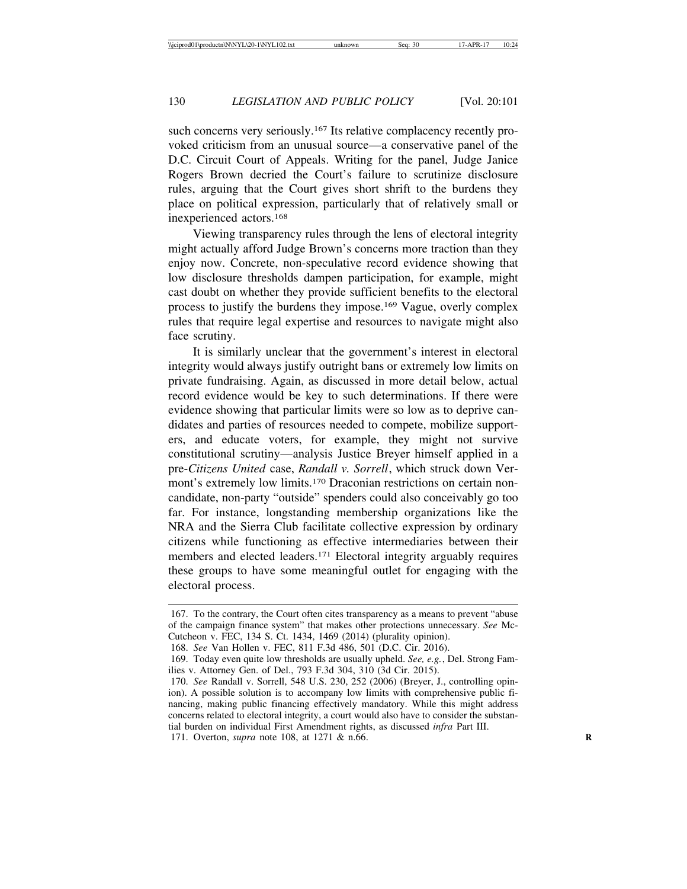such concerns very seriously.[167] Its relative complacency recently provoked criticism from an unusual source—a conservative panel of the D.C. Circuit Court of Appeals. Writing for the panel, Judge Janice Rogers Brown decried the Court's failure to scrutinize disclosure rules, arguing that the Court gives short shrift to the burdens they place on political expression, particularly that of relatively small or inexperienced actors.[168]

Viewing transparency rules through the lens of electoral integrity might actually afford Judge Brown's concerns more traction than they enjoy now. Concrete, non-speculative record evidence showing that low disclosure thresholds dampen participation, for example, might cast doubt on whether they provide sufficient benefits to the electoral process to justify the burdens they impose.[169] Vague, overly complex rules that require legal expertise and resources to navigate might also face scrutiny.

It is similarly unclear that the government's interest in electoral integrity would always justify outright bans or extremely low limits on private fundraising. Again, as discussed in more detail below, actual record evidence would be key to such determinations. If there were evidence showing that particular limits were so low as to deprive candidates and parties of resources needed to compete, mobilize supporters, and educate voters, for example, they might not survive constitutional scrutiny—analysis Justice Breyer himself applied in a pre-*Citizens United* case, *Randall v. Sorrell*, which struck down Vermont's extremely low limits.[170] Draconian restrictions on certain non-candidate, non-party "outside" spenders could also conceivably go too far. For instance, longstanding membership organizations like the NRA and the Sierra Club facilitate collective expression by ordinary citizens while functioning as effective intermediaries between their members and elected leaders.[171] Electoral integrity arguably requires these groups to have some meaningful outlet for engaging with the electoral process.

---

167. To the contrary, the Court often cites transparency as a means to prevent "abuse of the campaign finance system" that makes other protections unnecessary. *See* McCutcheon v. FEC, 134 S. Ct. 1434, 1469 (2014) (plurality opinion).

168. *See* Van Hollen v. FEC, 811 F.3d 486, 501 (D.C. Cir. 2016).

169. Today even quite low thresholds are usually upheld. *See, e.g.*, Del. Strong Families v. Attorney Gen. of Del., 793 F.3d 304, 310 (3d Cir. 2015).

170. *See* Randall v. Sorrell, 548 U.S. 230, 252 (2006) (Breyer, J., controlling opinion). A possible solution is to accompany low limits with comprehensive public financing, making public financing effectively mandatory. While this might address concerns related to electoral integrity, a court would also have to consider the substantial burden on individual First Amendment rights, as discussed *infra* Part III.

171. Overton, *supra* note 108, at 1271 & n.66.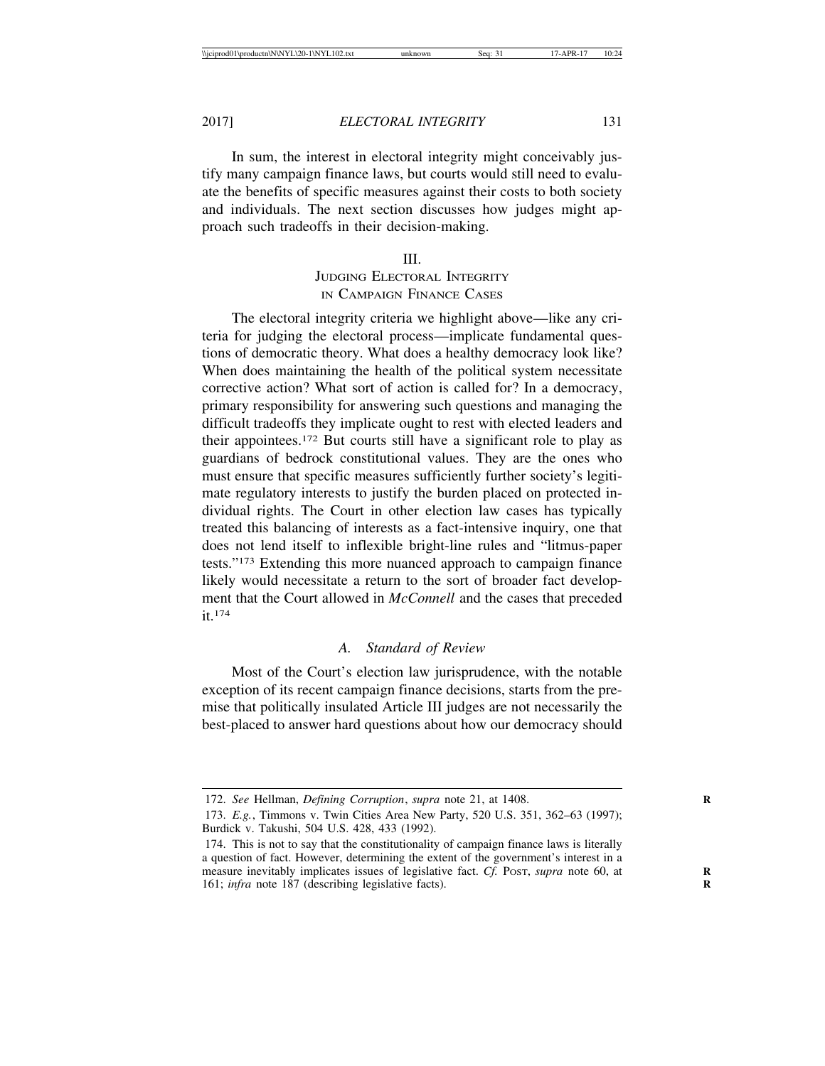In sum, the interest in electoral integrity might conceivably justify many campaign finance laws, but courts would still need to evaluate the benefits of specific measures against their costs to both society and individuals. The next section discusses how judges might approach such tradeoffs in their decision-making.

## III. JUDGING ELECTORAL INTEGRITY IN CAMPAIGN FINANCE CASES

The electoral integrity criteria we highlight above—like any criteria for judging the electoral process—implicate fundamental questions of democratic theory. What does a healthy democracy look like? When does maintaining the health of the political system necessitate corrective action? What sort of action is called for? In a democracy, primary responsibility for answering such questions and managing the difficult tradeoffs they implicate ought to rest with elected leaders and their appointees.[172] But courts still have a significant role to play as guardians of bedrock constitutional values. They are the ones who must ensure that specific measures sufficiently further society's legitimate regulatory interests to justify the burden placed on protected individual rights. The Court in other election law cases has typically treated this balancing of interests as a fact-intensive inquiry, one that does not lend itself to inflexible bright-line rules and "litmus-paper tests."[173] Extending this more nuanced approach to campaign finance likely would necessitate a return to the sort of broader fact development that the Court allowed in *McConnell* and the cases that preceded it.[174]

### *A. Standard of Review*

Most of the Court's election law jurisprudence, with the notable exception of its recent campaign finance decisions, starts from the premise that politically insulated Article III judges are not necessarily the best-placed to answer hard questions about how our democracy should

---

172. *See* Hellman, *Defining Corruption*, *supra* note 21, at 1408.

173. *E.g.*, Timmons v. Twin Cities Area New Party, 520 U.S. 351, 362–63 (1997); Burdick v. Takushi, 504 U.S. 428, 433 (1992).

174. This is not to say that the constitutionality of campaign finance laws is literally a question of fact. However, determining the extent of the government's interest in a measure inevitably implicates issues of legislative fact. *Cf.* POST, *supra* note 60, at 161; *infra* note 187 (describing legislative facts).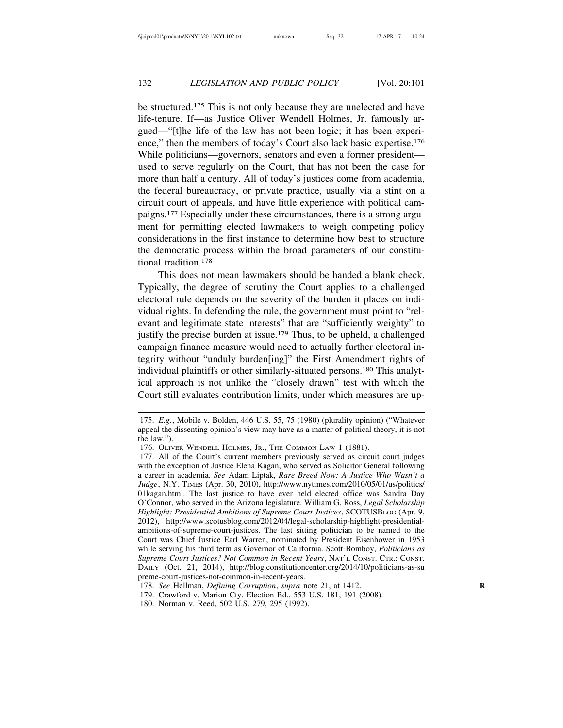be structured.[175] This is not only because they are unelected and have life-tenure. If—as Justice Oliver Wendell Holmes, Jr. famously argued—"[t]he life of the law has not been logic; it has been experience," then the members of today's Court also lack basic expertise.[176] While politicians—governors, senators and even a former president—used to serve regularly on the Court, that has not been the case for more than half a century. All of today's justices come from academia, the federal bureaucracy, or private practice, usually via a stint on a circuit court of appeals, and have little experience with political campaigns.[177] Especially under these circumstances, there is a strong argument for permitting elected lawmakers to weigh competing policy considerations in the first instance to determine how best to structure the democratic process within the broad parameters of our constitutional tradition.[178]

This does not mean lawmakers should be handed a blank check. Typically, the degree of scrutiny the Court applies to a challenged electoral rule depends on the severity of the burden it places on individual rights. In defending the rule, the government must point to "relevant and legitimate state interests" that are "sufficiently weighty" to justify the precise burden at issue.[179] Thus, to be upheld, a challenged campaign finance measure would need to actually further electoral integrity without "unduly burden[ing]" the First Amendment rights of individual plaintiffs or other similarly-situated persons.[180] This analytical approach is not unlike the "closely drawn" test with which the Court still evaluates contribution limits, under which measures are up-

---

175. *E.g.*, Mobile v. Bolden, 446 U.S. 55, 75 (1980) (plurality opinion) ("Whatever appeal the dissenting opinion's view may have as a matter of political theory, it is not the law.").

176. Oliver Wendell Holmes, Jr., The Common Law 1 (1881).

177. All of the Court's current members previously served as circuit court judges with the exception of Justice Elena Kagan, who served as Solicitor General following a career in academia. *See* Adam Liptak, *Rare Breed Now: A Justice Who Wasn't a Judge*, N.Y. Times (Apr. 30, 2010), http://www.nytimes.com/2010/05/01/us/politics/01kagan.html. The last justice to have ever held elected office was Sandra Day O'Connor, who served in the Arizona legislature. William G. Ross, *Legal Scholarship Highlight: Presidential Ambitions of Supreme Court Justices*, SCOTUSBlog (Apr. 9, 2012), http://www.scotusblog.com/2012/04/legal-scholarship-highlight-presidential-ambitions-of-supreme-court-justices. The last sitting politician to be named to the Court was Chief Justice Earl Warren, nominated by President Eisenhower in 1953 while serving his third term as Governor of California. Scott Bomboy, *Politicians as Supreme Court Justices? Not Common in Recent Years*, Nat'l Const. Ctr.: Const. Daily (Oct. 21, 2014), http://blog.constitutioncenter.org/2014/10/politicians-as-supreme-court-justices-not-common-in-recent-years.

178. *See* Hellman, *Defining Corruption*, *supra* note 21, at 1412.

179. Crawford v. Marion Cty. Election Bd., 553 U.S. 181, 191 (2008).

180. Norman v. Reed, 502 U.S. 279, 295 (1992).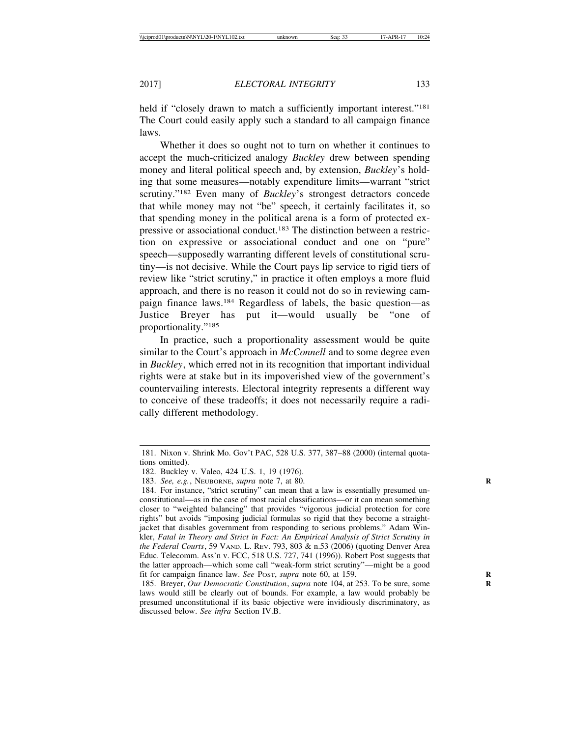held if "closely drawn to match a sufficiently important interest."[181] The Court could easily apply such a standard to all campaign finance laws.

Whether it does so ought not to turn on whether it continues to accept the much-criticized analogy *Buckley* drew between spending money and literal political speech and, by extension, *Buckley*'s holding that some measures—notably expenditure limits—warrant "strict scrutiny."[182] Even many of *Buckley*'s strongest detractors concede that while money may not "be" speech, it certainly facilitates it, so that spending money in the political arena is a form of protected expressive or associational conduct.[183] The distinction between a restriction on expressive or associational conduct and one on "pure" speech—supposedly warranting different levels of constitutional scrutiny—is not decisive. While the Court pays lip service to rigid tiers of review like "strict scrutiny," in practice it often employs a more fluid approach, and there is no reason it could not do so in reviewing campaign finance laws.[184] Regardless of labels, the basic question—as Justice Breyer has put it—would usually be "one of proportionality."[185]

In practice, such a proportionality assessment would be quite similar to the Court's approach in *McConnell* and to some degree even in *Buckley*, which erred not in its recognition that important individual rights were at stake but in its impoverished view of the government's countervailing interests. Electoral integrity represents a different way to conceive of these tradeoffs; it does not necessarily require a radically different methodology.

---

181. Nixon v. Shrink Mo. Gov't PAC, 528 U.S. 377, 387–88 (2000) (internal quotations omitted).

182. Buckley v. Valeo, 424 U.S. 1, 19 (1976).

183. *See, e.g.*, NEUBORNE, *supra* note 7, at 80.

184. For instance, "strict scrutiny" can mean that a law is essentially presumed unconstitutional—as in the case of most racial classifications—or it can mean something closer to "weighted balancing" that provides "vigorous judicial protection for core rights" but avoids "imposing judicial formulas so rigid that they become a straightjacket that disables government from responding to serious problems." Adam Winkler, *Fatal in Theory and Strict in Fact: An Empirical Analysis of Strict Scrutiny in the Federal Courts*, 59 VAND. L. REV. 793, 803 & n.53 (2006) (quoting Denver Area Educ. Telecomm. Ass'n v. FCC, 518 U.S. 727, 741 (1996)). Robert Post suggests that the latter approach—which some call "weak-form strict scrutiny"—might be a good fit for campaign finance law. *See* POST, *supra* note 60, at 159.

185. Breyer, *Our Democratic Constitution*, *supra* note 104, at 253. To be sure, some laws would still be clearly out of bounds. For example, a law would probably be presumed unconstitutional if its basic objective were invidiously discriminatory, as discussed below. *See infra* Section IV.B.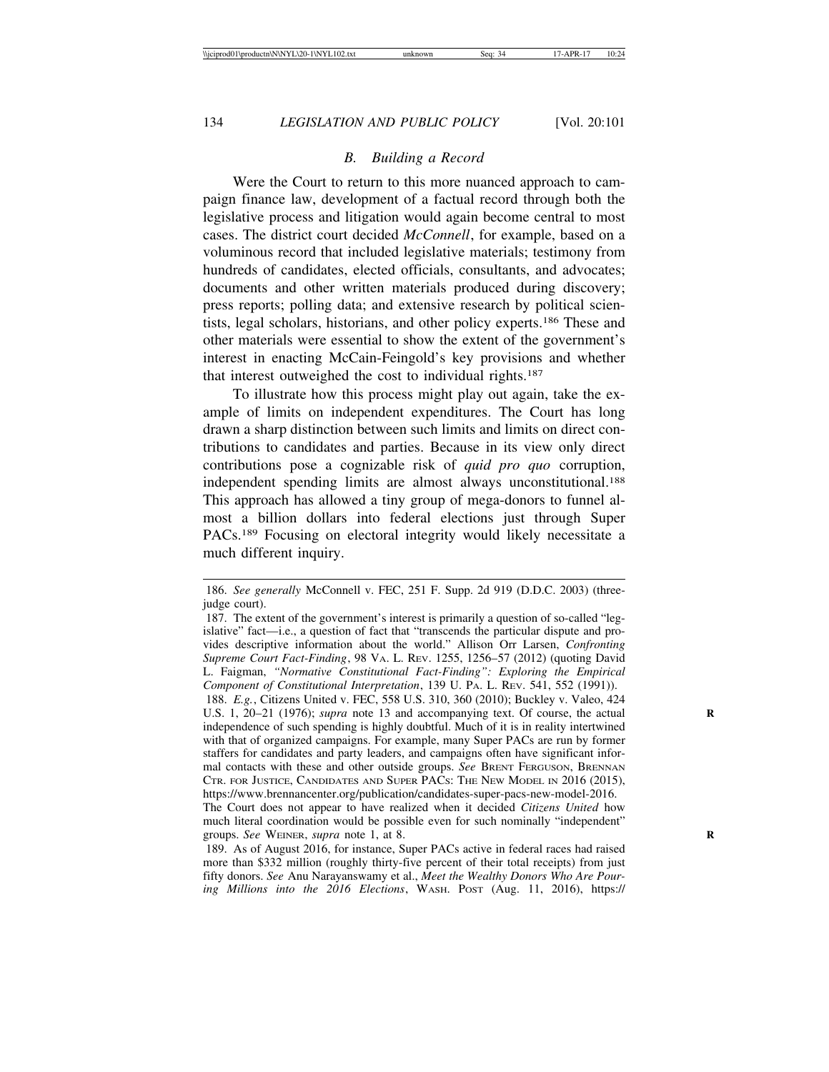### *B. Building a Record*

Were the Court to return to this more nuanced approach to campaign finance law, development of a factual record through both the legislative process and litigation would again become central to most cases. The district court decided *McConnell*, for example, based on a voluminous record that included legislative materials; testimony from hundreds of candidates, elected officials, consultants, and advocates; documents and other written materials produced during discovery; press reports; polling data; and extensive research by political scientists, legal scholars, historians, and other policy experts.[186] These and other materials were essential to show the extent of the government's interest in enacting McCain-Feingold's key provisions and whether that interest outweighed the cost to individual rights.[187]

To illustrate how this process might play out again, take the example of limits on independent expenditures. The Court has long drawn a sharp distinction between such limits and limits on direct contributions to candidates and parties. Because in its view only direct contributions pose a cognizable risk of *quid pro quo* corruption, independent spending limits are almost always unconstitutional.[188] This approach has allowed a tiny group of mega-donors to funnel almost a billion dollars into federal elections just through Super PACs.[189] Focusing on electoral integrity would likely necessitate a much different inquiry.

---

186. *See generally* McConnell v. FEC, 251 F. Supp. 2d 919 (D.D.C. 2003) (three-judge court).

187. The extent of the government's interest is primarily a question of so-called "legislative" fact—i.e., a question of fact that "transcends the particular dispute and provides descriptive information about the world." Allison Orr Larsen, *Confronting Supreme Court Fact-Finding*, 98 VA. L. REV. 1255, 1256–57 (2012) (quoting David L. Faigman, *"Normative Constitutional Fact-Finding": Exploring the Empirical Component of Constitutional Interpretation*, 139 U. PA. L. REV. 541, 552 (1991)).

188. *E.g.*, Citizens United v. FEC, 558 U.S. 310, 360 (2010); Buckley v. Valeo, 424 U.S. 1, 20–21 (1976); *supra* note 13 and accompanying text. Of course, the actual independence of such spending is highly doubtful. Much of it is in reality intertwined with that of organized campaigns. For example, many Super PACs are run by former staffers for candidates and party leaders, and campaigns often have significant informal contacts with these and other outside groups. *See* BRENT FERGUSON, BRENNAN CTR. FOR JUSTICE, CANDIDATES AND SUPER PACS: THE NEW MODEL IN 2016 (2015), https://www.brennancenter.org/publication/candidates-super-pacs-new-model-2016. The Court does not appear to have realized when it decided *Citizens United* how much literal coordination would be possible even for such nominally "independent" groups. *See* WEINER, *supra* note 1, at 8.

189. As of August 2016, for instance, Super PACs active in federal races had raised more than \$332 million (roughly thirty-five percent of their total receipts) from just fifty donors. *See* Anu Narayanswamy et al., *Meet the Wealthy Donors Who Are Pouring Millions into the 2016 Elections*, WASH. POST (Aug. 11, 2016), https://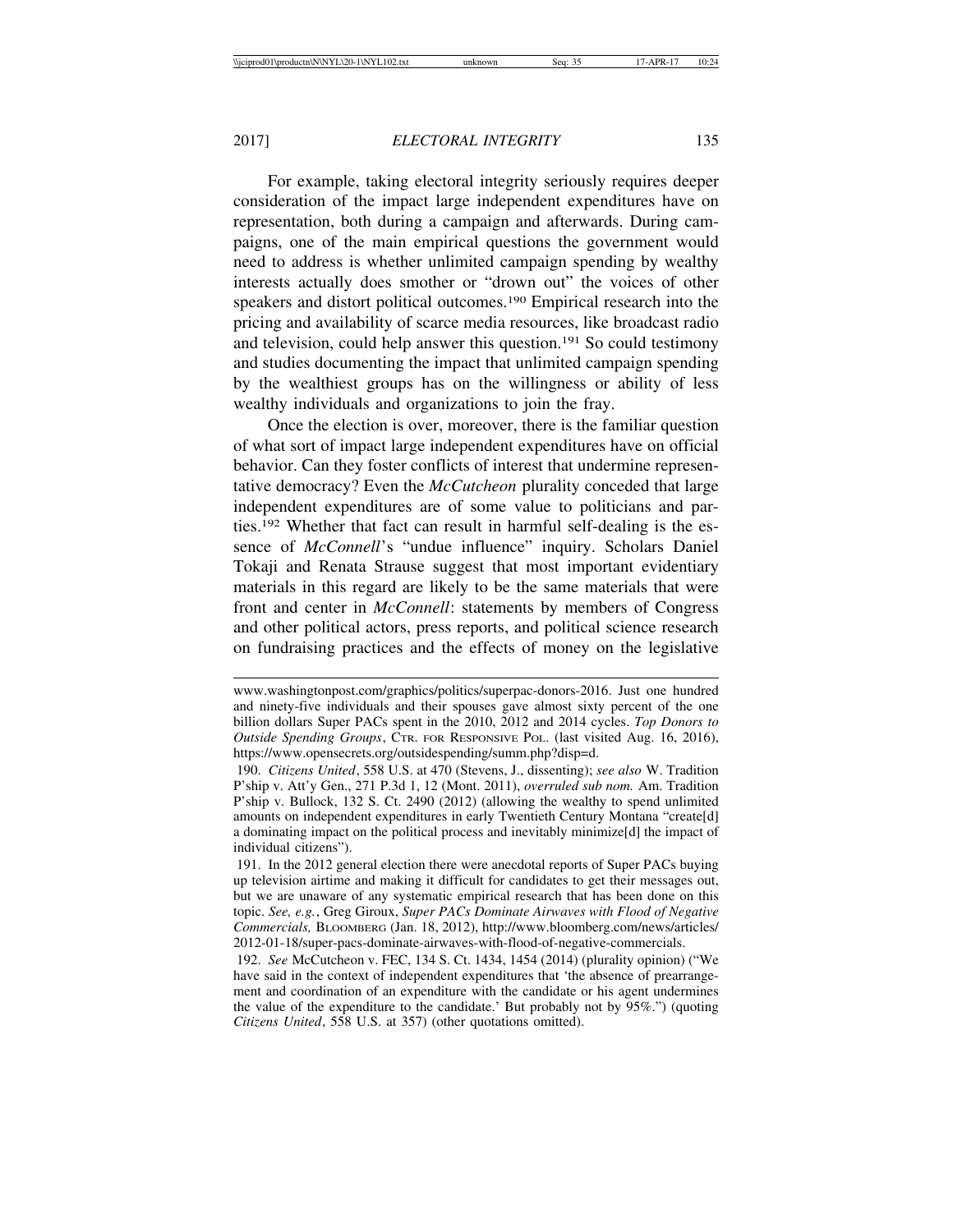For example, taking electoral integrity seriously requires deeper consideration of the impact large independent expenditures have on representation, both during a campaign and afterwards. During campaigns, one of the main empirical questions the government would need to address is whether unlimited campaign spending by wealthy interests actually does smother or "drown out" the voices of other speakers and distort political outcomes.[190] Empirical research into the pricing and availability of scarce media resources, like broadcast radio and television, could help answer this question.[191] So could testimony and studies documenting the impact that unlimited campaign spending by the wealthiest groups has on the willingness or ability of less wealthy individuals and organizations to join the fray.

Once the election is over, moreover, there is the familiar question of what sort of impact large independent expenditures have on official behavior. Can they foster conflicts of interest that undermine representative democracy? Even the *McCutcheon* plurality conceded that large independent expenditures are of some value to politicians and parties.[192] Whether that fact can result in harmful self-dealing is the essence of *McConnell*'s "undue influence" inquiry. Scholars Daniel Tokaji and Renata Strause suggest that most important evidentiary materials in this regard are likely to be the same materials that were front and center in *McConnell*: statements by members of Congress and other political actors, press reports, and political science research on fundraising practices and the effects of money on the legislative

---

www.washingtonpost.com/graphics/politics/superpac-donors-2016. Just one hundred and ninety-five individuals and their spouses gave almost sixty percent of the one billion dollars Super PACs spent in the 2010, 2012 and 2014 cycles. *Top Donors to Outside Spending Groups*, CTR. FOR RESPONSIVE POL. (last visited Aug. 16, 2016), https://www.opensecrets.org/outsidespending/summ.php?disp=d.

190. *Citizens United*, 558 U.S. at 470 (Stevens, J., dissenting); *see also* W. Tradition P'ship v. Att'y Gen., 271 P.3d 1, 12 (Mont. 2011), *overruled sub nom.* Am. Tradition P'ship v. Bullock, 132 S. Ct. 2490 (2012) (allowing the wealthy to spend unlimited amounts on independent expenditures in early Twentieth Century Montana "create[d] a dominating impact on the political process and inevitably minimize[d] the impact of individual citizens").

191. In the 2012 general election there were anecdotal reports of Super PACs buying up television airtime and making it difficult for candidates to get their messages out, but we are unaware of any systematic empirical research that has been done on this topic. *See, e.g.*, Greg Giroux, *Super PACs Dominate Airwaves with Flood of Negative Commercials,* BLOOMBERG (Jan. 18, 2012), http://www.bloomberg.com/news/articles/2012-01-18/super-pacs-dominate-airwaves-with-flood-of-negative-commercials.

192. *See* McCutcheon v. FEC, 134 S. Ct. 1434, 1454 (2014) (plurality opinion) ("We have said in the context of independent expenditures that 'the absence of prearrangement and coordination of an expenditure with the candidate or his agent undermines the value of the expenditure to the candidate.' But probably not by 95%.") (quoting *Citizens United*, 558 U.S. at 357) (other quotations omitted).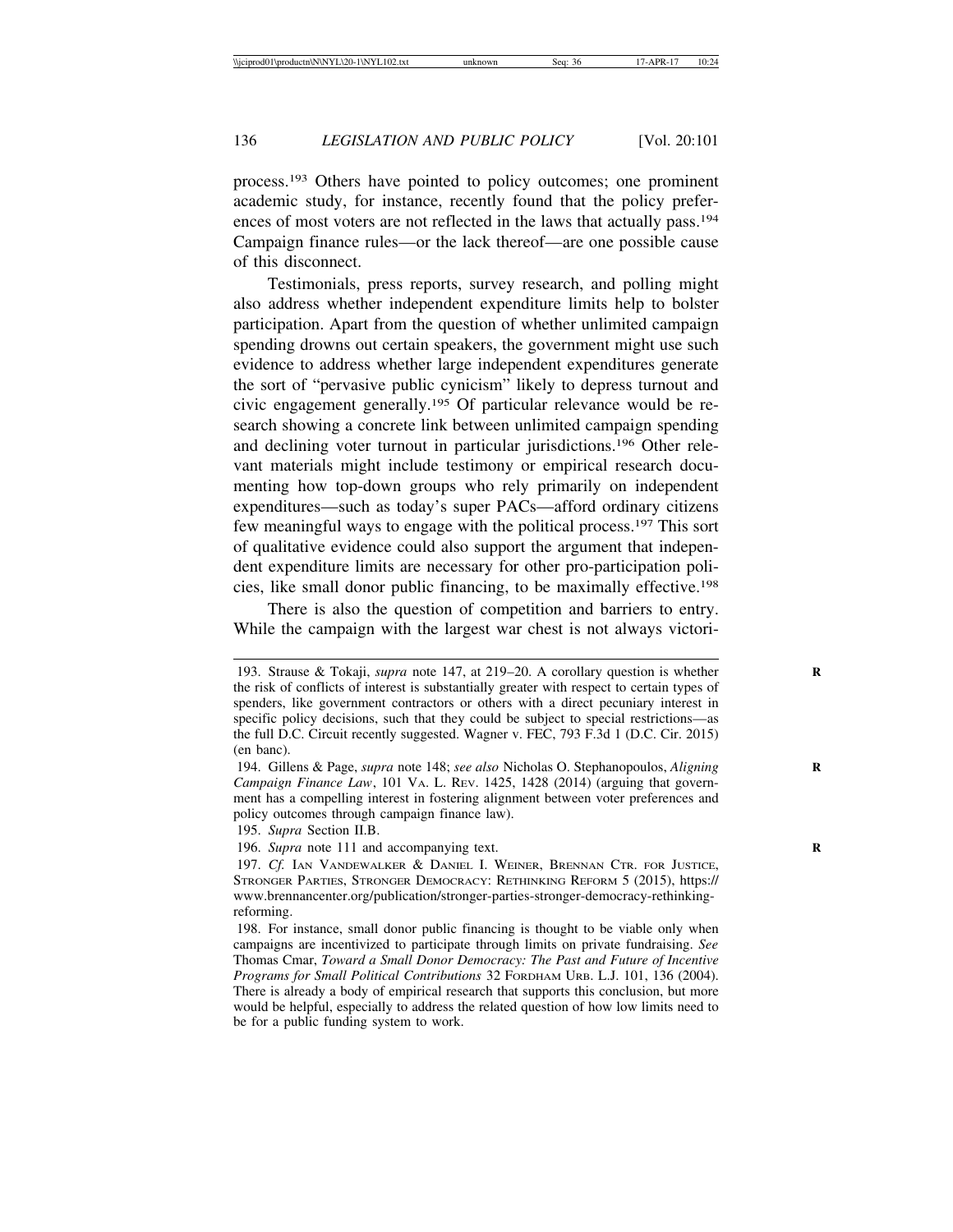process.[193] Others have pointed to policy outcomes; one prominent academic study, for instance, recently found that the policy preferences of most voters are not reflected in the laws that actually pass.[194] Campaign finance rules—or the lack thereof—are one possible cause of this disconnect.

Testimonials, press reports, survey research, and polling might also address whether independent expenditure limits help to bolster participation. Apart from the question of whether unlimited campaign spending drowns out certain speakers, the government might use such evidence to address whether large independent expenditures generate the sort of "pervasive public cynicism" likely to depress turnout and civic engagement generally.[195] Of particular relevance would be research showing a concrete link between unlimited campaign spending and declining voter turnout in particular jurisdictions.[196] Other relevant materials might include testimony or empirical research documenting how top-down groups who rely primarily on independent expenditures—such as today's super PACs—afford ordinary citizens few meaningful ways to engage with the political process.[197] This sort of qualitative evidence could also support the argument that independent expenditure limits are necessary for other pro-participation policies, like small donor public financing, to be maximally effective.[198]

There is also the question of competition and barriers to entry. While the campaign with the largest war chest is not always victori-

---

193. Strause & Tokaji, *supra* note 147, at 219–20. A corollary question is whether the risk of conflicts of interest is substantially greater with respect to certain types of spenders, like government contractors or others with a direct pecuniary interest in specific policy decisions, such that they could be subject to special restrictions—as the full D.C. Circuit recently suggested. Wagner v. FEC, 793 F.3d 1 (D.C. Cir. 2015) (en banc).

194. Gillens & Page, *supra* note 148; *see also* Nicholas O. Stephanopoulos, *Aligning Campaign Finance Law*, 101 VA. L. REV. 1425, 1428 (2014) (arguing that government has a compelling interest in fostering alignment between voter preferences and policy outcomes through campaign finance law).

195. *Supra* Section II.B.

196. *Supra* note 111 and accompanying text.

197. *Cf.* IAN VANDEWALKER & DANIEL I. WEINER, BRENNAN CTR. FOR JUSTICE, STRONGER PARTIES, STRONGER DEMOCRACY: RETHINKING REFORM 5 (2015), https://www.brennancenter.org/publication/stronger-parties-stronger-democracy-rethinking-reforming.

198. For instance, small donor public financing is thought to be viable only when campaigns are incentivized to participate through limits on private fundraising. *See* Thomas Cmar, *Toward a Small Donor Democracy: The Past and Future of Incentive Programs for Small Political Contributions* 32 FORDHAM URB. L.J. 101, 136 (2004). There is already a body of empirical research that supports this conclusion, but more would be helpful, especially to address the related question of how low limits need to be for a public funding system to work.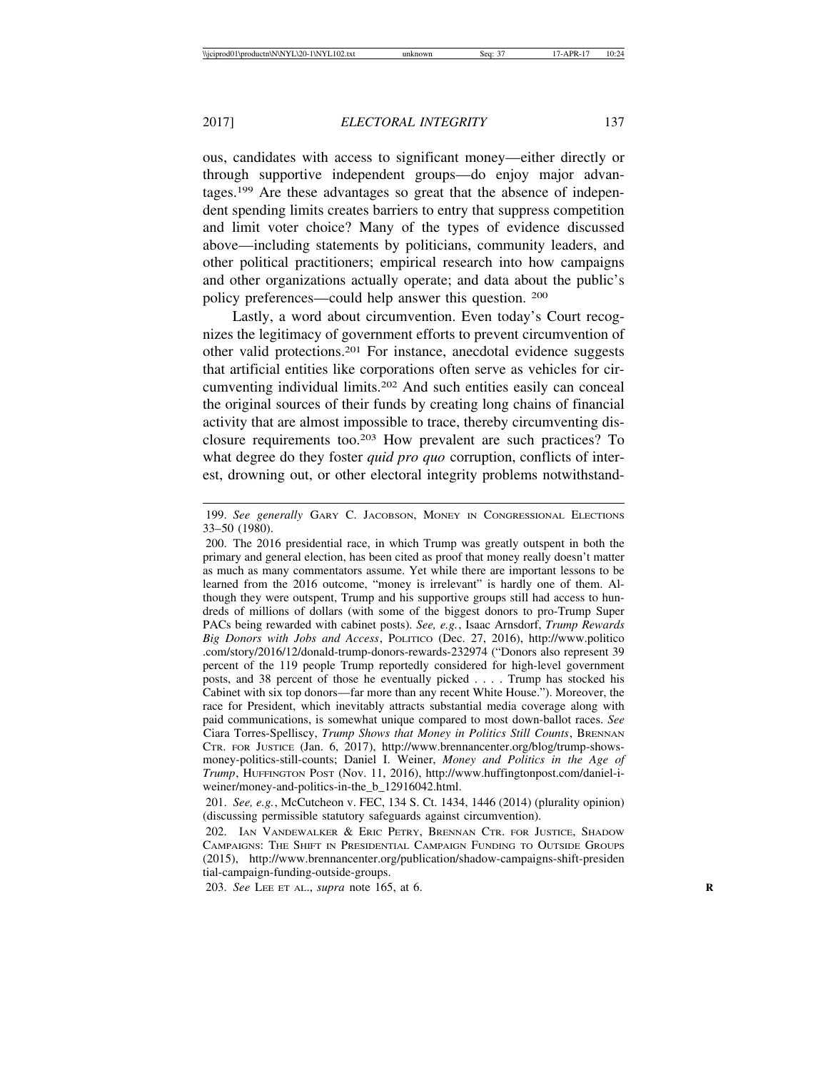ous, candidates with access to significant money—either directly or through supportive independent groups—do enjoy major advantages.[199] Are these advantages so great that the absence of independent spending limits creates barriers to entry that suppress competition and limit voter choice? Many of the types of evidence discussed above—including statements by politicians, community leaders, and other political practitioners; empirical research into how campaigns and other organizations actually operate; and data about the public's policy preferences—could help answer this question. [200]

Lastly, a word about circumvention. Even today's Court recognizes the legitimacy of government efforts to prevent circumvention of other valid protections.[201] For instance, anecdotal evidence suggests that artificial entities like corporations often serve as vehicles for circumventing individual limits.[202] And such entities easily can conceal the original sources of their funds by creating long chains of financial activity that are almost impossible to trace, thereby circumventing disclosure requirements too.[203] How prevalent are such practices? To what degree do they foster *quid pro quo* corruption, conflicts of interest, drowning out, or other electoral integrity problems notwithstand-

---

199. *See generally* Gary C. Jacobson, Money in Congressional Elections 33–50 (1980).

200. The 2016 presidential race, in which Trump was greatly outspent in both the primary and general election, has been cited as proof that money really doesn't matter as much as many commentators assume. Yet while there are important lessons to be learned from the 2016 outcome, "money is irrelevant" is hardly one of them. Although they were outspent, Trump and his supportive groups still had access to hundreds of millions of dollars (with some of the biggest donors to pro-Trump Super PACs being rewarded with cabinet posts). *See, e.g.*, Isaac Arnsdorf, *Trump Rewards Big Donors with Jobs and Access*, Politico (Dec. 27, 2016), http://www.politico.com/story/2016/12/donald-trump-donors-rewards-232974 ("Donors also represent 39 percent of the 119 people Trump reportedly considered for high-level government posts, and 38 percent of those he eventually picked . . . . Trump has stocked his Cabinet with six top donors—far more than any recent White House."). Moreover, the race for President, which inevitably attracts substantial media coverage along with paid communications, is somewhat unique compared to most down-ballot races. *See* Ciara Torres-Spelliscy, *Trump Shows that Money in Politics Still Counts*, Brennan Ctr. for Justice (Jan. 6, 2017), http://www.brennancenter.org/blog/trump-shows-money-politics-still-counts; Daniel I. Weiner, *Money and Politics in the Age of Trump*, Huffington Post (Nov. 11, 2016), http://www.huffingtonpost.com/daniel-i-weiner/money-and-politics-in-the_b_12916042.html.

201. *See, e.g.*, McCutcheon v. FEC, 134 S. Ct. 1434, 1446 (2014) (plurality opinion) (discussing permissible statutory safeguards against circumvention).

202. Ian Vandewalker & Eric Petry, Brennan Ctr. for Justice, Shadow Campaigns: The Shift in Presidential Campaign Funding to Outside Groups (2015), http://www.brennancenter.org/publication/shadow-campaigns-shift-presidential-campaign-funding-outside-groups.

203. *See* Lee et al., *supra* note 165, at 6.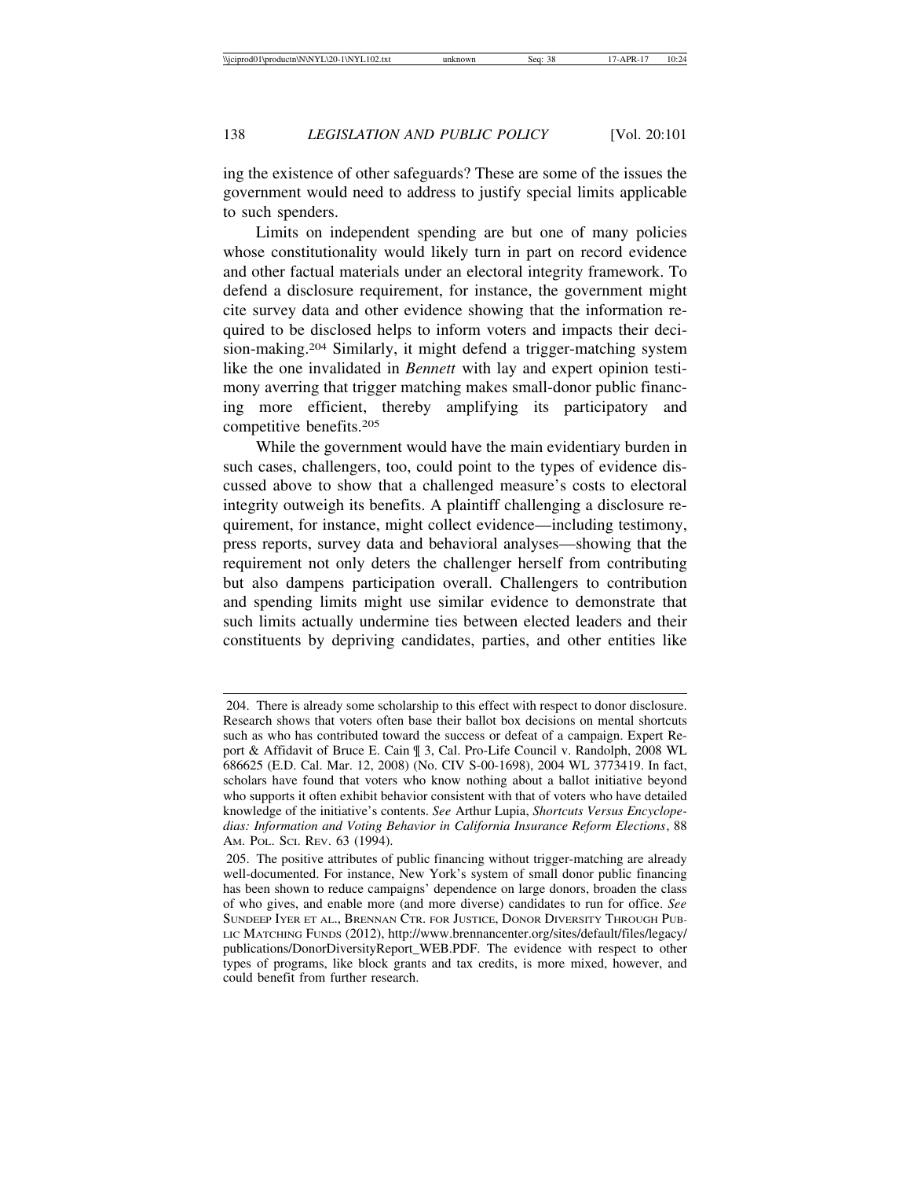ing the existence of other safeguards? These are some of the issues the government would need to address to justify special limits applicable to such spenders.

Limits on independent spending are but one of many policies whose constitutionality would likely turn in part on record evidence and other factual materials under an electoral integrity framework. To defend a disclosure requirement, for instance, the government might cite survey data and other evidence showing that the information required to be disclosed helps to inform voters and impacts their decision-making.[204] Similarly, it might defend a trigger-matching system like the one invalidated in *Bennett* with lay and expert opinion testimony averring that trigger matching makes small-donor public financing more efficient, thereby amplifying its participatory and competitive benefits.[205]

While the government would have the main evidentiary burden in such cases, challengers, too, could point to the types of evidence discussed above to show that a challenged measure's costs to electoral integrity outweigh its benefits. A plaintiff challenging a disclosure requirement, for instance, might collect evidence—including testimony, press reports, survey data and behavioral analyses—showing that the requirement not only deters the challenger herself from contributing but also dampens participation overall. Challengers to contribution and spending limits might use similar evidence to demonstrate that such limits actually undermine ties between elected leaders and their constituents by depriving candidates, parties, and other entities like

---

204. There is already some scholarship to this effect with respect to donor disclosure. Research shows that voters often base their ballot box decisions on mental shortcuts such as who has contributed toward the success or defeat of a campaign. Expert Report & Affidavit of Bruce E. Cain ¶ 3, Cal. Pro-Life Council v. Randolph, 2008 WL 686625 (E.D. Cal. Mar. 12, 2008) (No. CIV S-00-1698), 2004 WL 3773419. In fact, scholars have found that voters who know nothing about a ballot initiative beyond who supports it often exhibit behavior consistent with that of voters who have detailed knowledge of the initiative's contents. *See* Arthur Lupia, *Shortcuts Versus Encyclopedias: Information and Voting Behavior in California Insurance Reform Elections*, 88 AM. POL. SCI. REV. 63 (1994).

205. The positive attributes of public financing without trigger-matching are already well-documented. For instance, New York's system of small donor public financing has been shown to reduce campaigns' dependence on large donors, broaden the class of who gives, and enable more (and more diverse) candidates to run for office. *See* SUNDEEP IYER ET AL., BRENNAN CTR. FOR JUSTICE, DONOR DIVERSITY THROUGH PUBLIC MATCHING FUNDS (2012), http://www.brennancenter.org/sites/default/files/legacy/publications/DonorDiversityReport_WEB.PDF. The evidence with respect to other types of programs, like block grants and tax credits, is more mixed, however, and could benefit from further research.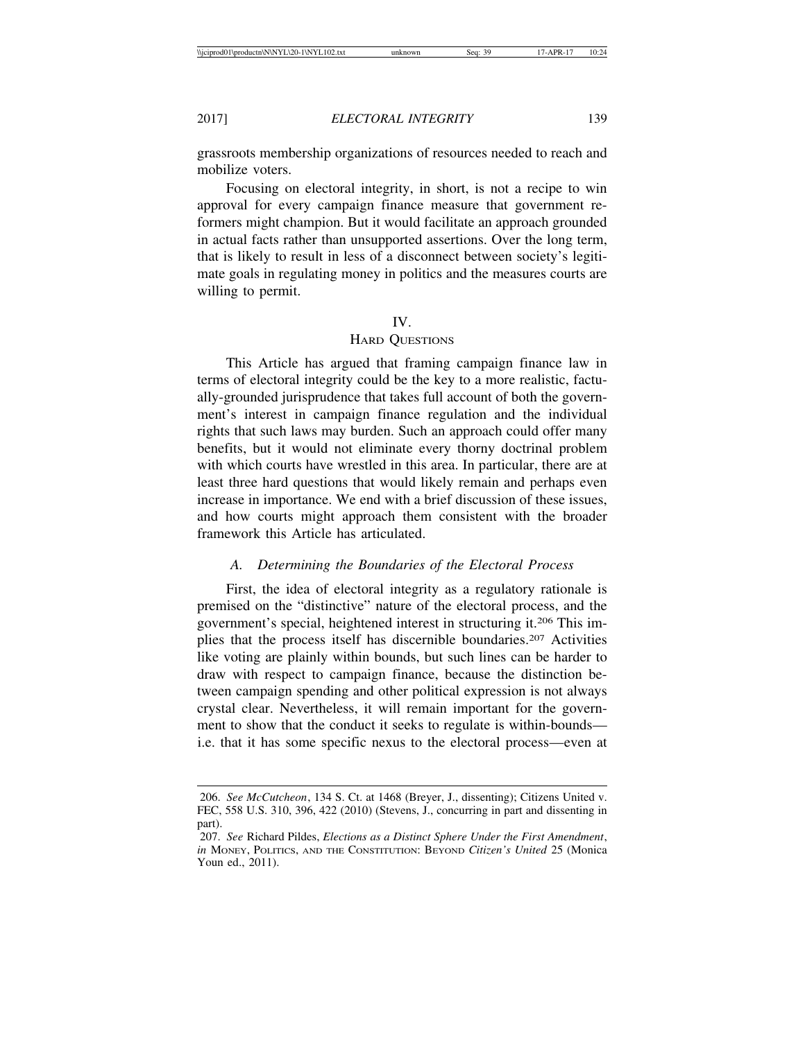grassroots membership organizations of resources needed to reach and mobilize voters.

Focusing on electoral integrity, in short, is not a recipe to win approval for every campaign finance measure that government reformers might champion. But it would facilitate an approach grounded in actual facts rather than unsupported assertions. Over the long term, that is likely to result in less of a disconnect between society's legitimate goals in regulating money in politics and the measures courts are willing to permit.

## IV.
## HARD QUESTIONS

This Article has argued that framing campaign finance law in terms of electoral integrity could be the key to a more realistic, factually-grounded jurisprudence that takes full account of both the government's interest in campaign finance regulation and the individual rights that such laws may burden. Such an approach could offer many benefits, but it would not eliminate every thorny doctrinal problem with which courts have wrestled in this area. In particular, there are at least three hard questions that would likely remain and perhaps even increase in importance. We end with a brief discussion of these issues, and how courts might approach them consistent with the broader framework this Article has articulated.

### *A. Determining the Boundaries of the Electoral Process*

First, the idea of electoral integrity as a regulatory rationale is premised on the "distinctive" nature of the electoral process, and the government's special, heightened interest in structuring it.[206] This implies that the process itself has discernible boundaries.[207] Activities like voting are plainly within bounds, but such lines can be harder to draw with respect to campaign finance, because the distinction between campaign spending and other political expression is not always crystal clear. Nevertheless, it will remain important for the government to show that the conduct it seeks to regulate is within-bounds—i.e. that it has some specific nexus to the electoral process—even at

---

206. *See McCutcheon*, 134 S. Ct. at 1468 (Breyer, J., dissenting); Citizens United v. FEC, 558 U.S. 310, 396, 422 (2010) (Stevens, J., concurring in part and dissenting in part).

207. *See* Richard Pildes, *Elections as a Distinct Sphere Under the First Amendment*, *in* MONEY, POLITICS, AND THE CONSTITUTION: BEYOND *Citizen's United* 25 (Monica Youn ed., 2011).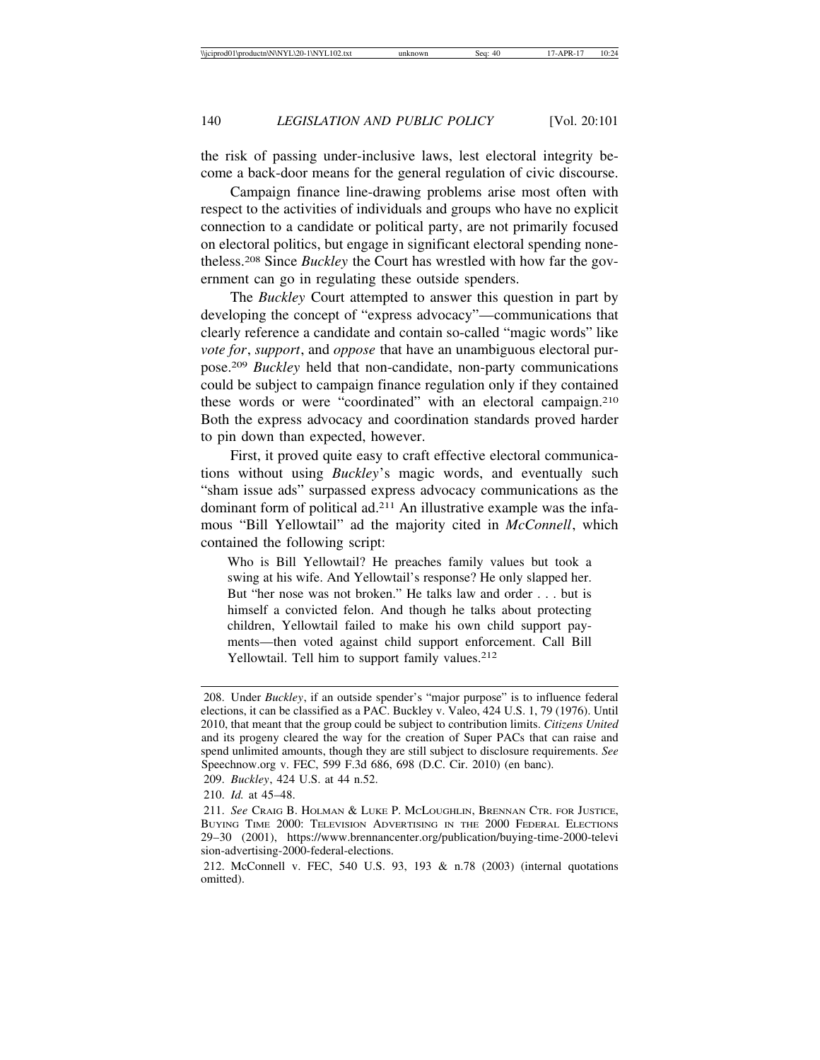the risk of passing under-inclusive laws, lest electoral integrity become a back-door means for the general regulation of civic discourse.

Campaign finance line-drawing problems arise most often with respect to the activities of individuals and groups who have no explicit connection to a candidate or political party, are not primarily focused on electoral politics, but engage in significant electoral spending nonetheless.[208] Since *Buckley* the Court has wrestled with how far the government can go in regulating these outside spenders.

The *Buckley* Court attempted to answer this question in part by developing the concept of "express advocacy"—communications that clearly reference a candidate and contain so-called "magic words" like *vote for*, *support*, and *oppose* that have an unambiguous electoral purpose.[209] *Buckley* held that non-candidate, non-party communications could be subject to campaign finance regulation only if they contained these words or were "coordinated" with an electoral campaign.[210] Both the express advocacy and coordination standards proved harder to pin down than expected, however.

First, it proved quite easy to craft effective electoral communications without using *Buckley*'s magic words, and eventually such "sham issue ads" surpassed express advocacy communications as the dominant form of political ad.[211] An illustrative example was the infamous "Bill Yellowtail" ad the majority cited in *McConnell*, which contained the following script:

> Who is Bill Yellowtail? He preaches family values but took a swing at his wife. And Yellowtail's response? He only slapped her. But "her nose was not broken." He talks law and order . . . but is himself a convicted felon. And though he talks about protecting children, Yellowtail failed to make his own child support payments—then voted against child support enforcement. Call Bill Yellowtail. Tell him to support family values.[212]

---

208. Under *Buckley*, if an outside spender's "major purpose" is to influence federal elections, it can be classified as a PAC. Buckley v. Valeo, 424 U.S. 1, 79 (1976). Until 2010, that meant that the group could be subject to contribution limits. *Citizens United* and its progeny cleared the way for the creation of Super PACs that can raise and spend unlimited amounts, though they are still subject to disclosure requirements. *See* Speechnow.org v. FEC, 599 F.3d 686, 698 (D.C. Cir. 2010) (en banc).

209. *Buckley*, 424 U.S. at 44 n.52.

210. *Id.* at 45–48.

211. *See* Craig B. Holman & Luke P. McLoughlin, Brennan Ctr. for Justice, Buying Time 2000: Television Advertising in the 2000 Federal Elections 29–30 (2001), https://www.brennancenter.org/publication/buying-time-2000-television-advertising-2000-federal-elections.

212. McConnell v. FEC, 540 U.S. 93, 193 & n.78 (2003) (internal quotations omitted).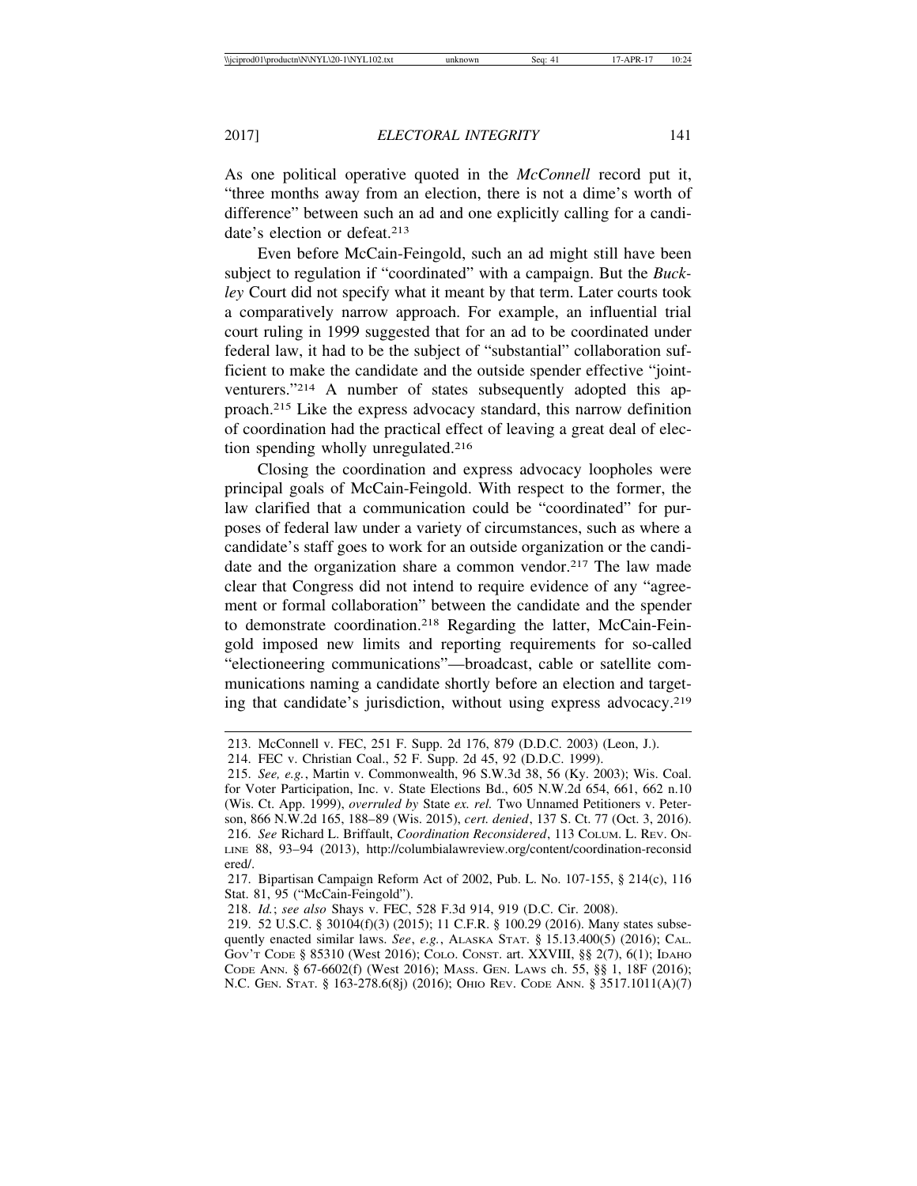As one political operative quoted in the *McConnell* record put it, "three months away from an election, there is not a dime's worth of difference" between such an ad and one explicitly calling for a candidate's election or defeat.[213]

Even before McCain-Feingold, such an ad might still have been subject to regulation if "coordinated" with a campaign. But the *Buckley* Court did not specify what it meant by that term. Later courts took a comparatively narrow approach. For example, an influential trial court ruling in 1999 suggested that for an ad to be coordinated under federal law, it had to be the subject of "substantial" collaboration sufficient to make the candidate and the outside spender effective "joint-venturers."[214] A number of states subsequently adopted this approach.[215] Like the express advocacy standard, this narrow definition of coordination had the practical effect of leaving a great deal of election spending wholly unregulated.[216]

Closing the coordination and express advocacy loopholes were principal goals of McCain-Feingold. With respect to the former, the law clarified that a communication could be "coordinated" for purposes of federal law under a variety of circumstances, such as where a candidate's staff goes to work for an outside organization or the candidate and the organization share a common vendor.[217] The law made clear that Congress did not intend to require evidence of any "agreement or formal collaboration" between the candidate and the spender to demonstrate coordination.[218] Regarding the latter, McCain-Feingold imposed new limits and reporting requirements for so-called "electioneering communications"—broadcast, cable or satellite communications naming a candidate shortly before an election and targeting that candidate's jurisdiction, without using express advocacy.[219]

213. McConnell v. FEC, 251 F. Supp. 2d 176, 879 (D.D.C. 2003) (Leon, J.).

214. FEC v. Christian Coal., 52 F. Supp. 2d 45, 92 (D.D.C. 1999).

215. *See, e.g.*, Martin v. Commonwealth, 96 S.W.3d 38, 56 (Ky. 2003); Wis. Coal. for Voter Participation, Inc. v. State Elections Bd., 605 N.W.2d 654, 661, 662 n.10 (Wis. Ct. App. 1999), *overruled by* State *ex. rel.* Two Unnamed Petitioners v. Peterson, 866 N.W.2d 165, 188–89 (Wis. 2015), *cert. denied*, 137 S. Ct. 77 (Oct. 3, 2016).

216. *See* Richard L. Briffault, *Coordination Reconsidered*, 113 COLUM. L. REV. ONLINE 88, 93–94 (2013), http://columbialawreview.org/content/coordination-reconsidered/.

217. Bipartisan Campaign Reform Act of 2002, Pub. L. No. 107-155, § 214(c), 116 Stat. 81, 95 ("McCain-Feingold").

218. *Id.*; *see also* Shays v. FEC, 528 F.3d 914, 919 (D.C. Cir. 2008).

219. 52 U.S.C. § 30104(f)(3) (2015); 11 C.F.R. § 100.29 (2016). Many states subsequently enacted similar laws. *See*, *e.g.*, ALASKA STAT. § 15.13.400(5) (2016); CAL. GOV'T CODE § 85310 (West 2016); COLO. CONST. art. XXVIII, §§ 2(7), 6(1); IDAHO CODE ANN. § 67-6602(f) (West 2016); MASS. GEN. LAWS ch. 55, §§ 1, 18F (2016); N.C. GEN. STAT. § 163-278.6(8j) (2016); OHIO REV. CODE ANN. § 3517.1011(A)(7)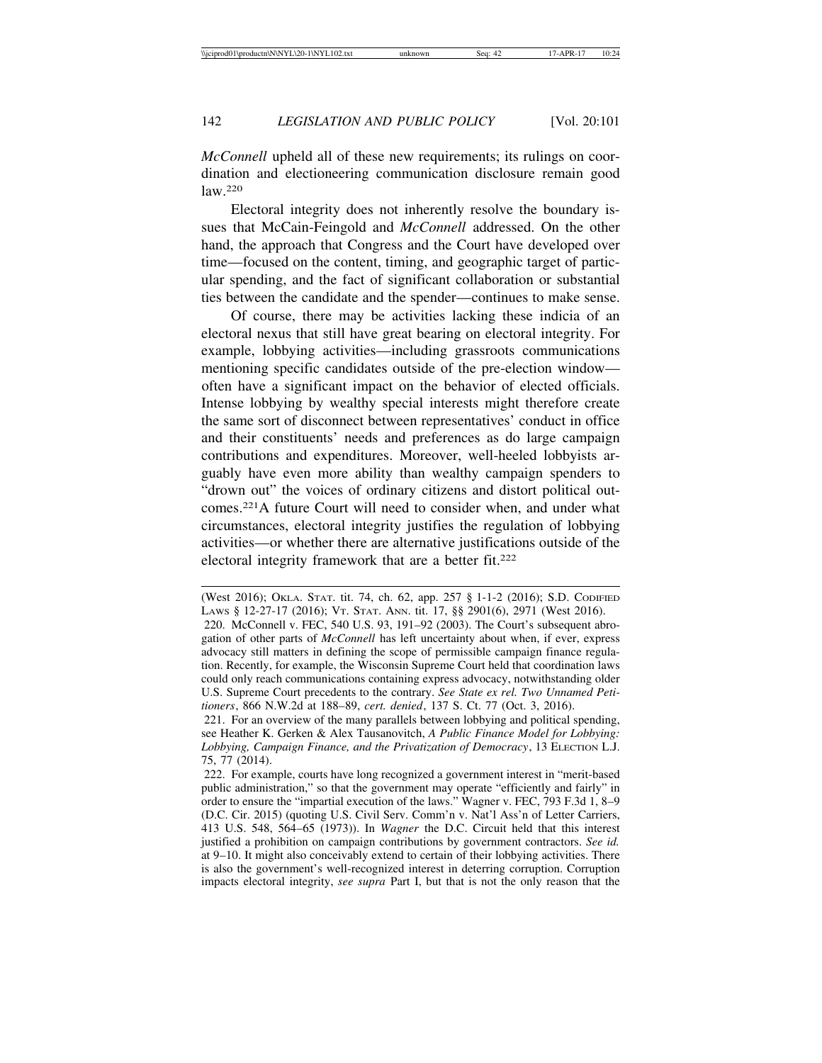*McConnell* upheld all of these new requirements; its rulings on coordination and electioneering communication disclosure remain good law.[220]

Electoral integrity does not inherently resolve the boundary issues that McCain-Feingold and *McConnell* addressed. On the other hand, the approach that Congress and the Court have developed over time—focused on the content, timing, and geographic target of particular spending, and the fact of significant collaboration or substantial ties between the candidate and the spender—continues to make sense.

Of course, there may be activities lacking these indicia of an electoral nexus that still have great bearing on electoral integrity. For example, lobbying activities—including grassroots communications mentioning specific candidates outside of the pre-election window—often have a significant impact on the behavior of elected officials. Intense lobbying by wealthy special interests might therefore create the same sort of disconnect between representatives' conduct in office and their constituents' needs and preferences as do large campaign contributions and expenditures. Moreover, well-heeled lobbyists arguably have even more ability than wealthy campaign spenders to "drown out" the voices of ordinary citizens and distort political outcomes.[221] A future Court will need to consider when, and under what circumstances, electoral integrity justifies the regulation of lobbying activities—or whether there are alternative justifications outside of the electoral integrity framework that are a better fit.[222]

---

(West 2016); OKLA. STAT. tit. 74, ch. 62, app. 257 § 1-1-2 (2016); S.D. CODIFIED LAWS § 12-27-17 (2016); VT. STAT. ANN. tit. 17, §§ 2901(6), 2971 (West 2016).

220. McConnell v. FEC, 540 U.S. 93, 191–92 (2003). The Court's subsequent abrogation of other parts of *McConnell* has left uncertainty about when, if ever, express advocacy still matters in defining the scope of permissible campaign finance regulation. Recently, for example, the Wisconsin Supreme Court held that coordination laws could only reach communications containing express advocacy, notwithstanding older U.S. Supreme Court precedents to the contrary. *See State ex rel. Two Unnamed Petitioners*, 866 N.W.2d at 188–89, *cert. denied*, 137 S. Ct. 77 (Oct. 3, 2016).

221. For an overview of the many parallels between lobbying and political spending, see Heather K. Gerken & Alex Tausanovitch, *A Public Finance Model for Lobbying: Lobbying, Campaign Finance, and the Privatization of Democracy*, 13 ELECTION L.J. 75, 77 (2014).

222. For example, courts have long recognized a government interest in "merit-based public administration," so that the government may operate "efficiently and fairly" in order to ensure the "impartial execution of the laws." Wagner v. FEC, 793 F.3d 1, 8–9 (D.C. Cir. 2015) (quoting U.S. Civil Serv. Comm'n v. Nat'l Ass'n of Letter Carriers, 413 U.S. 548, 564–65 (1973)). In *Wagner* the D.C. Circuit held that this interest justified a prohibition on campaign contributions by government contractors. *See id.* at 9–10. It might also conceivably extend to certain of their lobbying activities. There is also the government's well-recognized interest in deterring corruption. Corruption impacts electoral integrity, *see supra* Part I, but that is not the only reason that the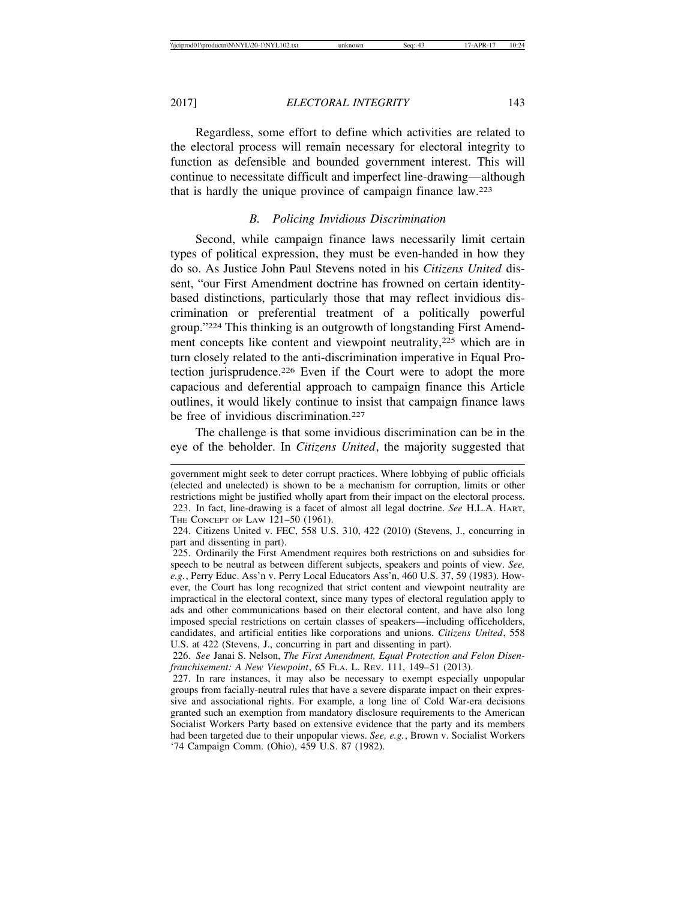Regardless, some effort to define which activities are related to the electoral process will remain necessary for electoral integrity to function as defensible and bounded government interest. This will continue to necessitate difficult and imperfect line-drawing—although that is hardly the unique province of campaign finance law.[223]

### *B. Policing Invidious Discrimination*

Second, while campaign finance laws necessarily limit certain types of political expression, they must be even-handed in how they do so. As Justice John Paul Stevens noted in his *Citizens United* dissent, "our First Amendment doctrine has frowned on certain identity-based distinctions, particularly those that may reflect invidious discrimination or preferential treatment of a politically powerful group."[224] This thinking is an outgrowth of longstanding First Amendment concepts like content and viewpoint neutrality,[225] which are in turn closely related to the anti-discrimination imperative in Equal Protection jurisprudence.[226] Even if the Court were to adopt the more capacious and deferential approach to campaign finance this Article outlines, it would likely continue to insist that campaign finance laws be free of invidious discrimination.[227]

The challenge is that some invidious discrimination can be in the eye of the beholder. In *Citizens United*, the majority suggested that

---

government might seek to deter corrupt practices. Where lobbying of public officials (elected and unelected) is shown to be a mechanism for corruption, limits or other restrictions might be justified wholly apart from their impact on the electoral process.

223. In fact, line-drawing is a facet of almost all legal doctrine. *See* H.L.A. Hart, The Concept of Law 121–50 (1961).

224. Citizens United v. FEC, 558 U.S. 310, 422 (2010) (Stevens, J., concurring in part and dissenting in part).

225. Ordinarily the First Amendment requires both restrictions on and subsidies for speech to be neutral as between different subjects, speakers and points of view. *See, e.g.*, Perry Educ. Ass'n v. Perry Local Educators Ass'n, 460 U.S. 37, 59 (1983). However, the Court has long recognized that strict content and viewpoint neutrality are impractical in the electoral context, since many types of electoral regulation apply to ads and other communications based on their electoral content, and have also long imposed special restrictions on certain classes of speakers—including officeholders, candidates, and artificial entities like corporations and unions. *Citizens United*, 558 U.S. at 422 (Stevens, J., concurring in part and dissenting in part).

226. *See* Janai S. Nelson, *The First Amendment, Equal Protection and Felon Disenfranchisement: A New Viewpoint*, 65 Fla. L. Rev. 111, 149–51 (2013).

227. In rare instances, it may also be necessary to exempt especially unpopular groups from facially-neutral rules that have a severe disparate impact on their expressive and associational rights. For example, a long line of Cold War-era decisions granted such an exemption from mandatory disclosure requirements to the American Socialist Workers Party based on extensive evidence that the party and its members had been targeted due to their unpopular views. *See, e.g.*, Brown v. Socialist Workers '74 Campaign Comm. (Ohio), 459 U.S. 87 (1982).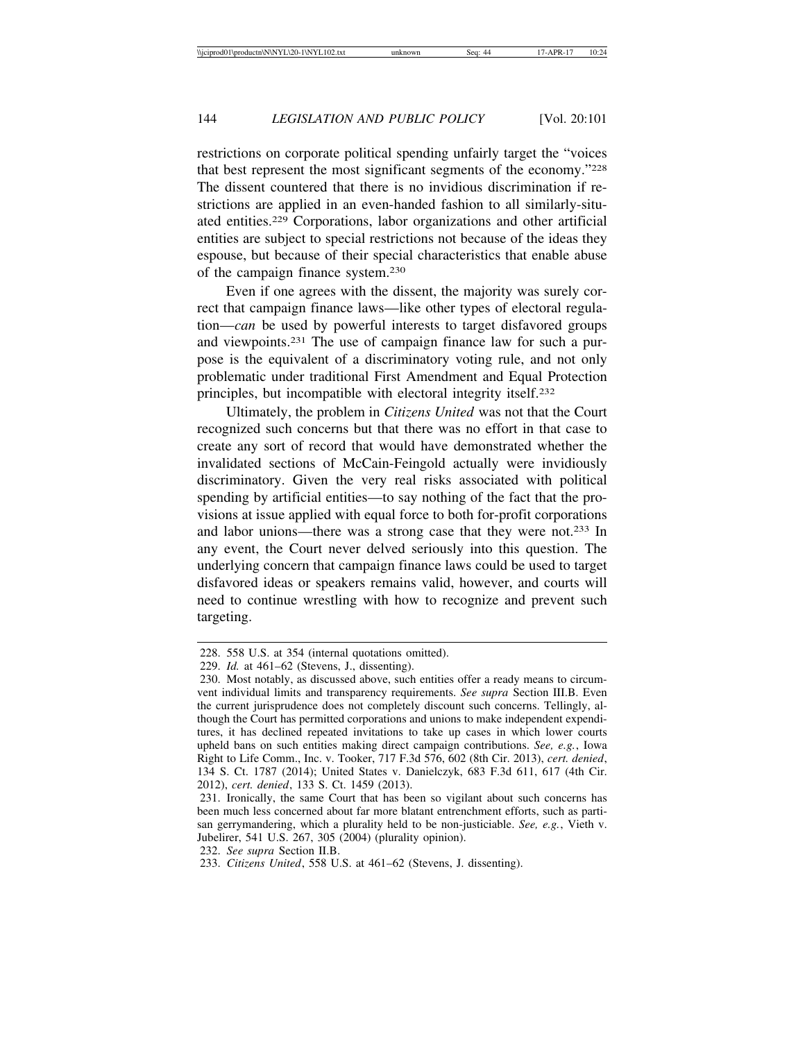restrictions on corporate political spending unfairly target the "voices that best represent the most significant segments of the economy."[228] The dissent countered that there is no invidious discrimination if restrictions are applied in an even-handed fashion to all similarly-situated entities.[229] Corporations, labor organizations and other artificial entities are subject to special restrictions not because of the ideas they espouse, but because of their special characteristics that enable abuse of the campaign finance system.[230]

Even if one agrees with the dissent, the majority was surely correct that campaign finance laws—like other types of electoral regulation—*can* be used by powerful interests to target disfavored groups and viewpoints.[231] The use of campaign finance law for such a purpose is the equivalent of a discriminatory voting rule, and not only problematic under traditional First Amendment and Equal Protection principles, but incompatible with electoral integrity itself.[232]

Ultimately, the problem in *Citizens United* was not that the Court recognized such concerns but that there was no effort in that case to create any sort of record that would have demonstrated whether the invalidated sections of McCain-Feingold actually were invidiously discriminatory. Given the very real risks associated with political spending by artificial entities—to say nothing of the fact that the provisions at issue applied with equal force to both for-profit corporations and labor unions—there was a strong case that they were not.[233] In any event, the Court never delved seriously into this question. The underlying concern that campaign finance laws could be used to target disfavored ideas or speakers remains valid, however, and courts will need to continue wrestling with how to recognize and prevent such targeting.

---

228. 558 U.S. at 354 (internal quotations omitted).

229. *Id.* at 461–62 (Stevens, J., dissenting).

230. Most notably, as discussed above, such entities offer a ready means to circumvent individual limits and transparency requirements. *See supra* Section III.B. Even the current jurisprudence does not completely discount such concerns. Tellingly, although the Court has permitted corporations and unions to make independent expenditures, it has declined repeated invitations to take up cases in which lower courts upheld bans on such entities making direct campaign contributions. *See, e.g.*, Iowa Right to Life Comm., Inc. v. Tooker, 717 F.3d 576, 602 (8th Cir. 2013), *cert. denied*, 134 S. Ct. 1787 (2014); United States v. Danielczyk, 683 F.3d 611, 617 (4th Cir. 2012), *cert. denied*, 133 S. Ct. 1459 (2013).

231. Ironically, the same Court that has been so vigilant about such concerns has been much less concerned about far more blatant entrenchment efforts, such as partisan gerrymandering, which a plurality held to be non-justiciable. *See, e.g.*, Vieth v. Jubelirer, 541 U.S. 267, 305 (2004) (plurality opinion).

232. *See supra* Section II.B.

233. *Citizens United*, 558 U.S. at 461–62 (Stevens, J. dissenting).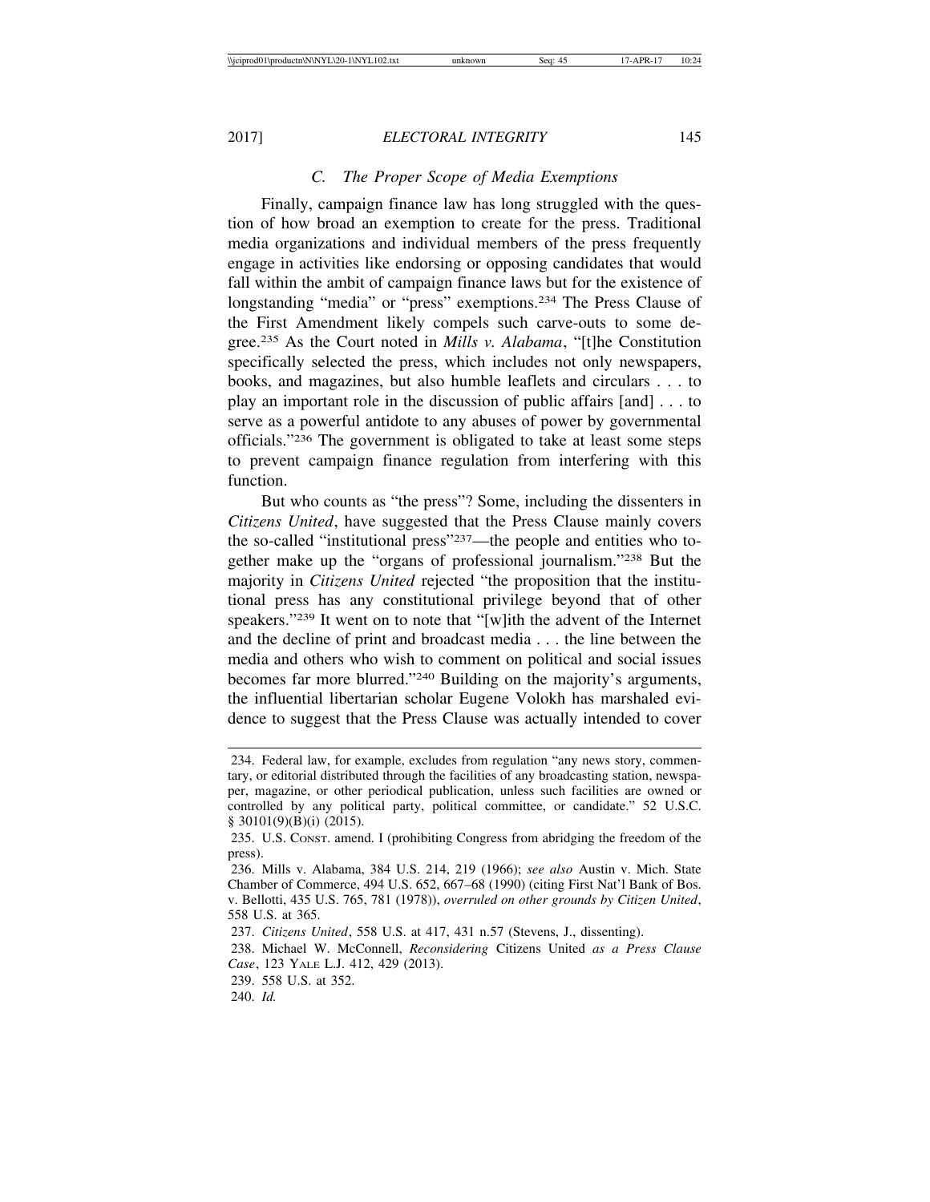### C. The Proper Scope of Media Exemptions

Finally, campaign finance law has long struggled with the question of how broad an exemption to create for the press. Traditional media organizations and individual members of the press frequently engage in activities like endorsing or opposing candidates that would fall within the ambit of campaign finance laws but for the existence of longstanding "media" or "press" exemptions.[234] The Press Clause of the First Amendment likely compels such carve-outs to some degree.[235] As the Court noted in *Mills v. Alabama*, "[t]he Constitution specifically selected the press, which includes not only newspapers, books, and magazines, but also humble leaflets and circulars . . . to play an important role in the discussion of public affairs [and] . . . to serve as a powerful antidote to any abuses of power by governmental officials."[236] The government is obligated to take at least some steps to prevent campaign finance regulation from interfering with this function.

But who counts as "the press"? Some, including the dissenters in *Citizens United*, have suggested that the Press Clause mainly covers the so-called "institutional press"[237]—the people and entities who together make up the "organs of professional journalism."[238] But the majority in *Citizens United* rejected "the proposition that the institutional press has any constitutional privilege beyond that of other speakers."[239] It went on to note that "[w]ith the advent of the Internet and the decline of print and broadcast media . . . the line between the media and others who wish to comment on political and social issues becomes far more blurred."[240] Building on the majority's arguments, the influential libertarian scholar Eugene Volokh has marshaled evidence to suggest that the Press Clause was actually intended to cover

---

234. Federal law, for example, excludes from regulation "any news story, commentary, or editorial distributed through the facilities of any broadcasting station, newspaper, magazine, or other periodical publication, unless such facilities are owned or controlled by any political party, political committee, or candidate." 52 U.S.C. § 30101(9)(B)(i) (2015).

235. U.S. CONST. amend. I (prohibiting Congress from abridging the freedom of the press).

236. Mills v. Alabama, 384 U.S. 214, 219 (1966); *see also* Austin v. Mich. State Chamber of Commerce, 494 U.S. 652, 667–68 (1990) (citing First Nat'l Bank of Bos. v. Bellotti, 435 U.S. 765, 781 (1978)), *overruled on other grounds by Citizen United*, 558 U.S. at 365.

237. *Citizens United*, 558 U.S. at 417, 431 n.57 (Stevens, J., dissenting).

238. Michael W. McConnell, *Reconsidering* Citizens United *as a Press Clause Case*, 123 YALE L.J. 412, 429 (2013).

239. 558 U.S. at 352.

240. *Id.*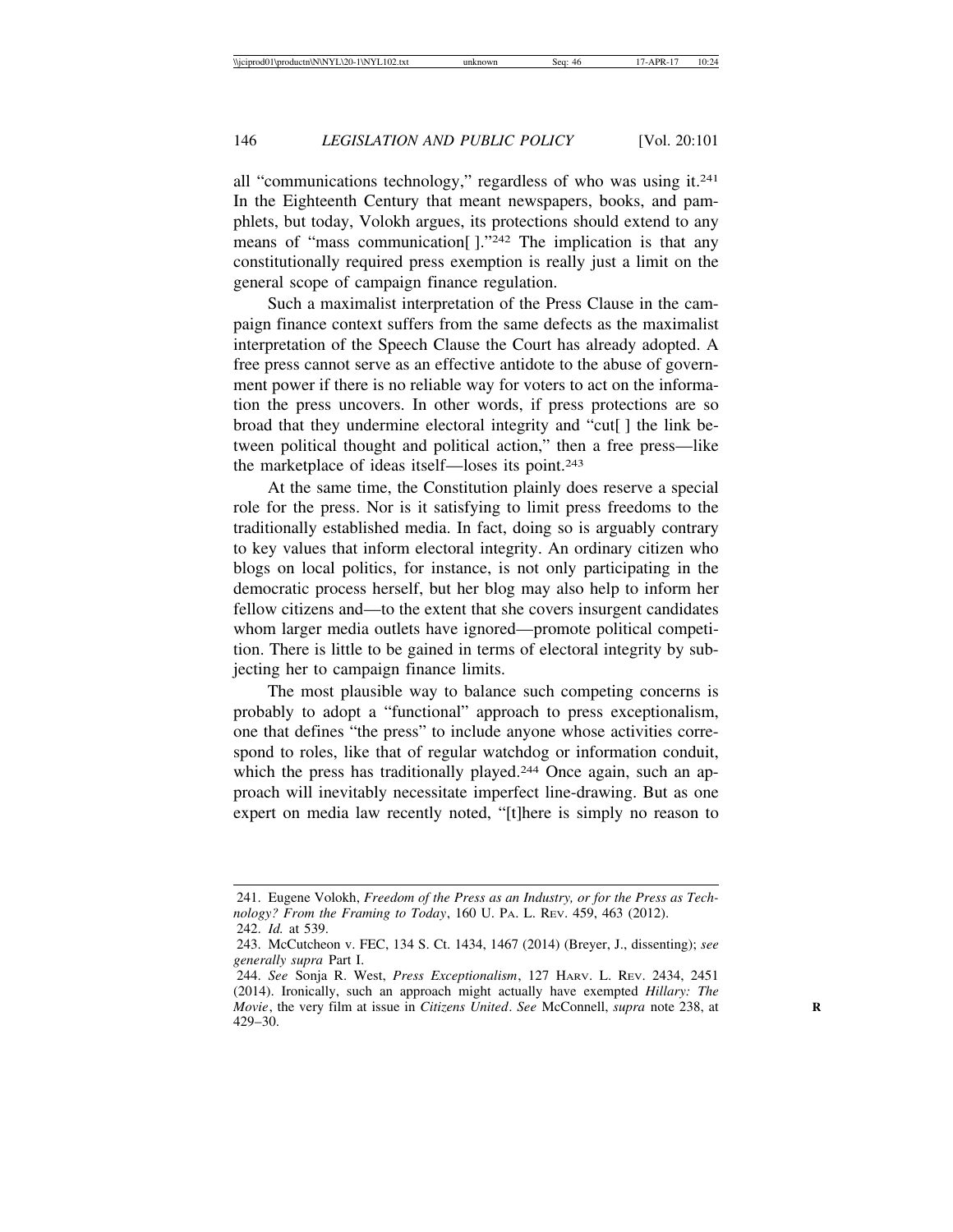all "communications technology," regardless of who was using it.[241] In the Eighteenth Century that meant newspapers, books, and pamphlets, but today, Volokh argues, its protections should extend to any means of "mass communication[ ]."[242] The implication is that any constitutionally required press exemption is really just a limit on the general scope of campaign finance regulation.

Such a maximalist interpretation of the Press Clause in the campaign finance context suffers from the same defects as the maximalist interpretation of the Speech Clause the Court has already adopted. A free press cannot serve as an effective antidote to the abuse of government power if there is no reliable way for voters to act on the information the press uncovers. In other words, if press protections are so broad that they undermine electoral integrity and "cut[ ] the link between political thought and political action," then a free press—like the marketplace of ideas itself—loses its point.[243]

At the same time, the Constitution plainly does reserve a special role for the press. Nor is it satisfying to limit press freedoms to the traditionally established media. In fact, doing so is arguably contrary to key values that inform electoral integrity. An ordinary citizen who blogs on local politics, for instance, is not only participating in the democratic process herself, but her blog may also help to inform her fellow citizens and—to the extent that she covers insurgent candidates whom larger media outlets have ignored—promote political competition. There is little to be gained in terms of electoral integrity by subjecting her to campaign finance limits.

The most plausible way to balance such competing concerns is probably to adopt a "functional" approach to press exceptionalism, one that defines "the press" to include anyone whose activities correspond to roles, like that of regular watchdog or information conduit, which the press has traditionally played.[244] Once again, such an approach will inevitably necessitate imperfect line-drawing. But as one expert on media law recently noted, "[t]here is simply no reason to

241. Eugene Volokh, *Freedom of the Press as an Industry, or for the Press as Technology? From the Framing to Today*, 160 U. Pa. L. Rev. 459, 463 (2012).

242. *Id.* at 539.

243. McCutcheon v. FEC, 134 S. Ct. 1434, 1467 (2014) (Breyer, J., dissenting); *see generally supra* Part I.

244. *See* Sonja R. West, *Press Exceptionalism*, 127 Harv. L. Rev. 2434, 2451 (2014). Ironically, such an approach might actually have exempted *Hillary: The Movie*, the very film at issue in *Citizens United*. *See* McConnell, *supra* note 238, at 429–30.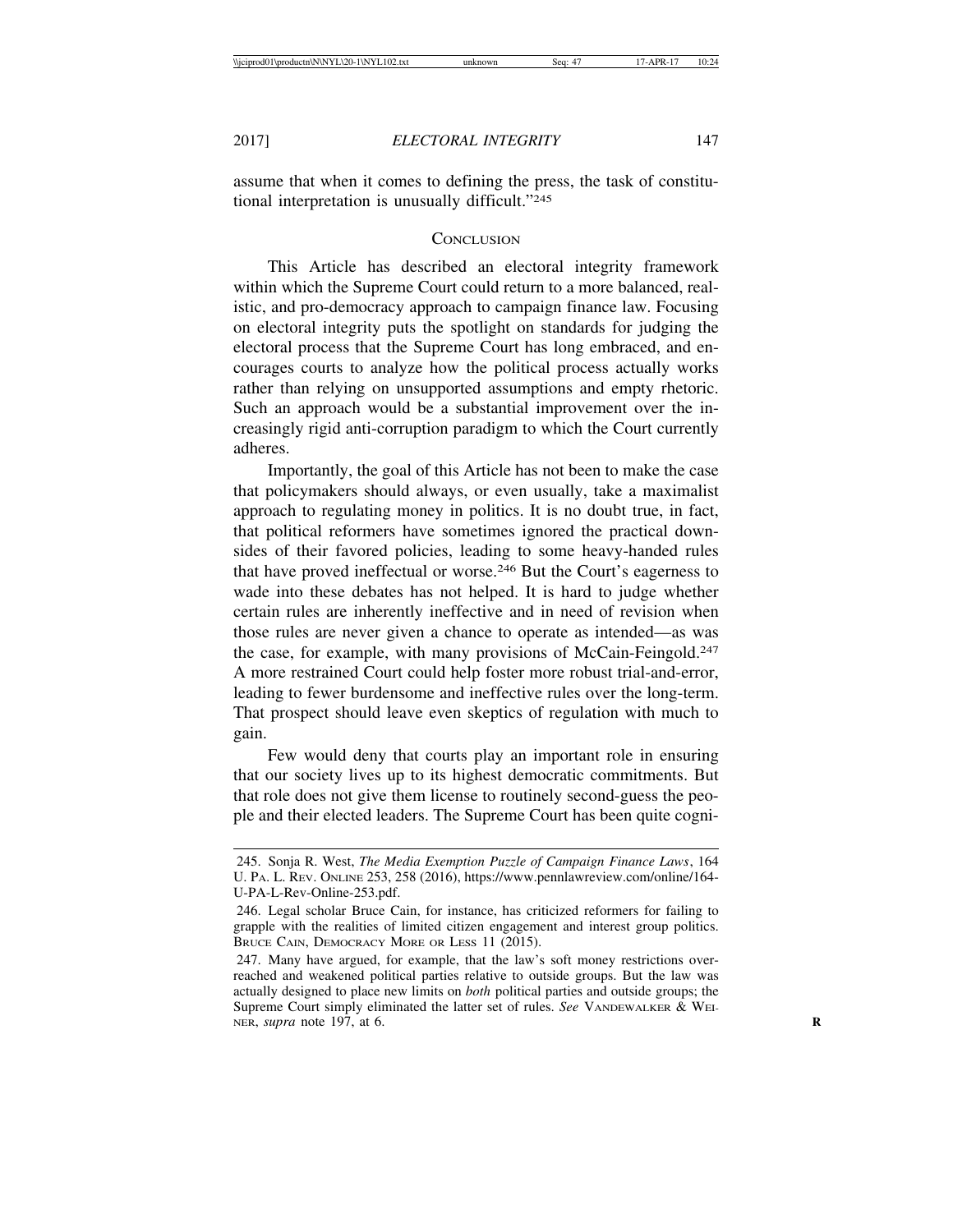assume that when it comes to defining the press, the task of constitutional interpretation is unusually difficult."[245]

## CONCLUSION

This Article has described an electoral integrity framework within which the Supreme Court could return to a more balanced, realistic, and pro-democracy approach to campaign finance law. Focusing on electoral integrity puts the spotlight on standards for judging the electoral process that the Supreme Court has long embraced, and encourages courts to analyze how the political process actually works rather than relying on unsupported assumptions and empty rhetoric. Such an approach would be a substantial improvement over the increasingly rigid anti-corruption paradigm to which the Court currently adheres.

Importantly, the goal of this Article has not been to make the case that policymakers should always, or even usually, take a maximalist approach to regulating money in politics. It is no doubt true, in fact, that political reformers have sometimes ignored the practical downsides of their favored policies, leading to some heavy-handed rules that have proved ineffectual or worse.[246] But the Court's eagerness to wade into these debates has not helped. It is hard to judge whether certain rules are inherently ineffective and in need of revision when those rules are never given a chance to operate as intended—as was the case, for example, with many provisions of McCain-Feingold.[247] A more restrained Court could help foster more robust trial-and-error, leading to fewer burdensome and ineffective rules over the long-term. That prospect should leave even skeptics of regulation with much to gain.

Few would deny that courts play an important role in ensuring that our society lives up to its highest democratic commitments. But that role does not give them license to routinely second-guess the people and their elected leaders. The Supreme Court has been quite cogni-

---

245. Sonja R. West, *The Media Exemption Puzzle of Campaign Finance Laws*, 164 U. PA. L. REV. ONLINE 253, 258 (2016), https://www.pennlawreview.com/online/164-U-PA-L-Rev-Online-253.pdf.

246. Legal scholar Bruce Cain, for instance, has criticized reformers for failing to grapple with the realities of limited citizen engagement and interest group politics. BRUCE CAIN, DEMOCRACY MORE OR LESS 11 (2015).

247. Many have argued, for example, that the law's soft money restrictions overreached and weakened political parties relative to outside groups. But the law was actually designed to place new limits on *both* political parties and outside groups; the Supreme Court simply eliminated the latter set of rules. *See* VANDEWALKER & WEINER, *supra* note 197, at 6.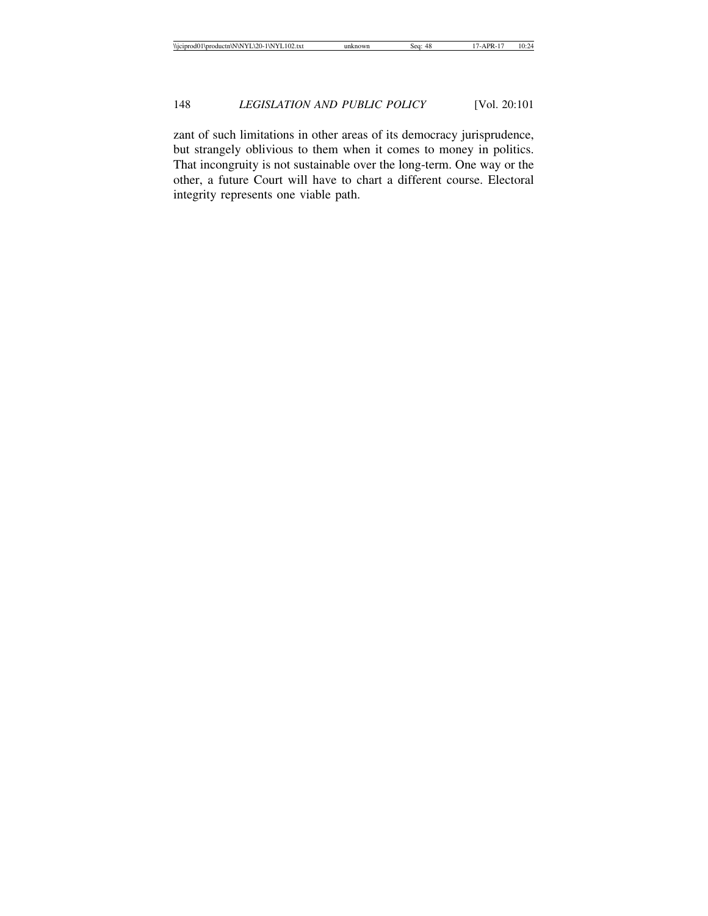zant of such limitations in other areas of its democracy jurisprudence, but strangely oblivious to them when it comes to money in politics. That incongruity is not sustainable over the long-term. One way or the other, a future Court will have to chart a different course. Electoral integrity represents one viable path.